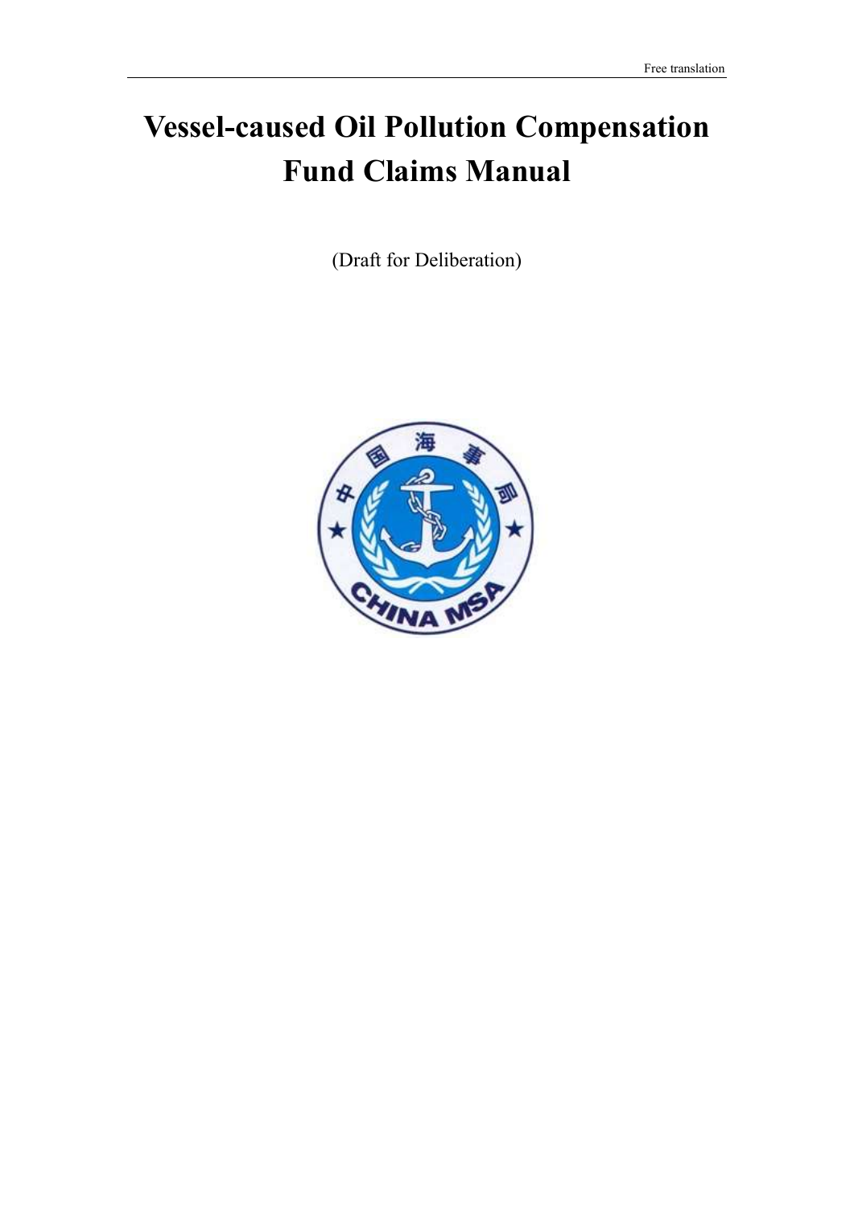# Vessel-caused Oil Pollution Compensation Fund Claims Manual

(Draft for Deliberation)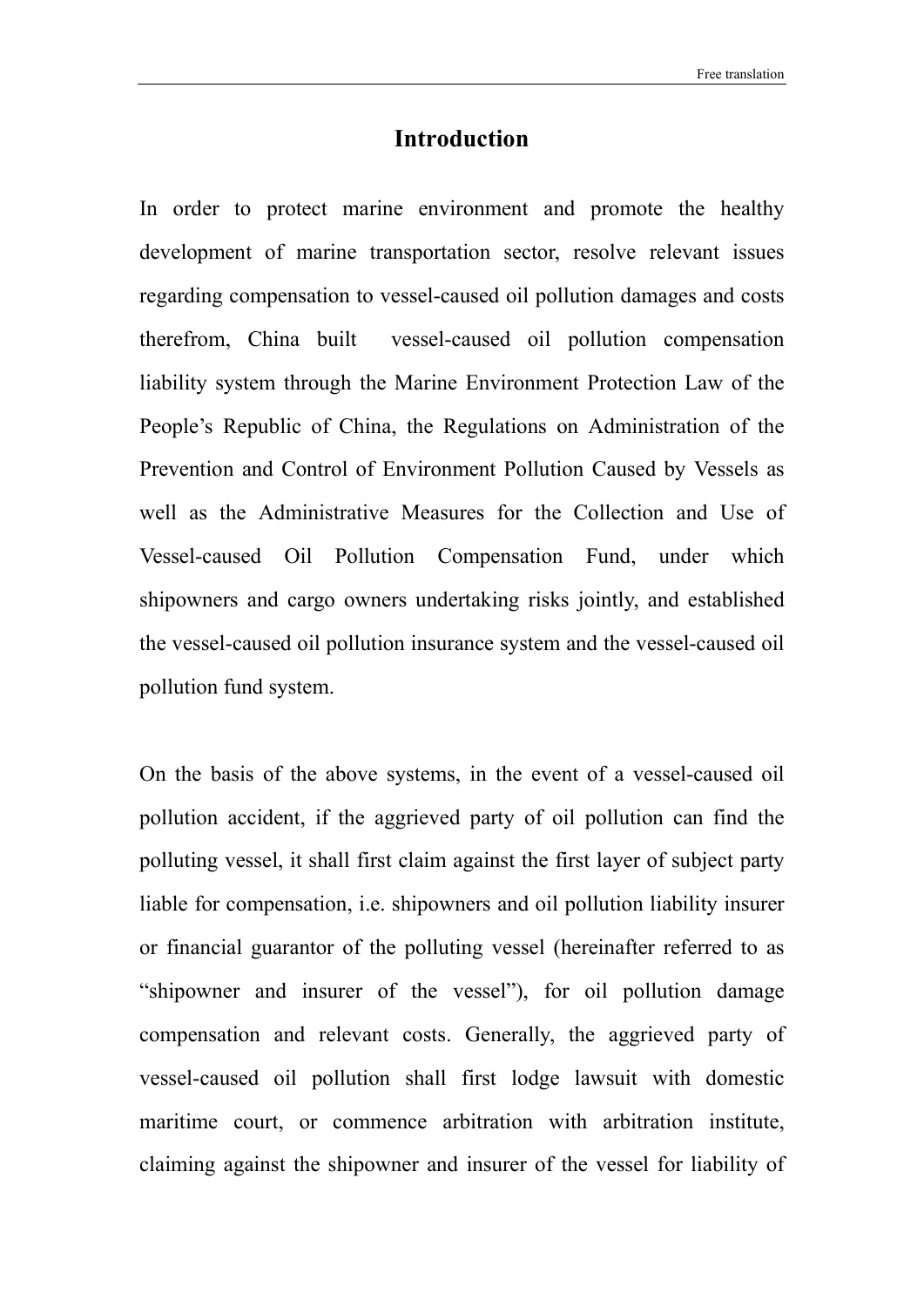# Introduction

In order to protect marine environment and promote the healthy development of marine transportation sector, resolve relevant issues regarding compensation to vessel-caused oil pollution damages and costs therefrom, China built vessel-caused oil pollution compensation liability system through the Marine Environment Protection Law of the People's Republic of China, the Regulations on Administration of the Prevention and Control of Environment Pollution Caused by Vessels as well as the Administrative Measures for the Collection and Use of Vessel-caused Oil Pollution Compensation Fund, under which shipowners and cargo owners undertaking risks jointly, and established the vessel-caused oil pollution insurance system and the vessel-caused oil pollution fund system.

On the basis of the above systems, in the event of a vessel-caused oil pollution accident, if the aggrieved party of oil pollution can find the polluting vessel, it shall first claim against the first layer of subject party liable for compensation, i.e. shipowners and oil pollution liability insurer or financial guarantor of the polluting vessel (hereinafter referred to as "shipowner and insurer of the vessel"), for oil pollution damage compensation and relevant costs. Generally, the aggrieved party of vessel-caused oil pollution shall first lodge lawsuit with domestic maritime court, or commence arbitration with arbitration institute, claiming against the shipowner and insurer of the vessel for liability of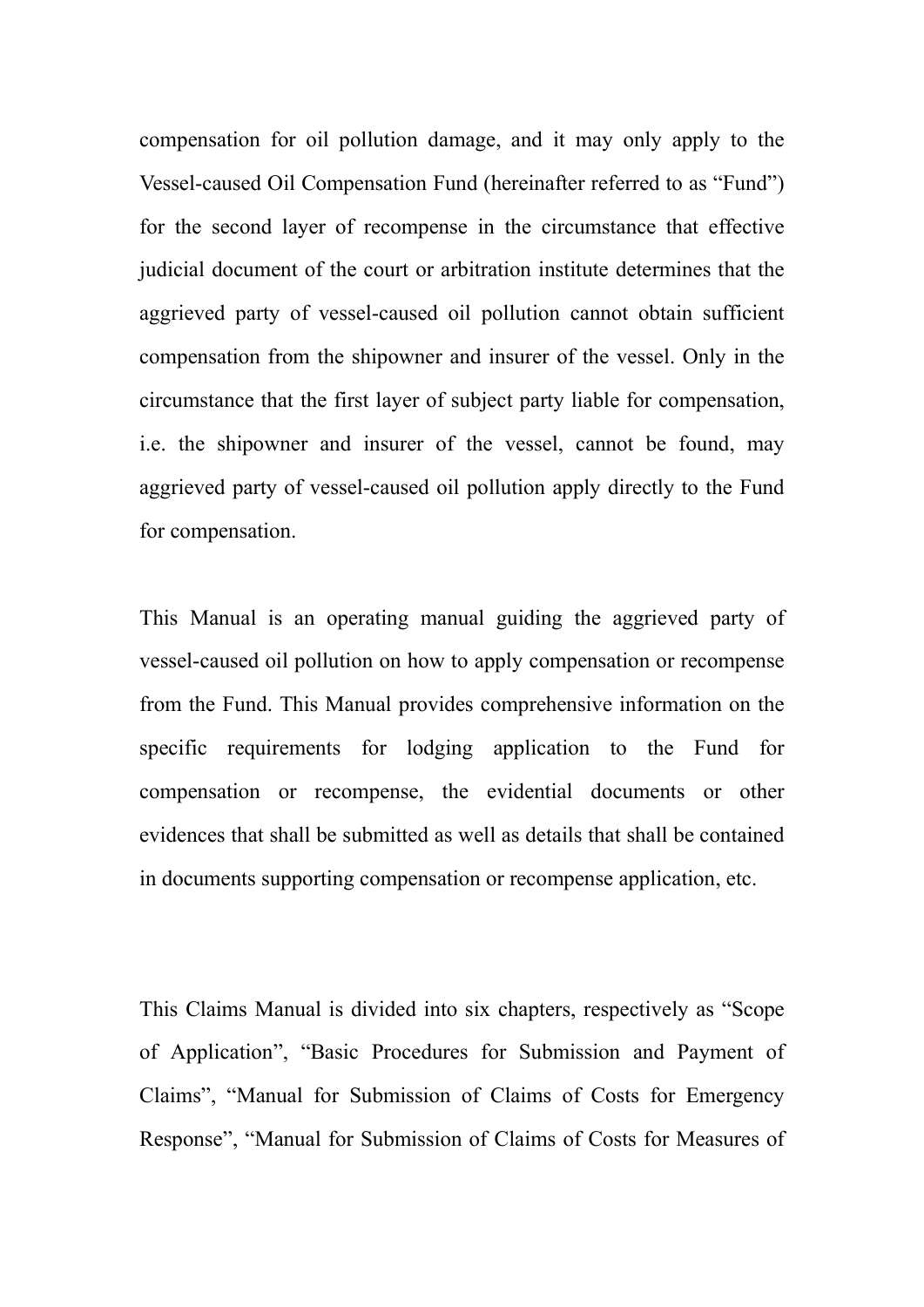compensation for oil pollution damage, and it may only apply to the Vessel-caused Oil Compensation Fund (hereinafter referred to as "Fund") for the second layer of recompense in the circumstance that effective judicial document of the court or arbitration institute determines that the aggrieved party of vessel-caused oil pollution cannot obtain sufficient compensation from the shipowner and insurer of the vessel. Only in the circumstance that the first layer of subject party liable for compensation, i.e. the shipowner and insurer of the vessel, cannot be found, may aggrieved party of vessel-caused oil pollution apply directly to the Fund for compensation.

This Manual is an operating manual guiding the aggrieved party of vessel-caused oil pollution on how to apply compensation or recompense from the Fund. This Manual provides comprehensive information on the specific requirements for lodging application to the Fund for compensation or recompense, the evidential documents or other evidences that shall be submitted as well as details that shall be contained in documents supporting compensation or recompense application, etc.

This Claims Manual is divided into six chapters, respectively as "Scope of Application", "Basic Procedures for Submission and Payment of Claims", "Manual for Submission of Claims of Costs for Emergency Response", "Manual for Submission of Claims of Costs for Measures of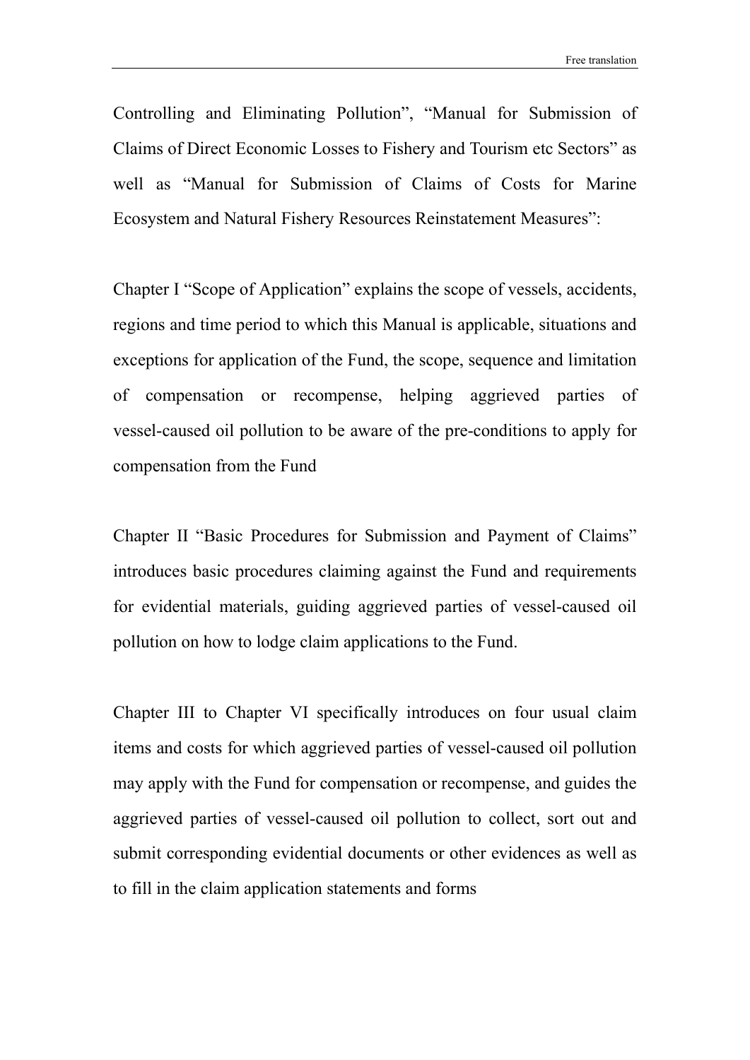Controlling and Eliminating Pollution", "Manual for Submission of Claims of Direct Economic Losses to Fishery and Tourism etc Sectors" as well as "Manual for Submission of Claims of Costs for Marine Ecosystem and Natural Fishery Resources Reinstatement Measures":

Chapter I "Scope of Application" explains the scope of vessels, accidents, regions and time period to which this Manual is applicable, situations and exceptions for application of the Fund, the scope, sequence and limitation of compensation or recompense, helping aggrieved parties of vessel-caused oil pollution to be aware of the pre-conditions to apply for compensation from the Fund

Chapter II "Basic Procedures for Submission and Payment of Claims" introduces basic procedures claiming against the Fund and requirements for evidential materials, guiding aggrieved parties of vessel-caused oil pollution on how to lodge claim applications to the Fund.

Chapter III to Chapter VI specifically introduces on four usual claim items and costs for which aggrieved parties of vessel-caused oil pollution may apply with the Fund for compensation or recompense, and guides the aggrieved parties of vessel-caused oil pollution to collect, sort out and submit corresponding evidential documents or other evidences as well as to fill in the claim application statements and forms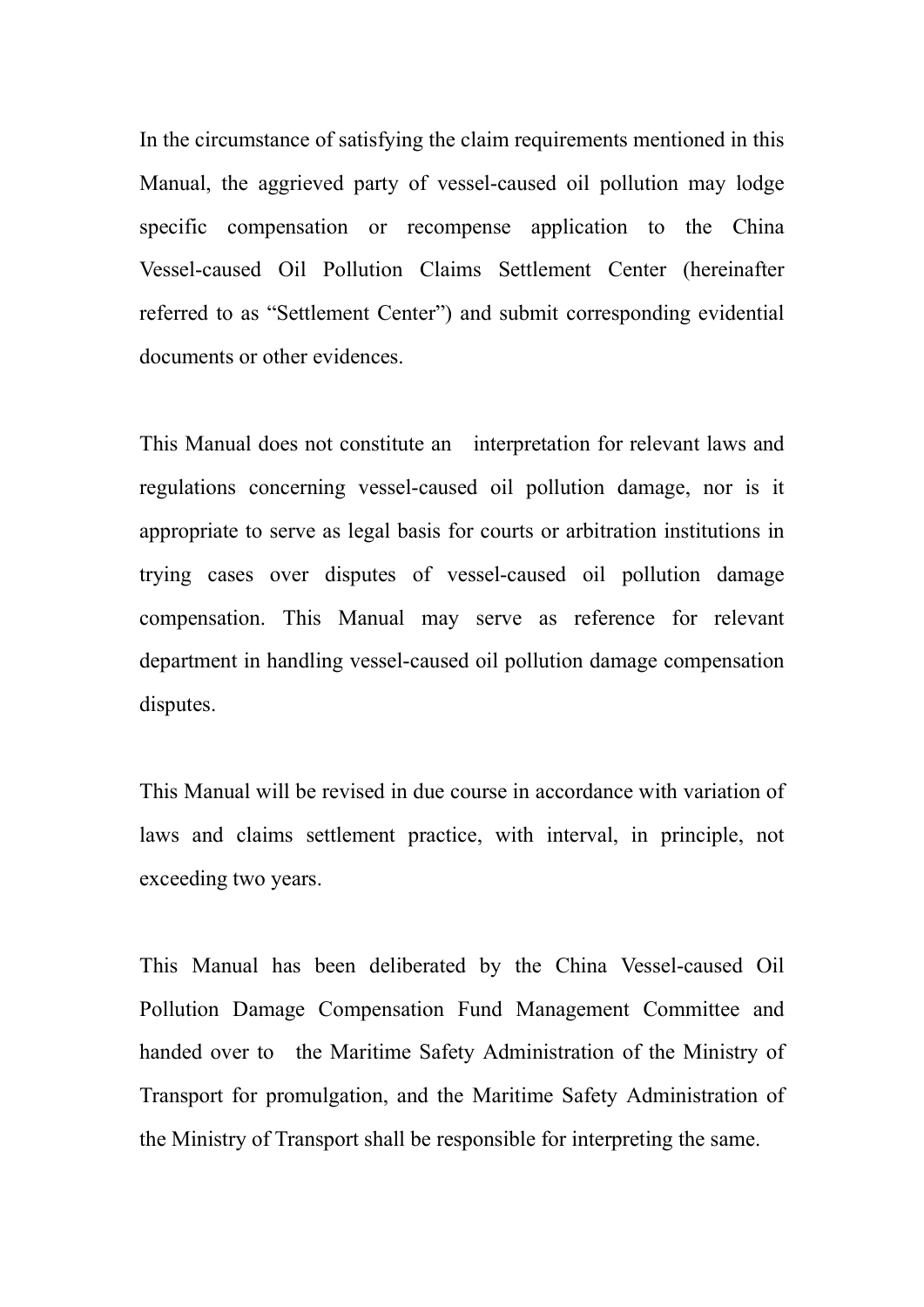In the circumstance of satisfying the claim requirements mentioned in this Manual, the aggrieved party of vessel-caused oil pollution may lodge specific compensation or recompense application to the China Vessel-caused Oil Pollution Claims Settlement Center (hereinafter referred to as "Settlement Center") and submit corresponding evidential documents or other evidences.

This Manual does not constitute an interpretation for relevant laws and regulations concerning vessel-caused oil pollution damage, nor is it appropriate to serve as legal basis for courts or arbitration institutions in trying cases over disputes of vessel-caused oil pollution damage compensation. This Manual may serve as reference for relevant department in handling vessel-caused oil pollution damage compensation disputes.

This Manual will be revised in due course in accordance with variation of laws and claims settlement practice, with interval, in principle, not exceeding two years.

This Manual has been deliberated by the China Vessel-caused Oil Pollution Damage Compensation Fund Management Committee and handed over to the Maritime Safety Administration of the Ministry of Transport for promulgation, and the Maritime Safety Administration of the Ministry of Transport shall be responsible for interpreting the same.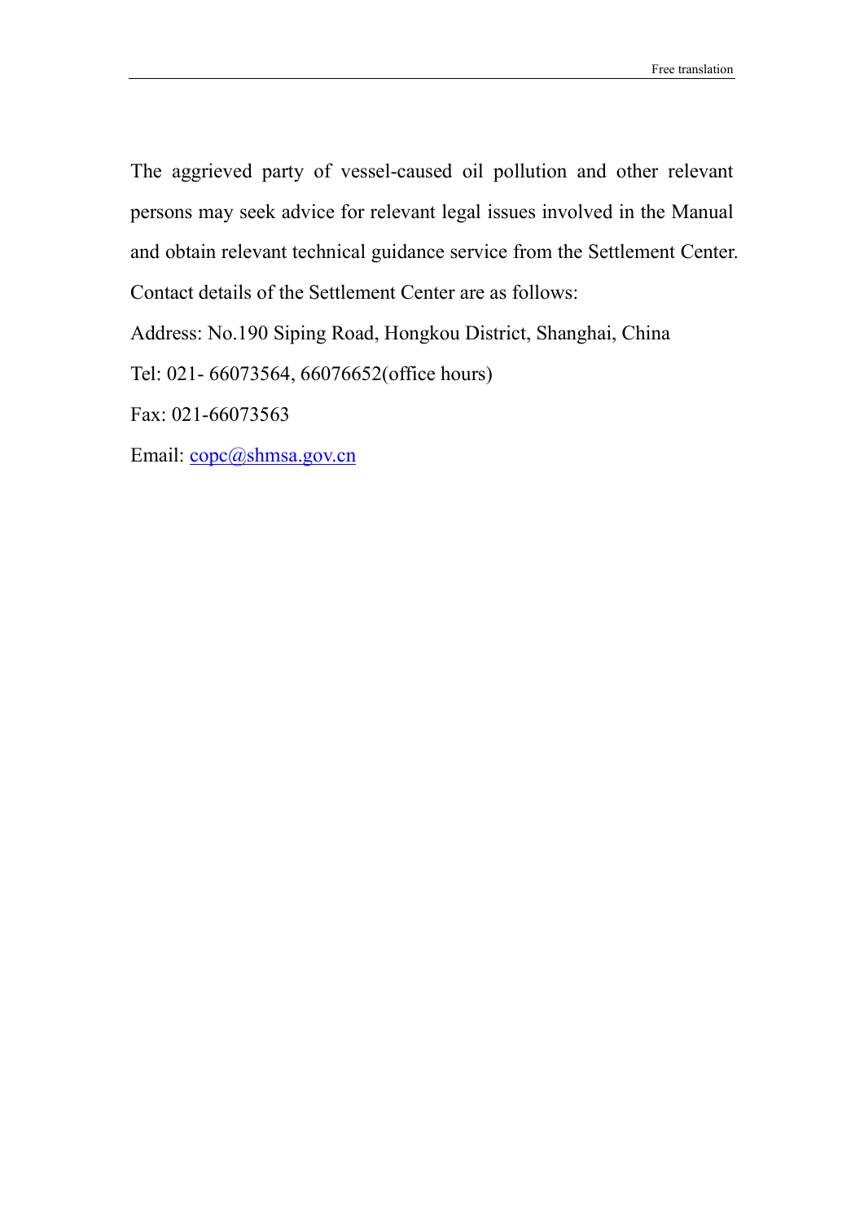The aggrieved party of vessel-caused oil pollution and other relevant persons may seek advice for relevant legal issues involved in the Manual and obtain relevant technical guidance service from the Settlement Center. Contact details of the Settlement Center are as follows:

Address: No.190 Siping Road, Hongkou District, Shanghai, China

Tel: 021- 66073564, 66076652(office hours)

Fax: 021-66073563

Email: copc@shmsa.gov.cn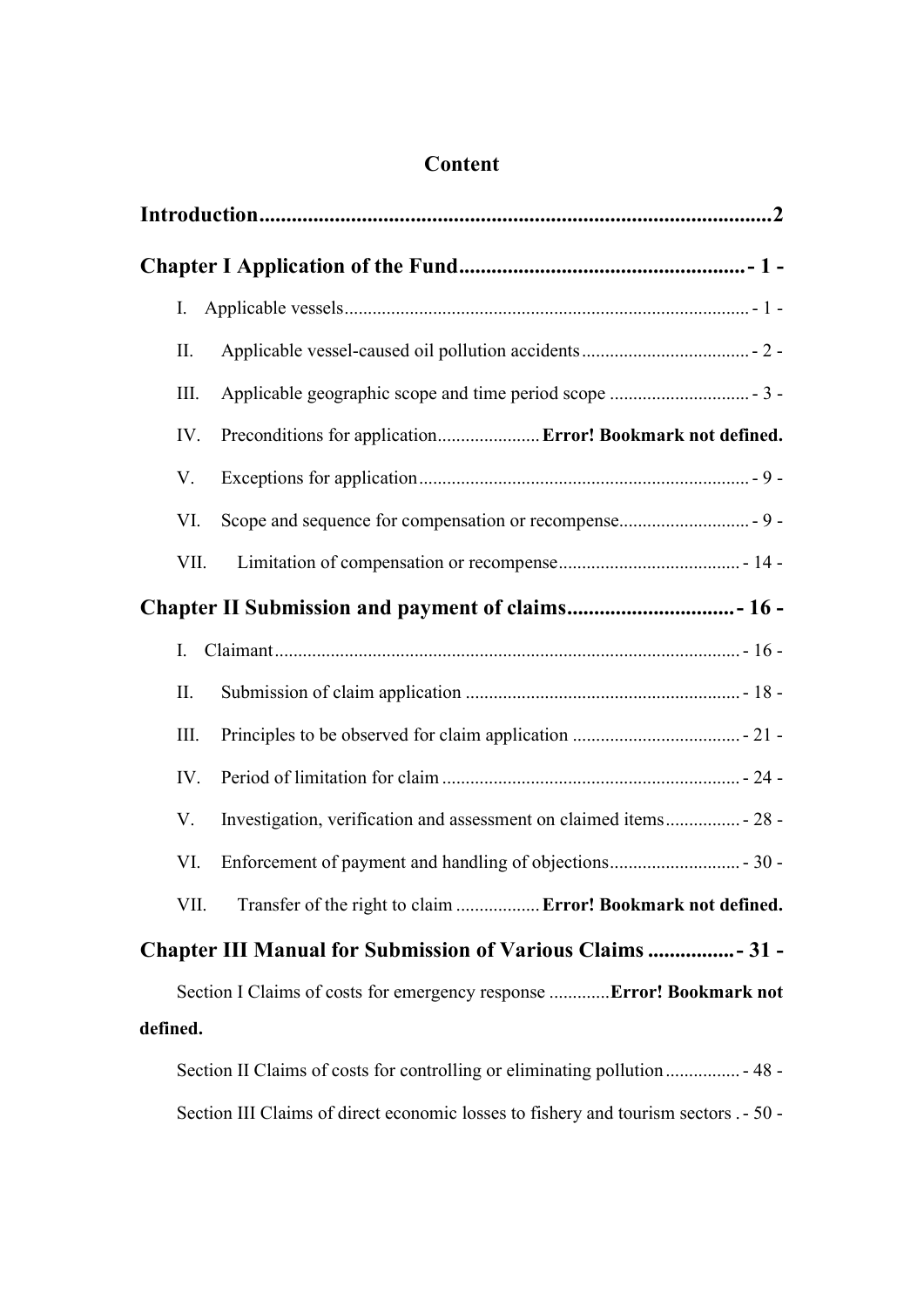# Content

**Introduction..........................................................................................2**

**Chapter I Application of the Fund..................................................- 1 -**

I. Applicable vessels.......................................................................................- 1 -

II. Applicable vessel-caused oil pollution accidents....................................- 2 -

III. Applicable geographic scope and time period scope ..............................- 3 -

IV. Preconditions for application......................**Error! Bookmark not defined.**

V. Exceptions for application.......................................................................- 9 -

VI. Scope and sequence for compensation or recompense............................- 9 -

VII. Limitation of compensation or recompense.......................................- 14 -

**Chapter II Submission and payment of claims..............................- 16 -**

I. Claimant....................................................................................................- 16 -

II. Submission of claim application ...........................................................- 18 -

III. Principles to be observed for claim application ....................................- 21 -

IV. Period of limitation for claim ................................................................- 24 -

V. Investigation, verification and assessment on claimed items................- 28 -

VI. Enforcement of payment and handling of objections............................- 30 -

VII. Transfer of the right to claim ..................**Error! Bookmark not defined.**

**Chapter III Manual for Submission of Various Claims ...............- 31 -**

Section I Claims of costs for emergency response .............**Error! Bookmark not defined.**

Section II Claims of costs for controlling or eliminating pollution................- 48 -

Section III Claims of direct economic losses to fishery and tourism sectors .- 50 -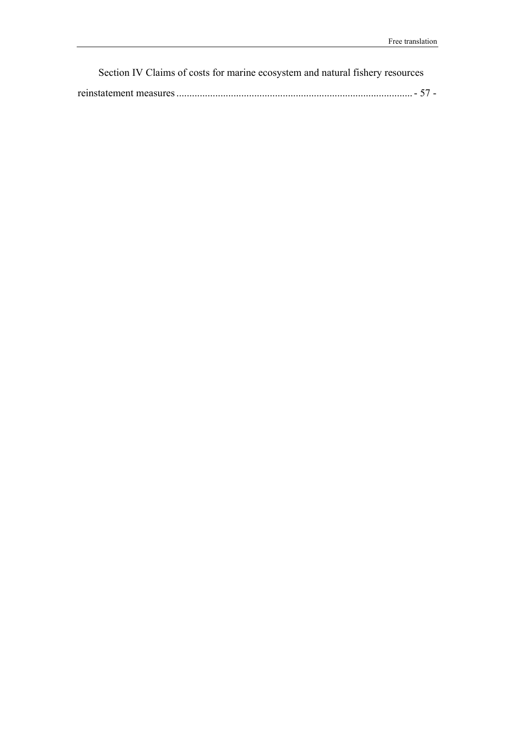Section IV Claims of costs for marine ecosystem and natural fishery resources reinstatement measures ........................................................................................ - 57 -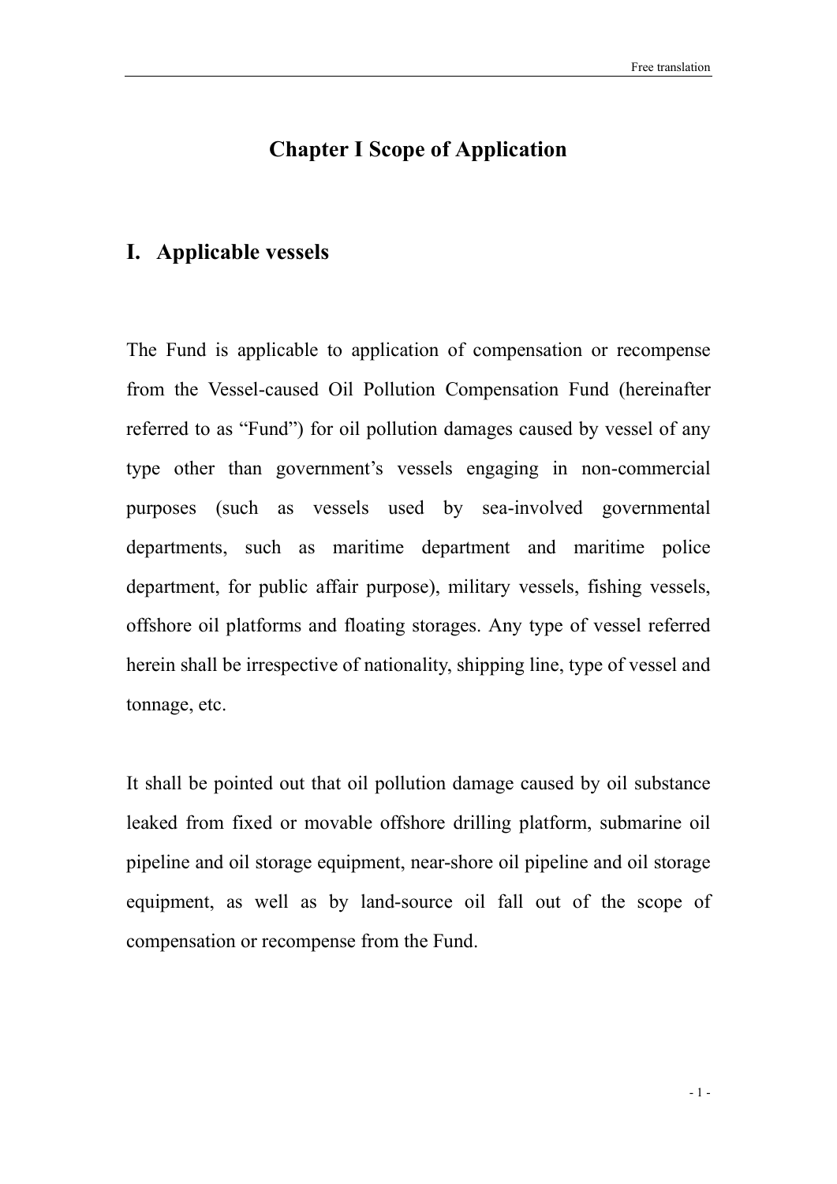# Chapter I Scope of Application

## I. Applicable vessels

The Fund is applicable to application of compensation or recompense from the Vessel-caused Oil Pollution Compensation Fund (hereinafter referred to as "Fund") for oil pollution damages caused by vessel of any type other than government's vessels engaging in non-commercial purposes (such as vessels used by sea-involved governmental departments, such as maritime department and maritime police department, for public affair purpose), military vessels, fishing vessels, offshore oil platforms and floating storages. Any type of vessel referred herein shall be irrespective of nationality, shipping line, type of vessel and tonnage, etc.

It shall be pointed out that oil pollution damage caused by oil substance leaked from fixed or movable offshore drilling platform, submarine oil pipeline and oil storage equipment, near-shore oil pipeline and oil storage equipment, as well as by land-source oil fall out of the scope of compensation or recompense from the Fund.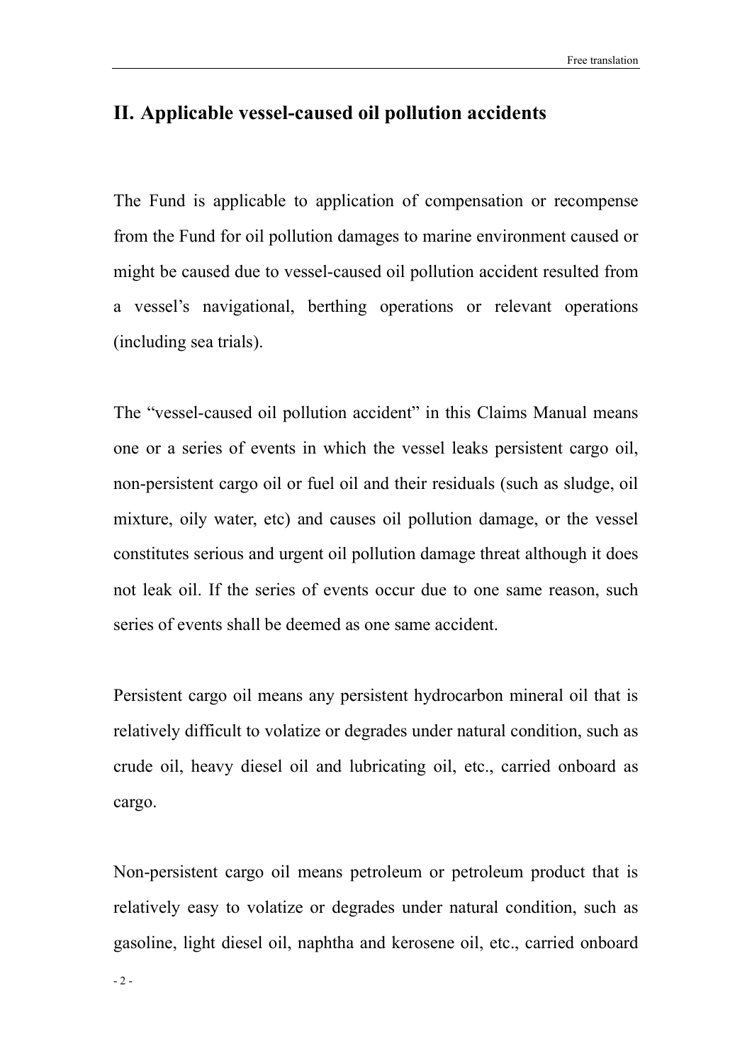## II. Applicable vessel-caused oil pollution accidents

The Fund is applicable to application of compensation or recompense from the Fund for oil pollution damages to marine environment caused or might be caused due to vessel-caused oil pollution accident resulted from a vessel's navigational, berthing operations or relevant operations (including sea trials).

The "vessel-caused oil pollution accident" in this Claims Manual means one or a series of events in which the vessel leaks persistent cargo oil, non-persistent cargo oil or fuel oil and their residuals (such as sludge, oil mixture, oily water, etc) and causes oil pollution damage, or the vessel constitutes serious and urgent oil pollution damage threat although it does not leak oil. If the series of events occur due to one same reason, such series of events shall be deemed as one same accident.

Persistent cargo oil means any persistent hydrocarbon mineral oil that is relatively difficult to volatize or degrades under natural condition, such as crude oil, heavy diesel oil and lubricating oil, etc., carried onboard as cargo.

Non-persistent cargo oil means petroleum or petroleum product that is relatively easy to volatize or degrades under natural condition, such as gasoline, light diesel oil, naphtha and kerosene oil, etc., carried onboard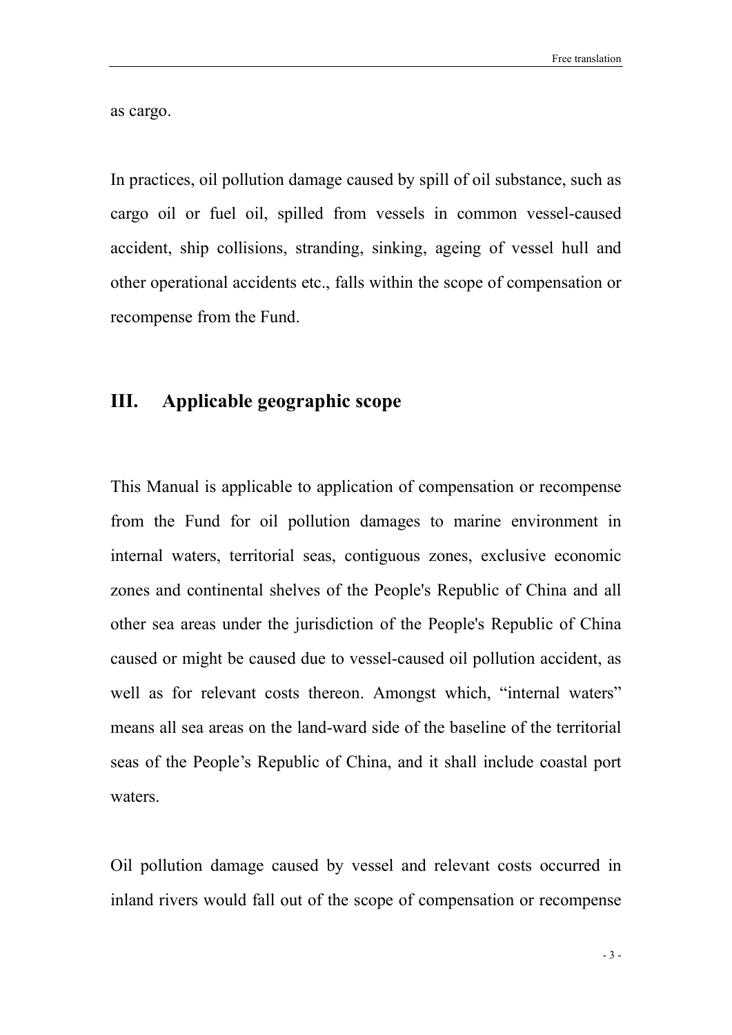as cargo.

In practices, oil pollution damage caused by spill of oil substance, such as cargo oil or fuel oil, spilled from vessels in common vessel-caused accident, ship collisions, stranding, sinking, ageing of vessel hull and other operational accidents etc., falls within the scope of compensation or recompense from the Fund.

## III. Applicable geographic scope

This Manual is applicable to application of compensation or recompense from the Fund for oil pollution damages to marine environment in internal waters, territorial seas, contiguous zones, exclusive economic zones and continental shelves of the People's Republic of China and all other sea areas under the jurisdiction of the People's Republic of China caused or might be caused due to vessel-caused oil pollution accident, as well as for relevant costs thereon. Amongst which, "internal waters" means all sea areas on the land-ward side of the baseline of the territorial seas of the People's Republic of China, and it shall include coastal port waters.

Oil pollution damage caused by vessel and relevant costs occurred in inland rivers would fall out of the scope of compensation or recompense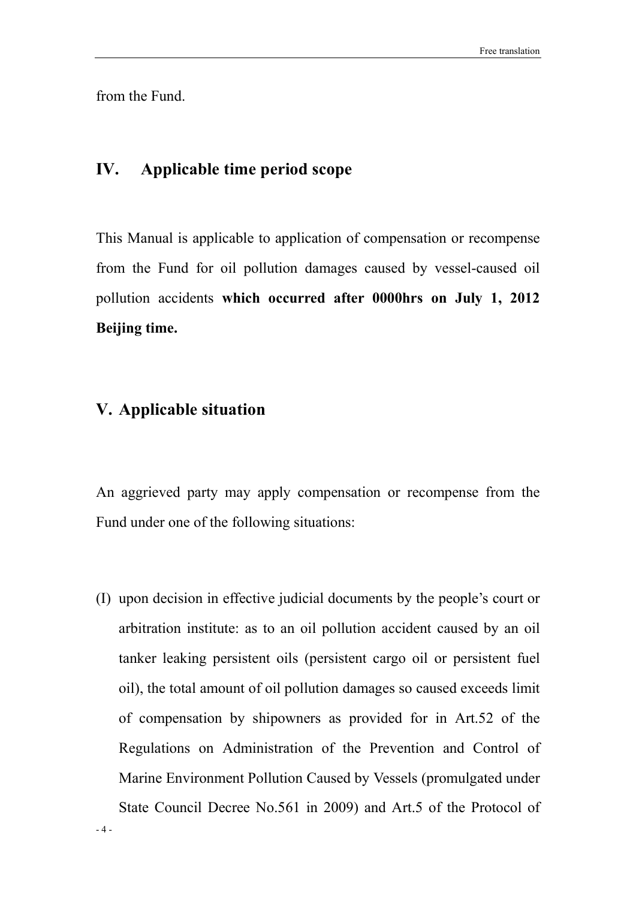from the Fund.

## IV. Applicable time period scope

This Manual is applicable to application of compensation or recompense from the Fund for oil pollution damages caused by vessel-caused oil pollution accidents **which occurred after 0000hrs on July 1, 2012 Beijing time.**

## V. Applicable situation

An aggrieved party may apply compensation or recompense from the Fund under one of the following situations:

(I) upon decision in effective judicial documents by the people's court or arbitration institute: as to an oil pollution accident caused by an oil tanker leaking persistent oils (persistent cargo oil or persistent fuel oil), the total amount of oil pollution damages so caused exceeds limit of compensation by shipowners as provided for in Art.52 of the Regulations on Administration of the Prevention and Control of Marine Environment Pollution Caused by Vessels (promulgated under State Council Decree No.561 in 2009) and Art.5 of the Protocol of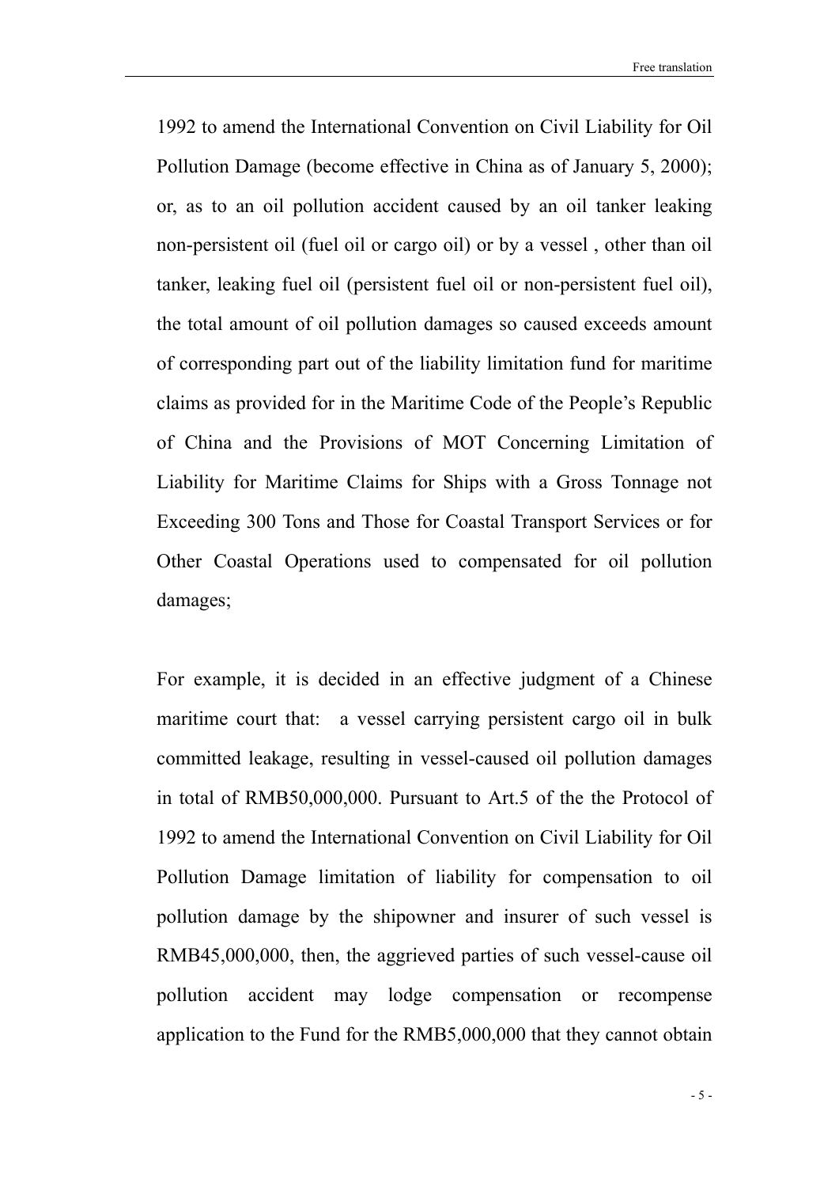1992 to amend the International Convention on Civil Liability for Oil Pollution Damage (become effective in China as of January 5, 2000); or, as to an oil pollution accident caused by an oil tanker leaking non-persistent oil (fuel oil or cargo oil) or by a vessel , other than oil tanker, leaking fuel oil (persistent fuel oil or non-persistent fuel oil), the total amount of oil pollution damages so caused exceeds amount of corresponding part out of the liability limitation fund for maritime claims as provided for in the Maritime Code of the People's Republic of China and the Provisions of MOT Concerning Limitation of Liability for Maritime Claims for Ships with a Gross Tonnage not Exceeding 300 Tons and Those for Coastal Transport Services or for Other Coastal Operations used to compensated for oil pollution damages;

For example, it is decided in an effective judgment of a Chinese maritime court that: a vessel carrying persistent cargo oil in bulk committed leakage, resulting in vessel-caused oil pollution damages in total of RMB50,000,000. Pursuant to Art.5 of the the Protocol of 1992 to amend the International Convention on Civil Liability for Oil Pollution Damage limitation of liability for compensation to oil pollution damage by the shipowner and insurer of such vessel is RMB45,000,000, then, the aggrieved parties of such vessel-cause oil pollution accident may lodge compensation or recompense application to the Fund for the RMB5,000,000 that they cannot obtain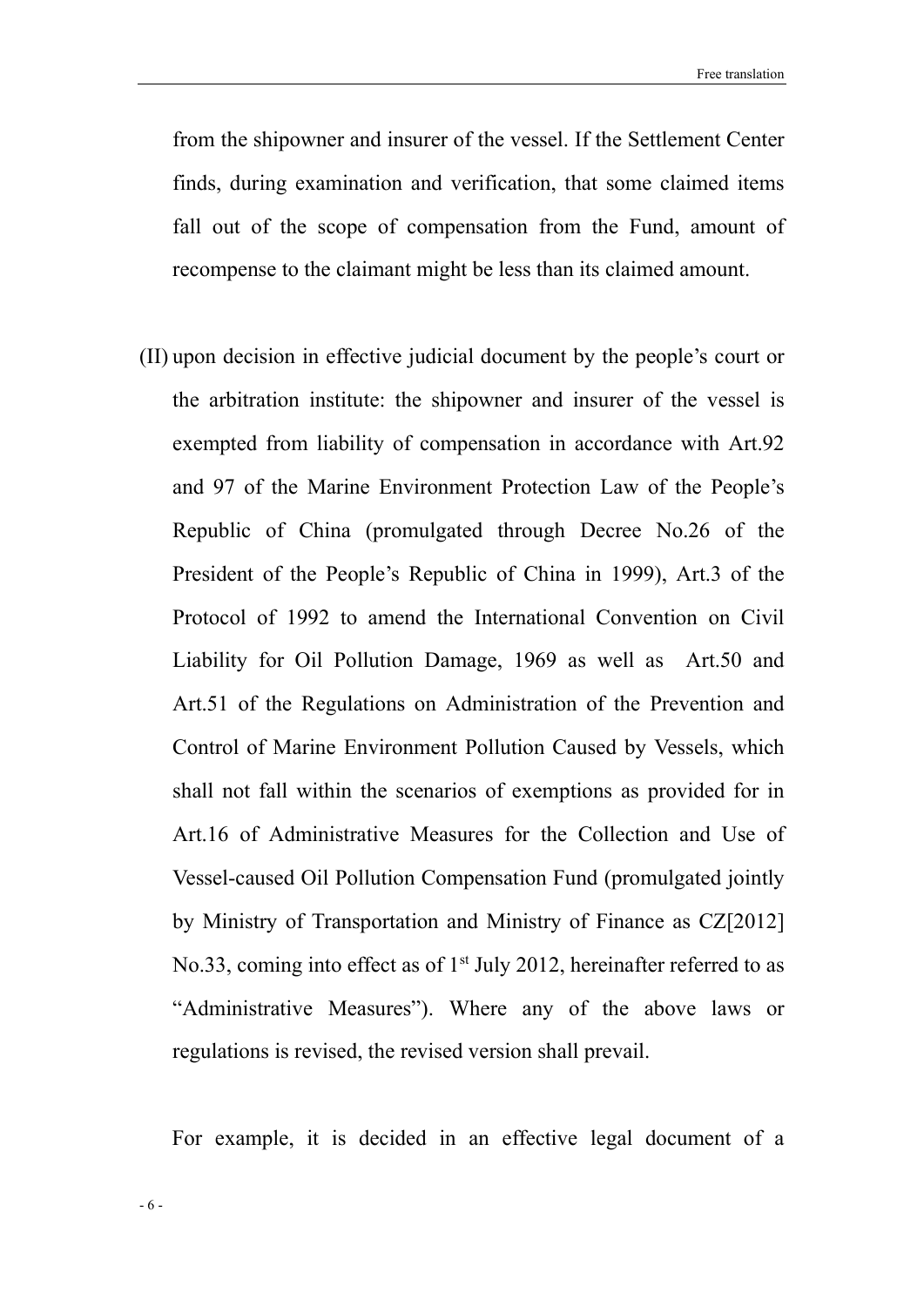from the shipowner and insurer of the vessel. If the Settlement Center finds, during examination and verification, that some claimed items fall out of the scope of compensation from the Fund, amount of recompense to the claimant might be less than its claimed amount.

(II) upon decision in effective judicial document by the people's court or the arbitration institute: the shipowner and insurer of the vessel is exempted from liability of compensation in accordance with Art.92 and 97 of the Marine Environment Protection Law of the People's Republic of China (promulgated through Decree No.26 of the President of the People's Republic of China in 1999), Art.3 of the Protocol of 1992 to amend the International Convention on Civil Liability for Oil Pollution Damage, 1969 as well as Art.50 and Art.51 of the Regulations on Administration of the Prevention and Control of Marine Environment Pollution Caused by Vessels, which shall not fall within the scenarios of exemptions as provided for in Art.16 of Administrative Measures for the Collection and Use of Vessel-caused Oil Pollution Compensation Fund (promulgated jointly by Ministry of Transportation and Ministry of Finance as CZ[2012] No.33, coming into effect as of 1st July 2012, hereinafter referred to as "Administrative Measures"). Where any of the above laws or regulations is revised, the revised version shall prevail.

For example, it is decided in an effective legal document of a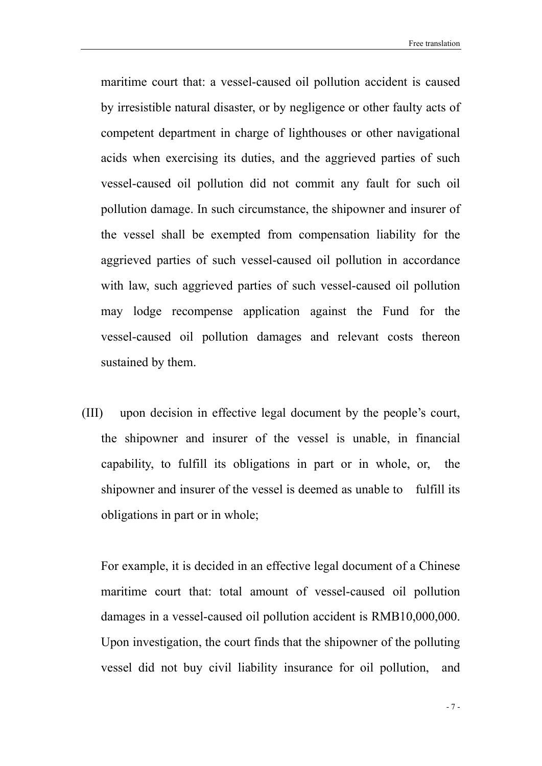maritime court that: a vessel-caused oil pollution accident is caused by irresistible natural disaster, or by negligence or other faulty acts of competent department in charge of lighthouses or other navigational acids when exercising its duties, and the aggrieved parties of such vessel-caused oil pollution did not commit any fault for such oil pollution damage. In such circumstance, the shipowner and insurer of the vessel shall be exempted from compensation liability for the aggrieved parties of such vessel-caused oil pollution in accordance with law, such aggrieved parties of such vessel-caused oil pollution may lodge recompense application against the Fund for the vessel-caused oil pollution damages and relevant costs thereon sustained by them.

(III) upon decision in effective legal document by the people's court, the shipowner and insurer of the vessel is unable, in financial capability, to fulfill its obligations in part or in whole, or, the shipowner and insurer of the vessel is deemed as unable to fulfill its obligations in part or in whole;

For example, it is decided in an effective legal document of a Chinese maritime court that: total amount of vessel-caused oil pollution damages in a vessel-caused oil pollution accident is RMB10,000,000. Upon investigation, the court finds that the shipowner of the polluting vessel did not buy civil liability insurance for oil pollution, and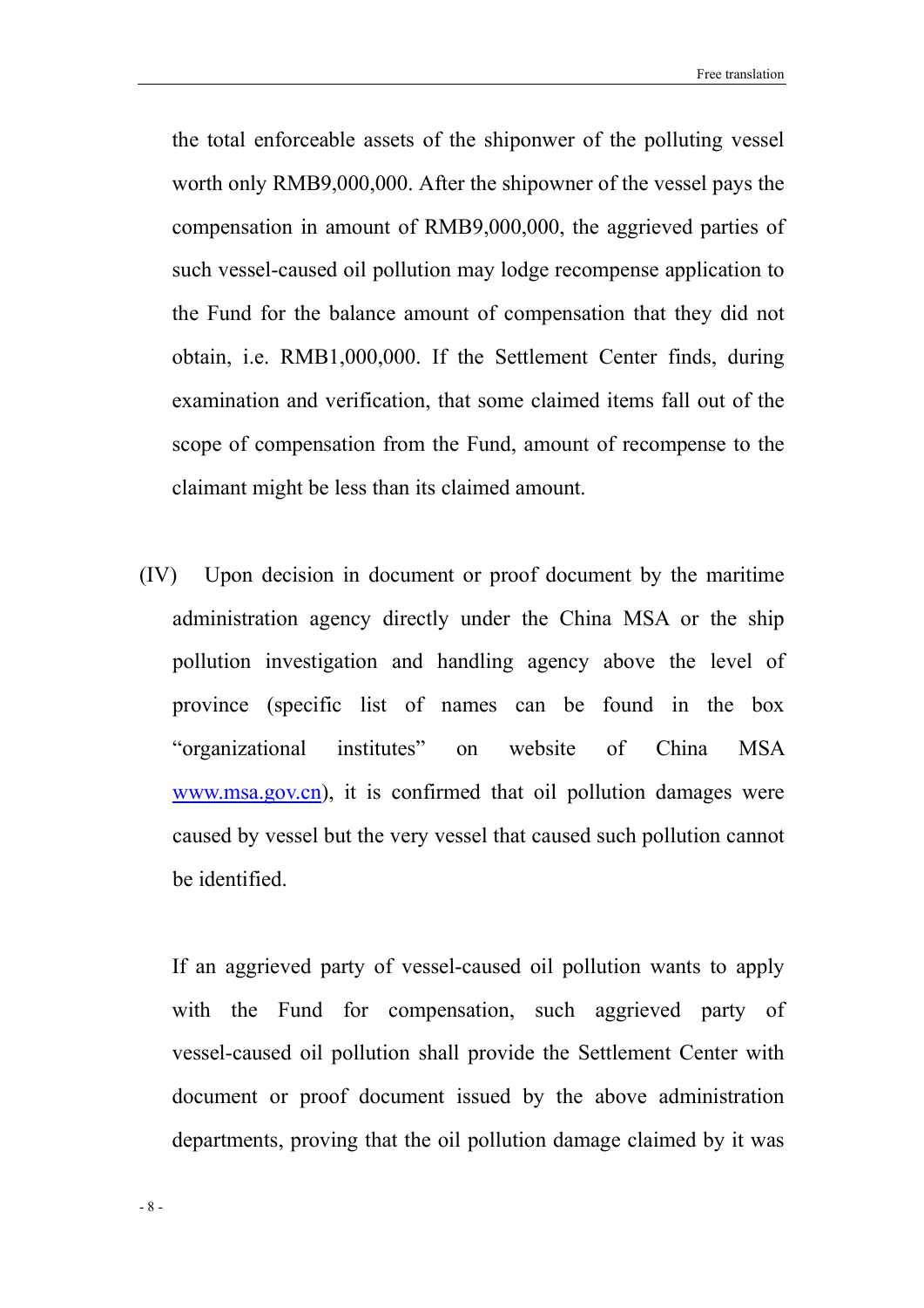the total enforceable assets of the shiponwer of the polluting vessel worth only RMB9,000,000. After the shipowner of the vessel pays the compensation in amount of RMB9,000,000, the aggrieved parties of such vessel-caused oil pollution may lodge recompense application to the Fund for the balance amount of compensation that they did not obtain, i.e. RMB1,000,000. If the Settlement Center finds, during examination and verification, that some claimed items fall out of the scope of compensation from the Fund, amount of recompense to the claimant might be less than its claimed amount.

(IV) Upon decision in document or proof document by the maritime administration agency directly under the China MSA or the ship pollution investigation and handling agency above the level of province (specific list of names can be found in the box "organizational institutes" on website of China MSA [www.msa.gov.cn](http://www.msa.gov.cn)), it is confirmed that oil pollution damages were caused by vessel but the very vessel that caused such pollution cannot be identified.

If an aggrieved party of vessel-caused oil pollution wants to apply with the Fund for compensation, such aggrieved party of vessel-caused oil pollution shall provide the Settlement Center with document or proof document issued by the above administration departments, proving that the oil pollution damage claimed by it was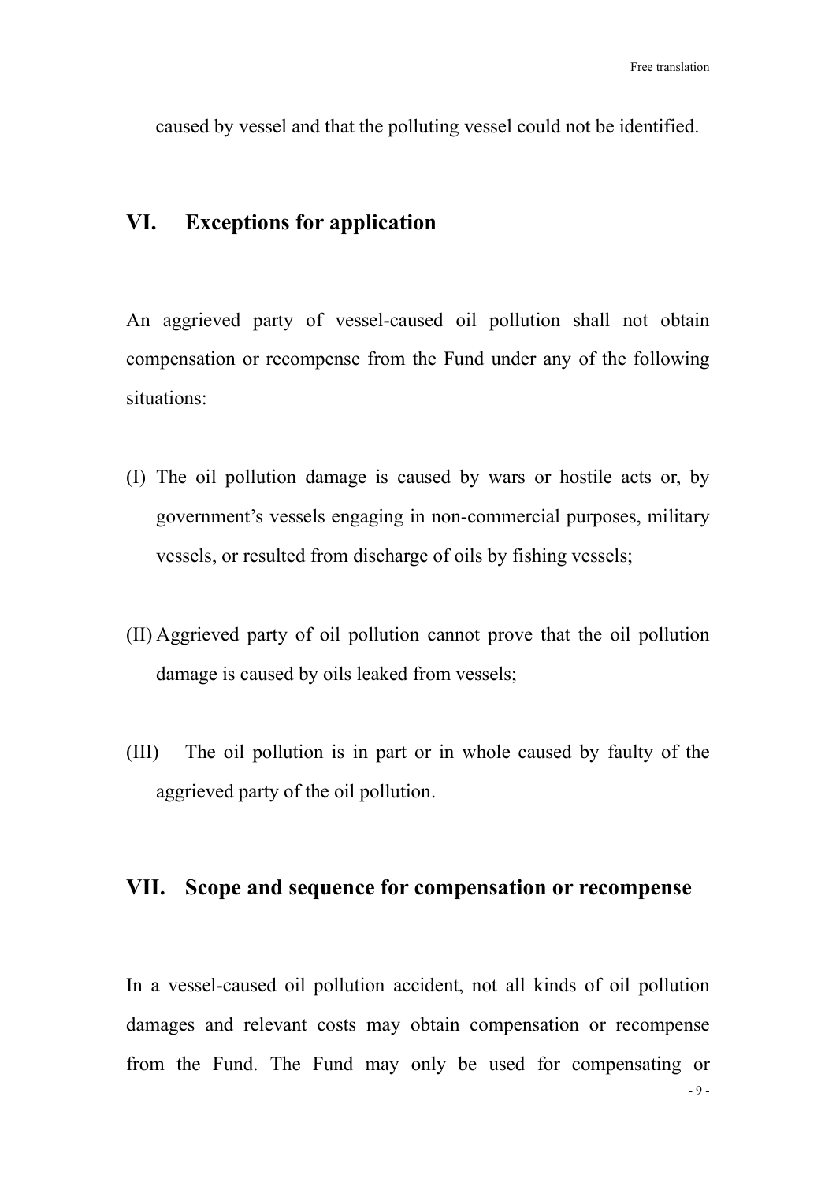caused by vessel and that the polluting vessel could not be identified.

## VI. Exceptions for application

An aggrieved party of vessel-caused oil pollution shall not obtain compensation or recompense from the Fund under any of the following situations:

(I) The oil pollution damage is caused by wars or hostile acts or, by government's vessels engaging in non-commercial purposes, military vessels, or resulted from discharge of oils by fishing vessels;

(II) Aggrieved party of oil pollution cannot prove that the oil pollution damage is caused by oils leaked from vessels;

(III) The oil pollution is in part or in whole caused by faulty of the aggrieved party of the oil pollution.

## VII. Scope and sequence for compensation or recompense

In a vessel-caused oil pollution accident, not all kinds of oil pollution damages and relevant costs may obtain compensation or recompense from the Fund. The Fund may only be used for compensating or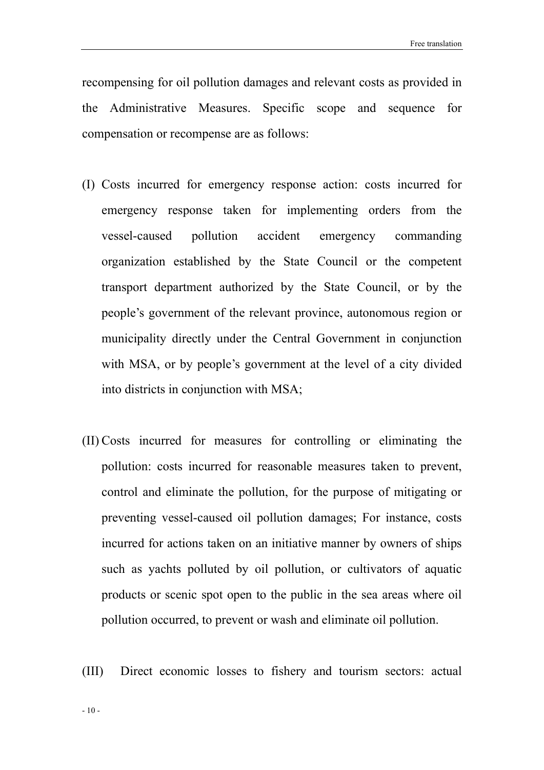recompensing for oil pollution damages and relevant costs as provided in the Administrative Measures. Specific scope and sequence for compensation or recompense are as follows:

(I) Costs incurred for emergency response action: costs incurred for emergency response taken for implementing orders from the vessel-caused pollution accident emergency commanding organization established by the State Council or the competent transport department authorized by the State Council, or by the people's government of the relevant province, autonomous region or municipality directly under the Central Government in conjunction with MSA, or by people's government at the level of a city divided into districts in conjunction with MSA;

(II) Costs incurred for measures for controlling or eliminating the pollution: costs incurred for reasonable measures taken to prevent, control and eliminate the pollution, for the purpose of mitigating or preventing vessel-caused oil pollution damages; For instance, costs incurred for actions taken on an initiative manner by owners of ships such as yachts polluted by oil pollution, or cultivators of aquatic products or scenic spot open to the public in the sea areas where oil pollution occurred, to prevent or wash and eliminate oil pollution.

(III) Direct economic losses to fishery and tourism sectors: actual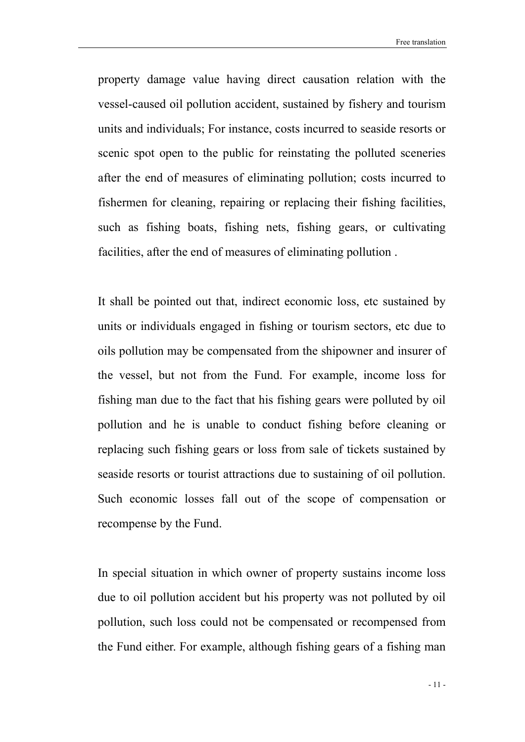property damage value having direct causation relation with the vessel-caused oil pollution accident, sustained by fishery and tourism units and individuals; For instance, costs incurred to seaside resorts or scenic spot open to the public for reinstating the polluted sceneries after the end of measures of eliminating pollution; costs incurred to fishermen for cleaning, repairing or replacing their fishing facilities, such as fishing boats, fishing nets, fishing gears, or cultivating facilities, after the end of measures of eliminating pollution .

It shall be pointed out that, indirect economic loss, etc sustained by units or individuals engaged in fishing or tourism sectors, etc due to oils pollution may be compensated from the shipowner and insurer of the vessel, but not from the Fund. For example, income loss for fishing man due to the fact that his fishing gears were polluted by oil pollution and he is unable to conduct fishing before cleaning or replacing such fishing gears or loss from sale of tickets sustained by seaside resorts or tourist attractions due to sustaining of oil pollution. Such economic losses fall out of the scope of compensation or recompense by the Fund.

In special situation in which owner of property sustains income loss due to oil pollution accident but his property was not polluted by oil pollution, such loss could not be compensated or recompensed from the Fund either. For example, although fishing gears of a fishing man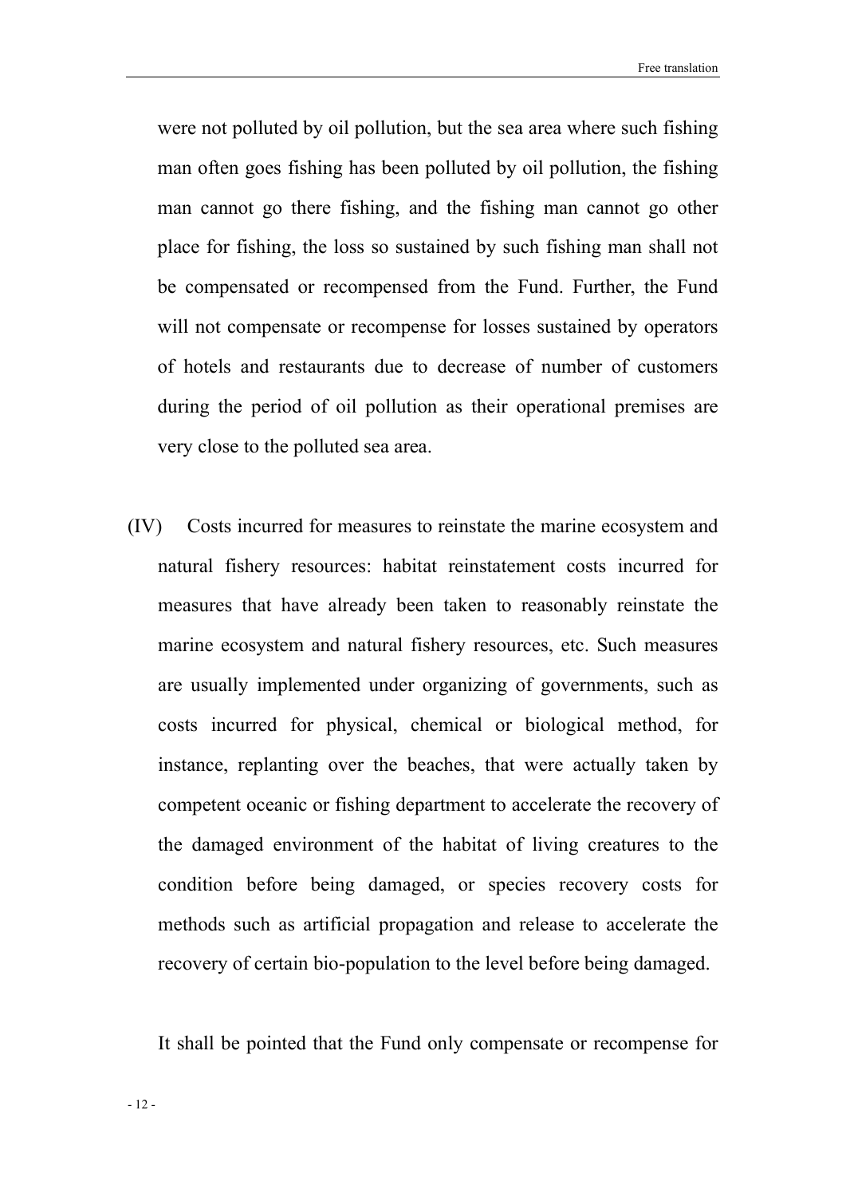were not polluted by oil pollution, but the sea area where such fishing man often goes fishing has been polluted by oil pollution, the fishing man cannot go there fishing, and the fishing man cannot go other place for fishing, the loss so sustained by such fishing man shall not be compensated or recompensed from the Fund. Further, the Fund will not compensate or recompense for losses sustained by operators of hotels and restaurants due to decrease of number of customers during the period of oil pollution as their operational premises are very close to the polluted sea area.

(IV) Costs incurred for measures to reinstate the marine ecosystem and natural fishery resources: habitat reinstatement costs incurred for measures that have already been taken to reasonably reinstate the marine ecosystem and natural fishery resources, etc. Such measures are usually implemented under organizing of governments, such as costs incurred for physical, chemical or biological method, for instance, replanting over the beaches, that were actually taken by competent oceanic or fishing department to accelerate the recovery of the damaged environment of the habitat of living creatures to the condition before being damaged, or species recovery costs for methods such as artificial propagation and release to accelerate the recovery of certain bio-population to the level before being damaged.

It shall be pointed that the Fund only compensate or recompense for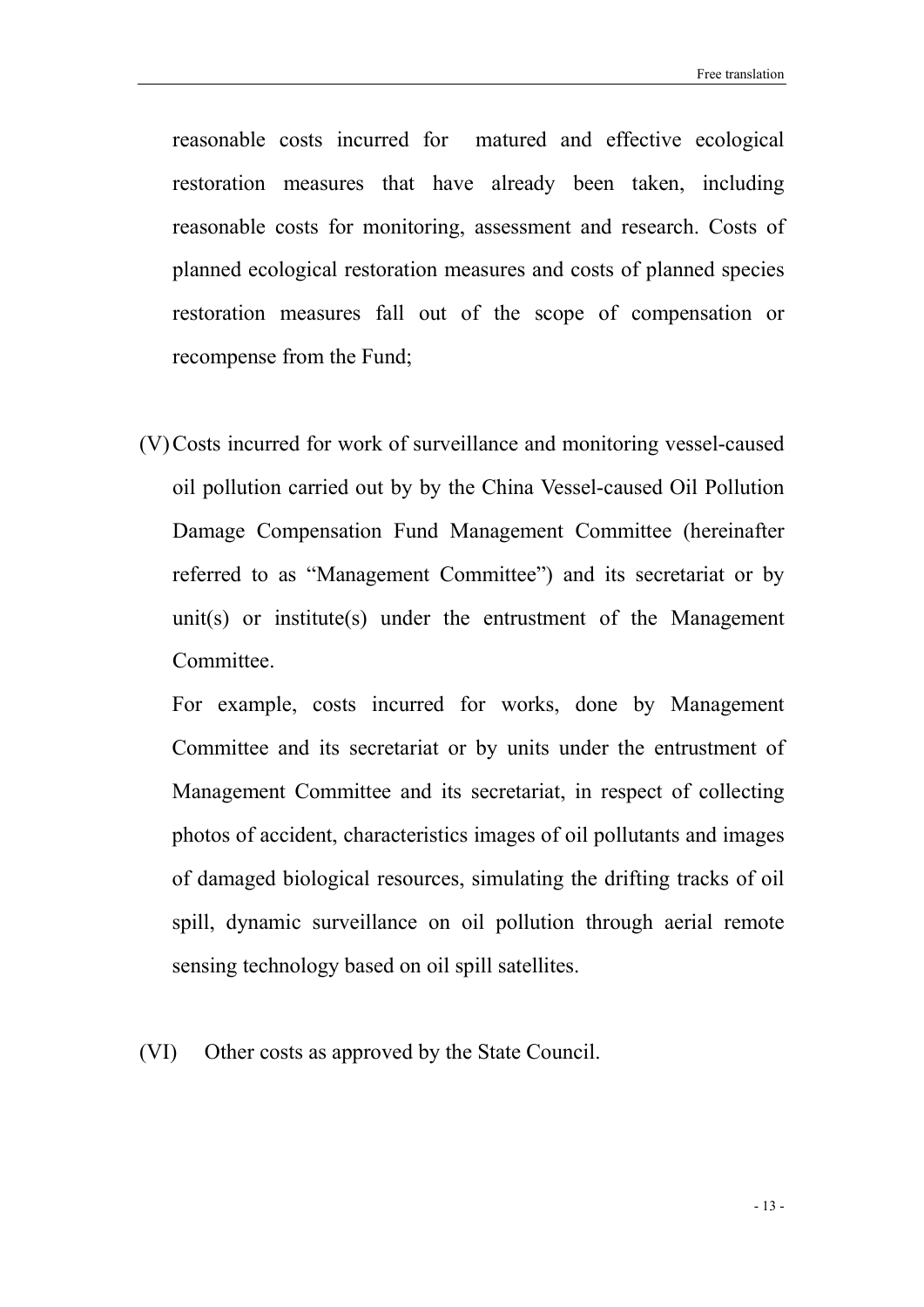reasonable costs incurred for matured and effective ecological restoration measures that have already been taken, including reasonable costs for monitoring, assessment and research. Costs of planned ecological restoration measures and costs of planned species restoration measures fall out of the scope of compensation or recompense from the Fund;

(V) Costs incurred for work of surveillance and monitoring vessel-caused oil pollution carried out by by the China Vessel-caused Oil Pollution Damage Compensation Fund Management Committee (hereinafter referred to as "Management Committee") and its secretariat or by unit(s) or institute(s) under the entrustment of the Management Committee.

For example, costs incurred for works, done by Management Committee and its secretariat or by units under the entrustment of Management Committee and its secretariat, in respect of collecting photos of accident, characteristics images of oil pollutants and images of damaged biological resources, simulating the drifting tracks of oil spill, dynamic surveillance on oil pollution through aerial remote sensing technology based on oil spill satellites.

(VI) Other costs as approved by the State Council.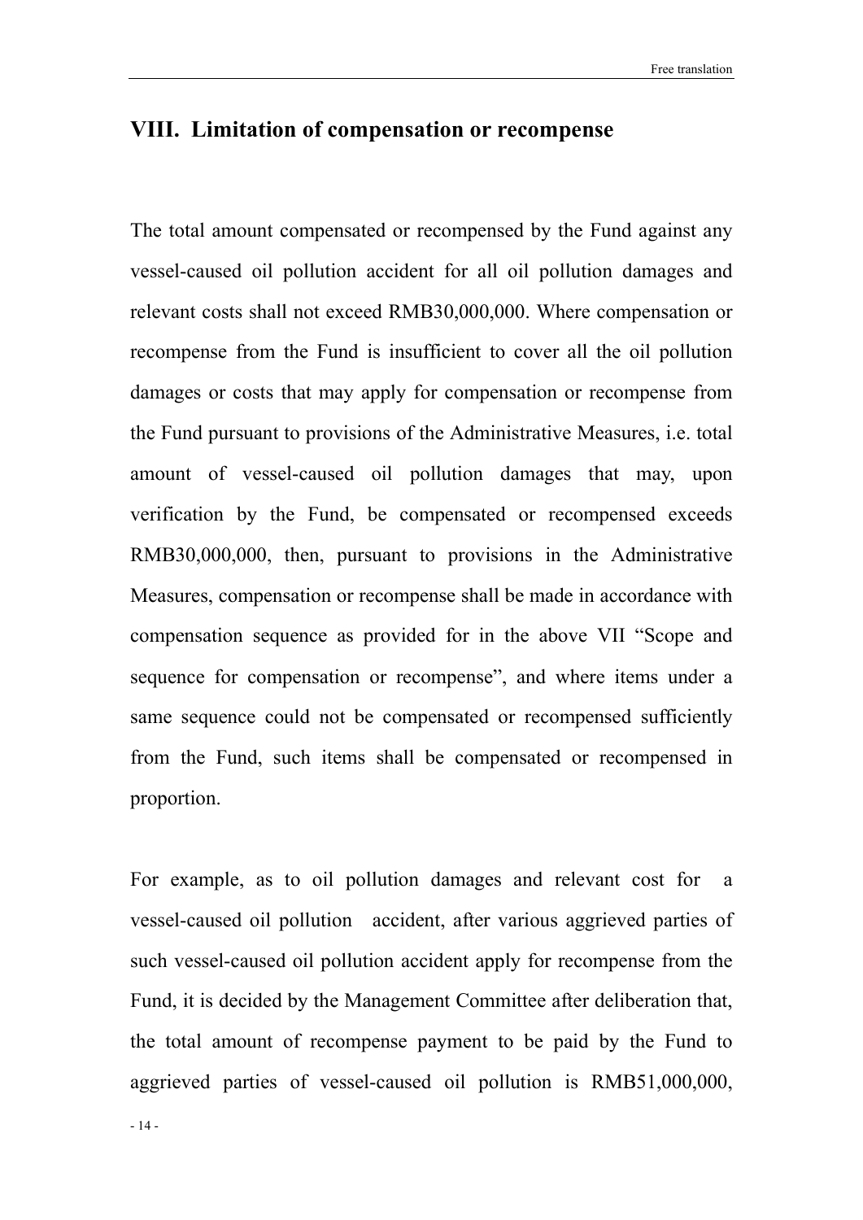## VIII. Limitation of compensation or recompense

The total amount compensated or recompensed by the Fund against any vessel-caused oil pollution accident for all oil pollution damages and relevant costs shall not exceed RMB30,000,000. Where compensation or recompense from the Fund is insufficient to cover all the oil pollution damages or costs that may apply for compensation or recompense from the Fund pursuant to provisions of the Administrative Measures, i.e. total amount of vessel-caused oil pollution damages that may, upon verification by the Fund, be compensated or recompensed exceeds RMB30,000,000, then, pursuant to provisions in the Administrative Measures, compensation or recompense shall be made in accordance with compensation sequence as provided for in the above VII "Scope and sequence for compensation or recompense", and where items under a same sequence could not be compensated or recompensed sufficiently from the Fund, such items shall be compensated or recompensed in proportion.

For example, as to oil pollution damages and relevant cost for a vessel-caused oil pollution accident, after various aggrieved parties of such vessel-caused oil pollution accident apply for recompense from the Fund, it is decided by the Management Committee after deliberation that, the total amount of recompense payment to be paid by the Fund to aggrieved parties of vessel-caused oil pollution is RMB51,000,000,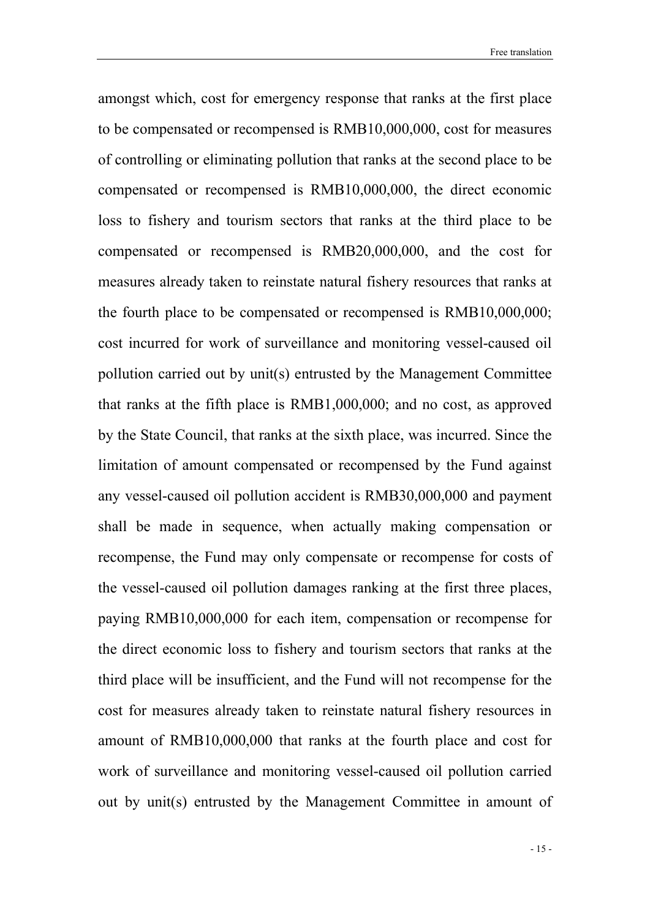amongst which, cost for emergency response that ranks at the first place to be compensated or recompensed is RMB10,000,000, cost for measures of controlling or eliminating pollution that ranks at the second place to be compensated or recompensed is RMB10,000,000, the direct economic loss to fishery and tourism sectors that ranks at the third place to be compensated or recompensed is RMB20,000,000, and the cost for measures already taken to reinstate natural fishery resources that ranks at the fourth place to be compensated or recompensed is RMB10,000,000; cost incurred for work of surveillance and monitoring vessel-caused oil pollution carried out by unit(s) entrusted by the Management Committee that ranks at the fifth place is RMB1,000,000; and no cost, as approved by the State Council, that ranks at the sixth place, was incurred. Since the limitation of amount compensated or recompensed by the Fund against any vessel-caused oil pollution accident is RMB30,000,000 and payment shall be made in sequence, when actually making compensation or recompense, the Fund may only compensate or recompense for costs of the vessel-caused oil pollution damages ranking at the first three places, paying RMB10,000,000 for each item, compensation or recompense for the direct economic loss to fishery and tourism sectors that ranks at the third place will be insufficient, and the Fund will not recompense for the cost for measures already taken to reinstate natural fishery resources in amount of RMB10,000,000 that ranks at the fourth place and cost for work of surveillance and monitoring vessel-caused oil pollution carried out by unit(s) entrusted by the Management Committee in amount of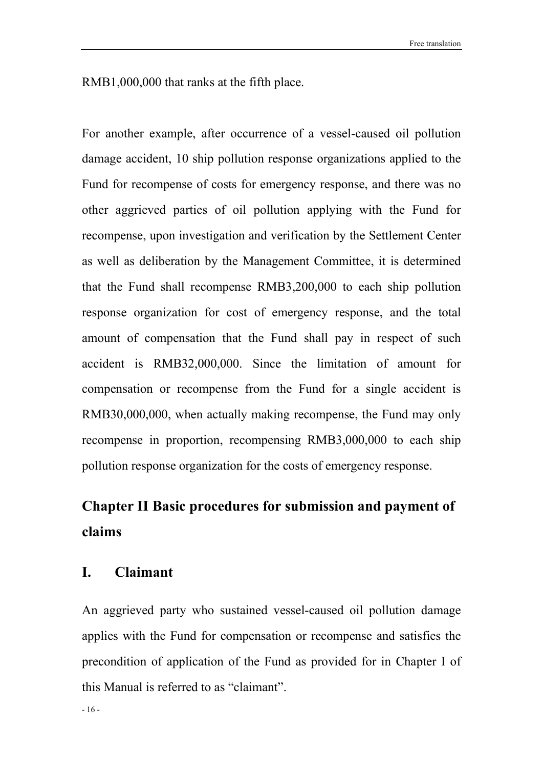RMB1,000,000 that ranks at the fifth place.

For another example, after occurrence of a vessel-caused oil pollution damage accident, 10 ship pollution response organizations applied to the Fund for recompense of costs for emergency response, and there was no other aggrieved parties of oil pollution applying with the Fund for recompense, upon investigation and verification by the Settlement Center as well as deliberation by the Management Committee, it is determined that the Fund shall recompense RMB3,200,000 to each ship pollution response organization for cost of emergency response, and the total amount of compensation that the Fund shall pay in respect of such accident is RMB32,000,000. Since the limitation of amount for compensation or recompense from the Fund for a single accident is RMB30,000,000, when actually making recompense, the Fund may only recompense in proportion, recompensing RMB3,000,000 to each ship pollution response organization for the costs of emergency response.

## Chapter II Basic procedures for submission and payment of claims

### I. Claimant

An aggrieved party who sustained vessel-caused oil pollution damage applies with the Fund for compensation or recompense and satisfies the precondition of application of the Fund as provided for in Chapter I of this Manual is referred to as "claimant".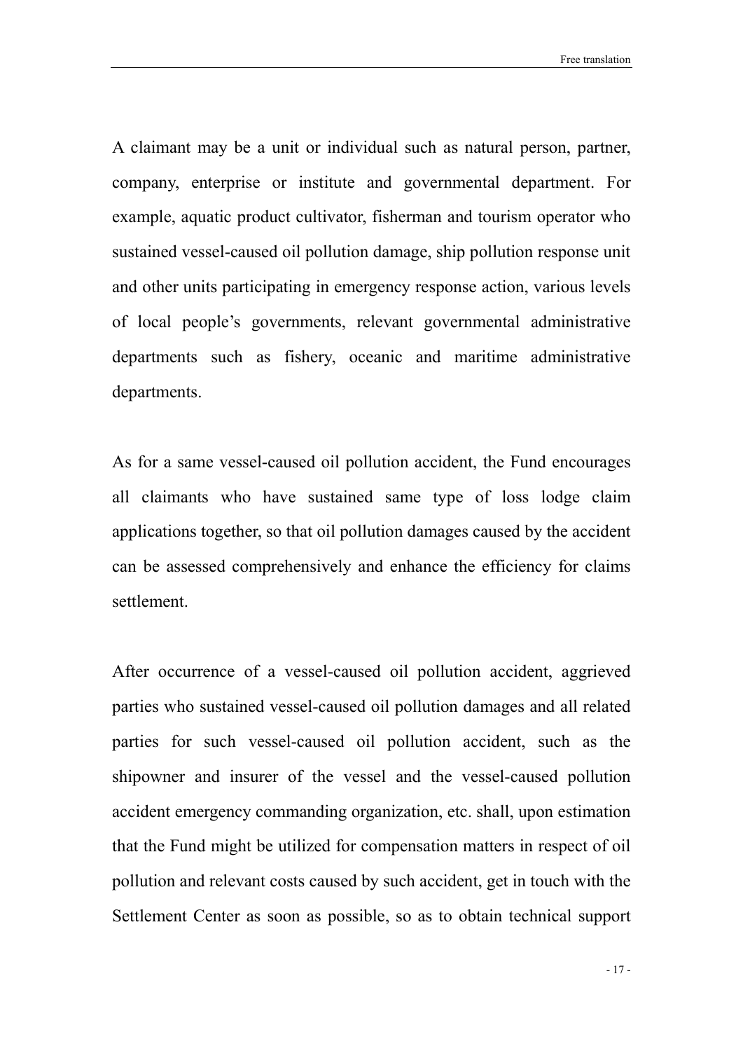A claimant may be a unit or individual such as natural person, partner, company, enterprise or institute and governmental department. For example, aquatic product cultivator, fisherman and tourism operator who sustained vessel-caused oil pollution damage, ship pollution response unit and other units participating in emergency response action, various levels of local people's governments, relevant governmental administrative departments such as fishery, oceanic and maritime administrative departments.

As for a same vessel-caused oil pollution accident, the Fund encourages all claimants who have sustained same type of loss lodge claim applications together, so that oil pollution damages caused by the accident can be assessed comprehensively and enhance the efficiency for claims settlement.

After occurrence of a vessel-caused oil pollution accident, aggrieved parties who sustained vessel-caused oil pollution damages and all related parties for such vessel-caused oil pollution accident, such as the shipowner and insurer of the vessel and the vessel-caused pollution accident emergency commanding organization, etc. shall, upon estimation that the Fund might be utilized for compensation matters in respect of oil pollution and relevant costs caused by such accident, get in touch with the Settlement Center as soon as possible, so as to obtain technical support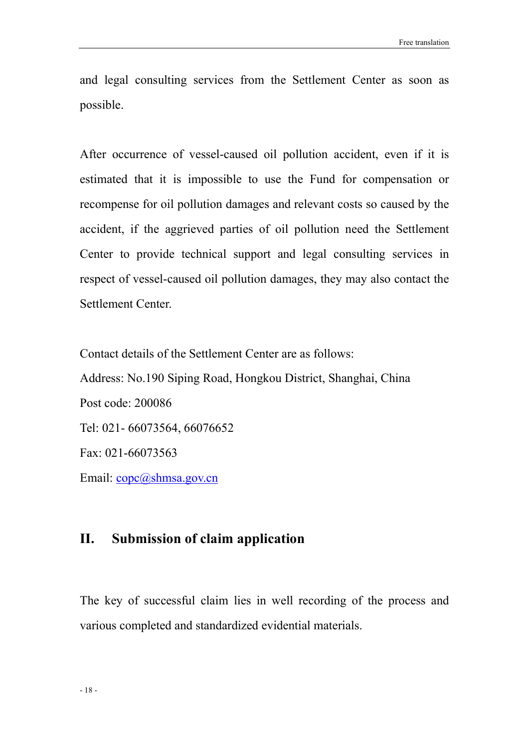and legal consulting services from the Settlement Center as soon as possible.

After occurrence of vessel-caused oil pollution accident, even if it is estimated that it is impossible to use the Fund for compensation or recompense for oil pollution damages and relevant costs so caused by the accident, if the aggrieved parties of oil pollution need the Settlement Center to provide technical support and legal consulting services in respect of vessel-caused oil pollution damages, they may also contact the Settlement Center.

Contact details of the Settlement Center are as follows:
Address: No.190 Siping Road, Hongkou District, Shanghai, China
Post code: 200086
Tel: 021- 66073564, 66076652
Fax: 021-66073563
Email: copc@shmsa.gov.cn

## II. Submission of claim application

The key of successful claim lies in well recording of the process and various completed and standardized evidential materials.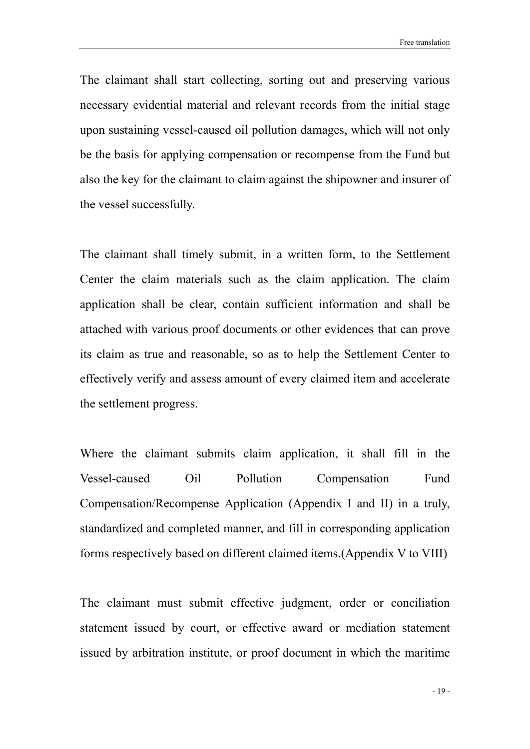The claimant shall start collecting, sorting out and preserving various necessary evidential material and relevant records from the initial stage upon sustaining vessel-caused oil pollution damages, which will not only be the basis for applying compensation or recompense from the Fund but also the key for the claimant to claim against the shipowner and insurer of the vessel successfully.

The claimant shall timely submit, in a written form, to the Settlement Center the claim materials such as the claim application. The claim application shall be clear, contain sufficient information and shall be attached with various proof documents or other evidences that can prove its claim as true and reasonable, so as to help the Settlement Center to effectively verify and assess amount of every claimed item and accelerate the settlement progress.

Where the claimant submits claim application, it shall fill in the Vessel-caused Oil Pollution Compensation Fund Compensation/Recompense Application (Appendix I and II) in a truly, standardized and completed manner, and fill in corresponding application forms respectively based on different claimed items.(Appendix V to VIII)

The claimant must submit effective judgment, order or conciliation statement issued by court, or effective award or mediation statement issued by arbitration institute, or proof document in which the maritime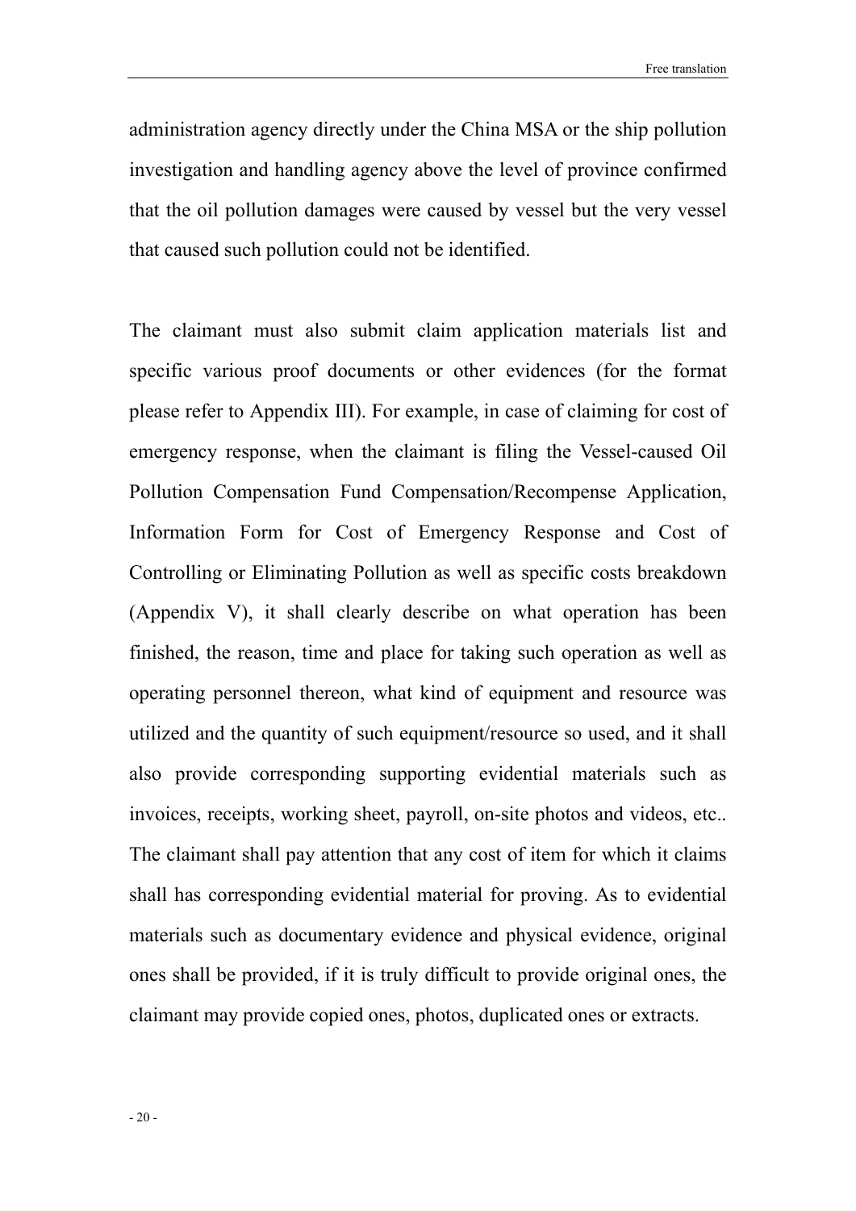administration agency directly under the China MSA or the ship pollution investigation and handling agency above the level of province confirmed that the oil pollution damages were caused by vessel but the very vessel that caused such pollution could not be identified.

The claimant must also submit claim application materials list and specific various proof documents or other evidences (for the format please refer to Appendix III). For example, in case of claiming for cost of emergency response, when the claimant is filing the Vessel-caused Oil Pollution Compensation Fund Compensation/Recompense Application, Information Form for Cost of Emergency Response and Cost of Controlling or Eliminating Pollution as well as specific costs breakdown (Appendix V), it shall clearly describe on what operation has been finished, the reason, time and place for taking such operation as well as operating personnel thereon, what kind of equipment and resource was utilized and the quantity of such equipment/resource so used, and it shall also provide corresponding supporting evidential materials such as invoices, receipts, working sheet, payroll, on-site photos and videos, etc.. The claimant shall pay attention that any cost of item for which it claims shall has corresponding evidential material for proving. As to evidential materials such as documentary evidence and physical evidence, original ones shall be provided, if it is truly difficult to provide original ones, the claimant may provide copied ones, photos, duplicated ones or extracts.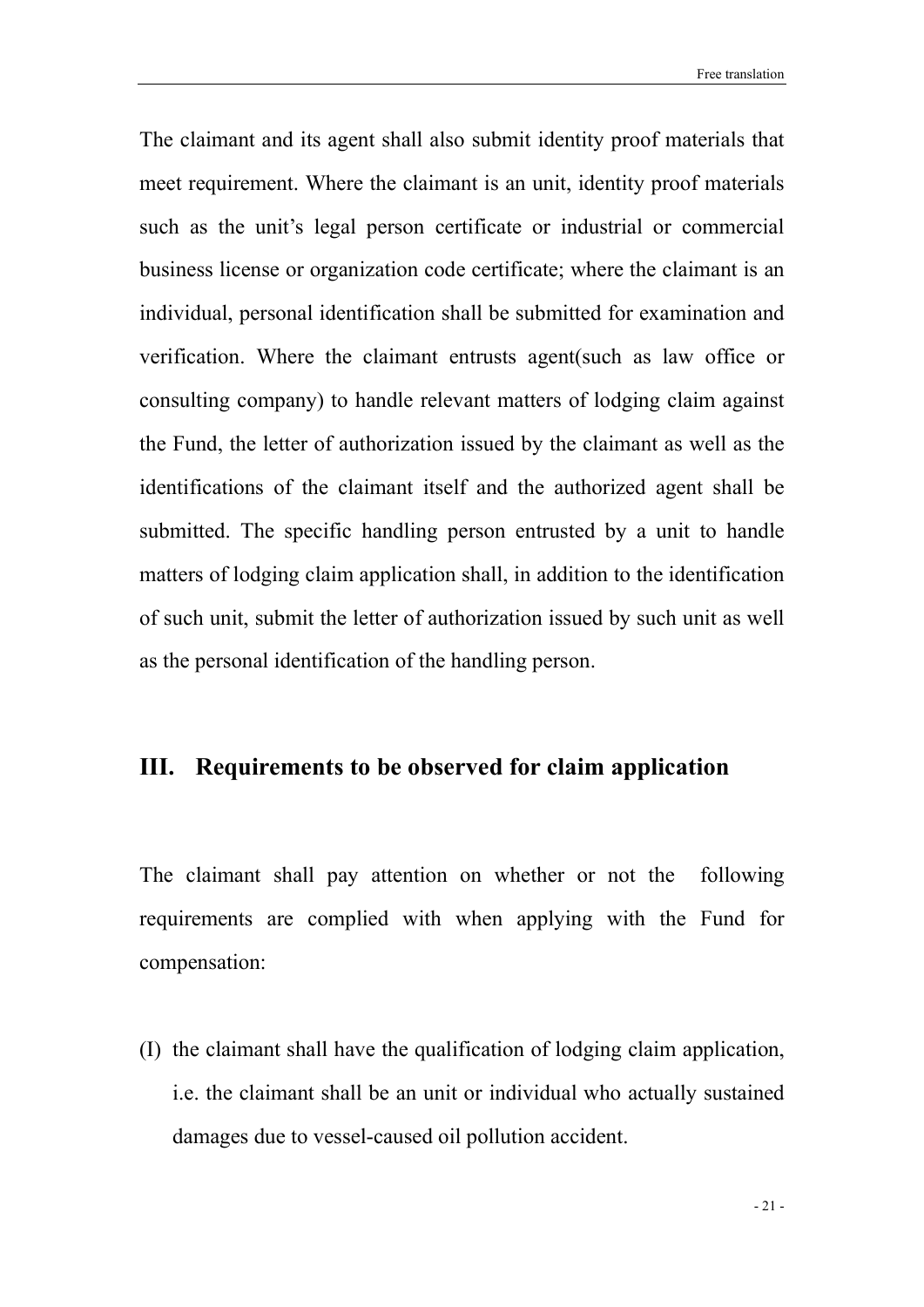The claimant and its agent shall also submit identity proof materials that meet requirement. Where the claimant is an unit, identity proof materials such as the unit's legal person certificate or industrial or commercial business license or organization code certificate; where the claimant is an individual, personal identification shall be submitted for examination and verification. Where the claimant entrusts agent(such as law office or consulting company) to handle relevant matters of lodging claim against the Fund, the letter of authorization issued by the claimant as well as the identifications of the claimant itself and the authorized agent shall be submitted. The specific handling person entrusted by a unit to handle matters of lodging claim application shall, in addition to the identification of such unit, submit the letter of authorization issued by such unit as well as the personal identification of the handling person.

## III. Requirements to be observed for claim application

The claimant shall pay attention on whether or not the following requirements are complied with when applying with the Fund for compensation:

(I) the claimant shall have the qualification of lodging claim application, i.e. the claimant shall be an unit or individual who actually sustained damages due to vessel-caused oil pollution accident.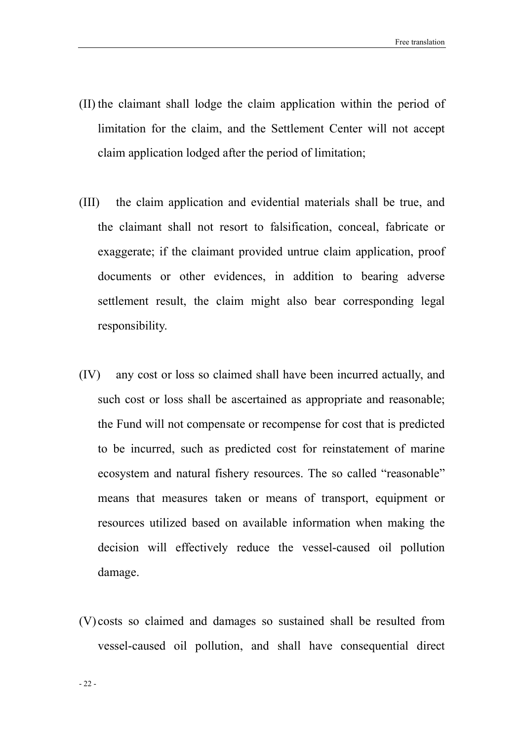(II) the claimant shall lodge the claim application within the period of limitation for the claim, and the Settlement Center will not accept claim application lodged after the period of limitation;

(III) the claim application and evidential materials shall be true, and the claimant shall not resort to falsification, conceal, fabricate or exaggerate; if the claimant provided untrue claim application, proof documents or other evidences, in addition to bearing adverse settlement result, the claim might also bear corresponding legal responsibility.

(IV) any cost or loss so claimed shall have been incurred actually, and such cost or loss shall be ascertained as appropriate and reasonable; the Fund will not compensate or recompense for cost that is predicted to be incurred, such as predicted cost for reinstatement of marine ecosystem and natural fishery resources. The so called "reasonable" means that measures taken or means of transport, equipment or resources utilized based on available information when making the decision will effectively reduce the vessel-caused oil pollution damage.

(V) costs so claimed and damages so sustained shall be resulted from vessel-caused oil pollution, and shall have consequential direct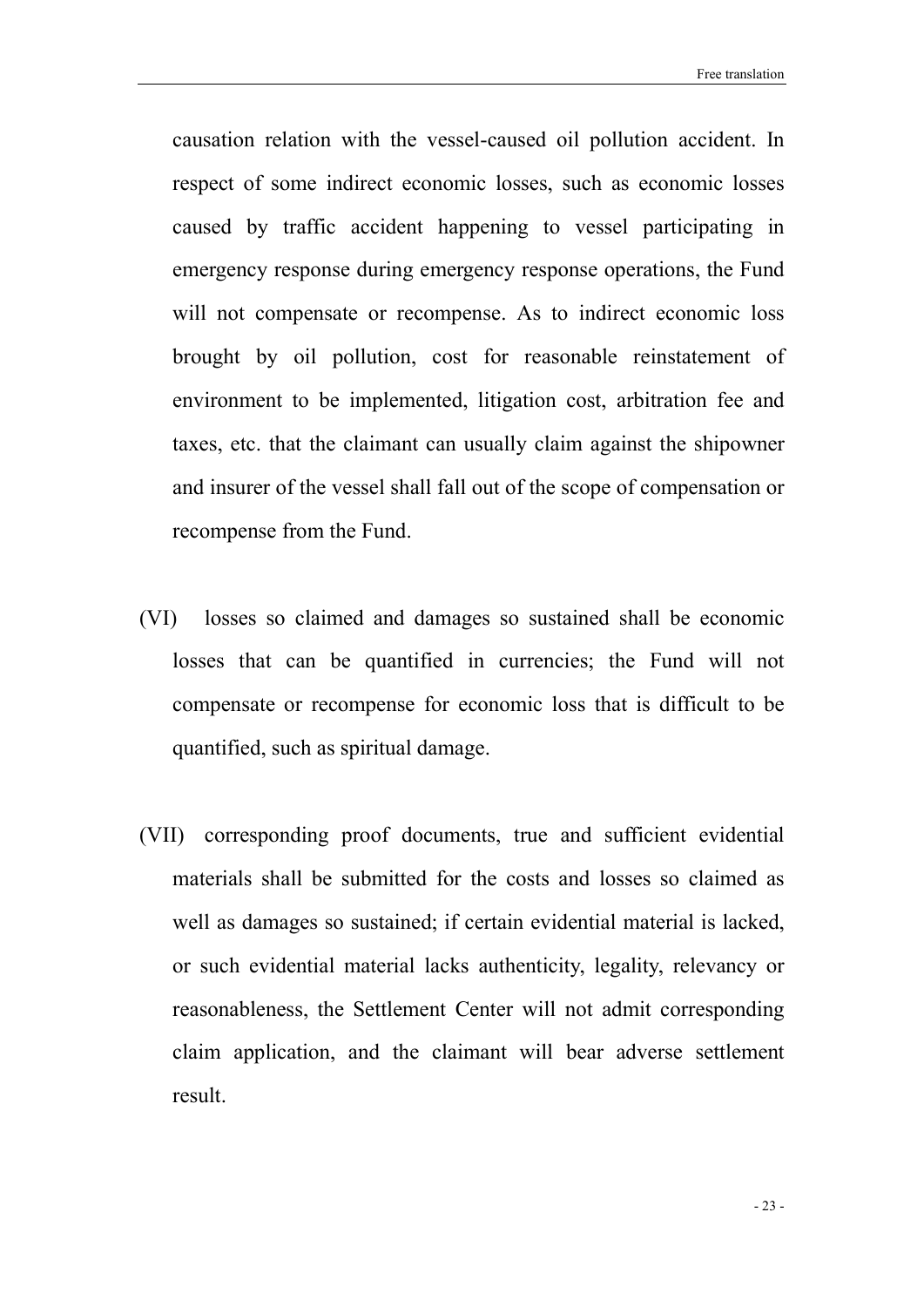causation relation with the vessel-caused oil pollution accident. In respect of some indirect economic losses, such as economic losses caused by traffic accident happening to vessel participating in emergency response during emergency response operations, the Fund will not compensate or recompense. As to indirect economic loss brought by oil pollution, cost for reasonable reinstatement of environment to be implemented, litigation cost, arbitration fee and taxes, etc. that the claimant can usually claim against the shipowner and insurer of the vessel shall fall out of the scope of compensation or recompense from the Fund.

(VI) losses so claimed and damages so sustained shall be economic losses that can be quantified in currencies; the Fund will not compensate or recompense for economic loss that is difficult to be quantified, such as spiritual damage.

(VII) corresponding proof documents, true and sufficient evidential materials shall be submitted for the costs and losses so claimed as well as damages so sustained; if certain evidential material is lacked, or such evidential material lacks authenticity, legality, relevancy or reasonableness, the Settlement Center will not admit corresponding claim application, and the claimant will bear adverse settlement result.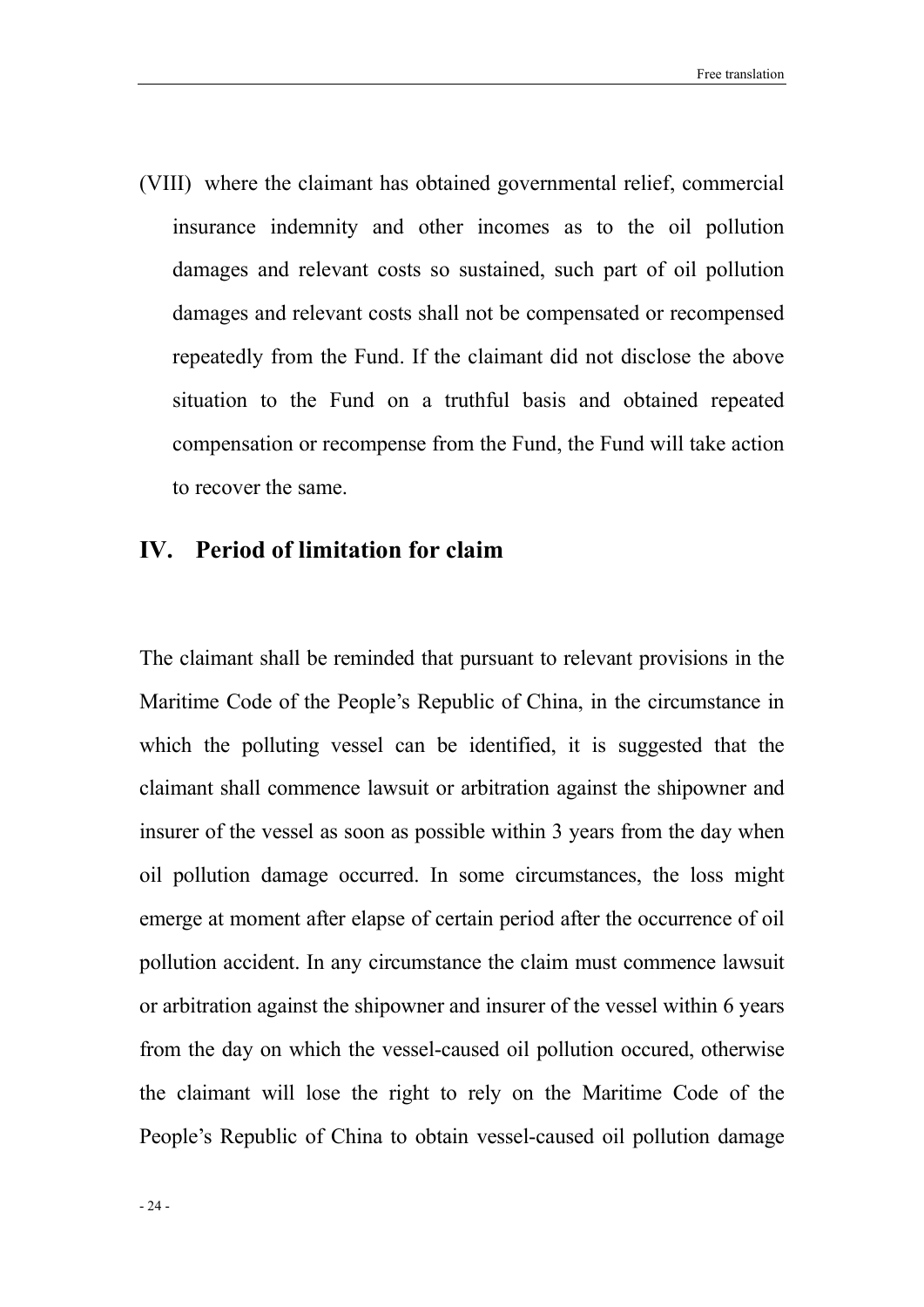(VIII) where the claimant has obtained governmental relief, commercial insurance indemnity and other incomes as to the oil pollution damages and relevant costs so sustained, such part of oil pollution damages and relevant costs shall not be compensated or recompensed repeatedly from the Fund. If the claimant did not disclose the above situation to the Fund on a truthful basis and obtained repeated compensation or recompense from the Fund, the Fund will take action to recover the same.

## IV. Period of limitation for claim

The claimant shall be reminded that pursuant to relevant provisions in the Maritime Code of the People's Republic of China, in the circumstance in which the polluting vessel can be identified, it is suggested that the claimant shall commence lawsuit or arbitration against the shipowner and insurer of the vessel as soon as possible within 3 years from the day when oil pollution damage occurred. In some circumstances, the loss might emerge at moment after elapse of certain period after the occurrence of oil pollution accident. In any circumstance the claim must commence lawsuit or arbitration against the shipowner and insurer of the vessel within 6 years from the day on which the vessel-caused oil pollution occured, otherwise the claimant will lose the right to rely on the Maritime Code of the People's Republic of China to obtain vessel-caused oil pollution damage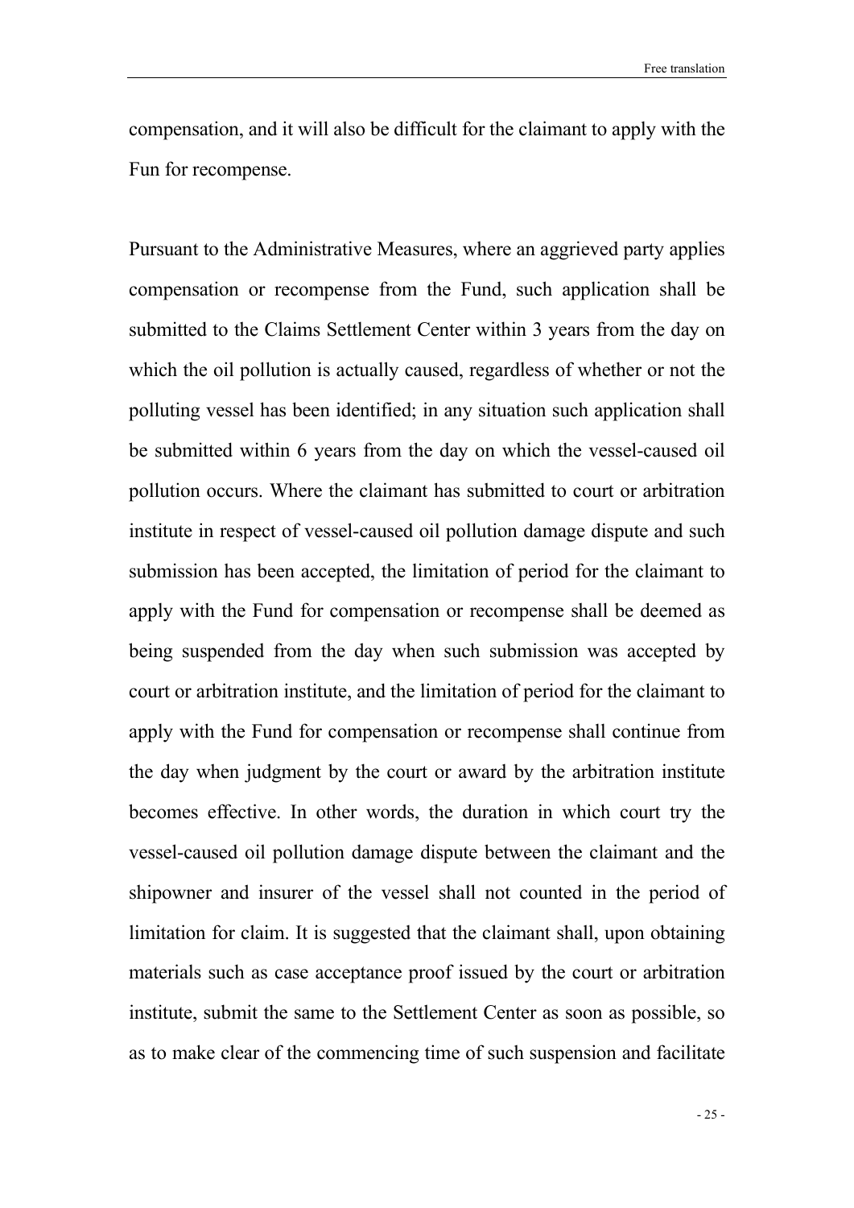compensation, and it will also be difficult for the claimant to apply with the Fun for recompense.

Pursuant to the Administrative Measures, where an aggrieved party applies compensation or recompense from the Fund, such application shall be submitted to the Claims Settlement Center within 3 years from the day on which the oil pollution is actually caused, regardless of whether or not the polluting vessel has been identified; in any situation such application shall be submitted within 6 years from the day on which the vessel-caused oil pollution occurs. Where the claimant has submitted to court or arbitration institute in respect of vessel-caused oil pollution damage dispute and such submission has been accepted, the limitation of period for the claimant to apply with the Fund for compensation or recompense shall be deemed as being suspended from the day when such submission was accepted by court or arbitration institute, and the limitation of period for the claimant to apply with the Fund for compensation or recompense shall continue from the day when judgment by the court or award by the arbitration institute becomes effective. In other words, the duration in which court try the vessel-caused oil pollution damage dispute between the claimant and the shipowner and insurer of the vessel shall not counted in the period of limitation for claim. It is suggested that the claimant shall, upon obtaining materials such as case acceptance proof issued by the court or arbitration institute, submit the same to the Settlement Center as soon as possible, so as to make clear of the commencing time of such suspension and facilitate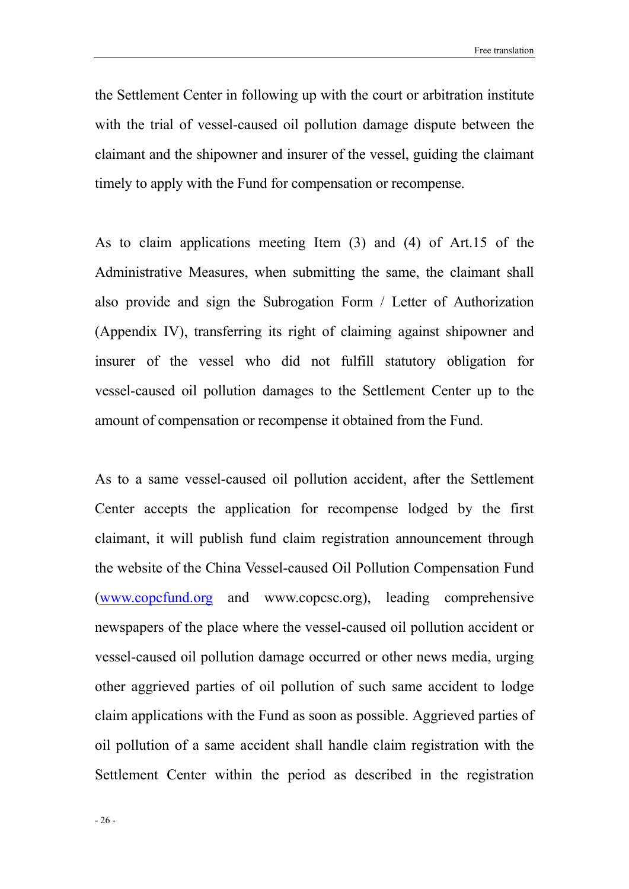the Settlement Center in following up with the court or arbitration institute with the trial of vessel-caused oil pollution damage dispute between the claimant and the shipowner and insurer of the vessel, guiding the claimant timely to apply with the Fund for compensation or recompense.

As to claim applications meeting Item (3) and (4) of Art.15 of the Administrative Measures, when submitting the same, the claimant shall also provide and sign the Subrogation Form / Letter of Authorization (Appendix IV), transferring its right of claiming against shipowner and insurer of the vessel who did not fulfill statutory obligation for vessel-caused oil pollution damages to the Settlement Center up to the amount of compensation or recompense it obtained from the Fund.

As to a same vessel-caused oil pollution accident, after the Settlement Center accepts the application for recompense lodged by the first claimant, it will publish fund claim registration announcement through the website of the China Vessel-caused Oil Pollution Compensation Fund (www.copcfund.org and www.copcsc.org), leading comprehensive newspapers of the place where the vessel-caused oil pollution accident or vessel-caused oil pollution damage occurred or other news media, urging other aggrieved parties of oil pollution of such same accident to lodge claim applications with the Fund as soon as possible. Aggrieved parties of oil pollution of a same accident shall handle claim registration with the Settlement Center within the period as described in the registration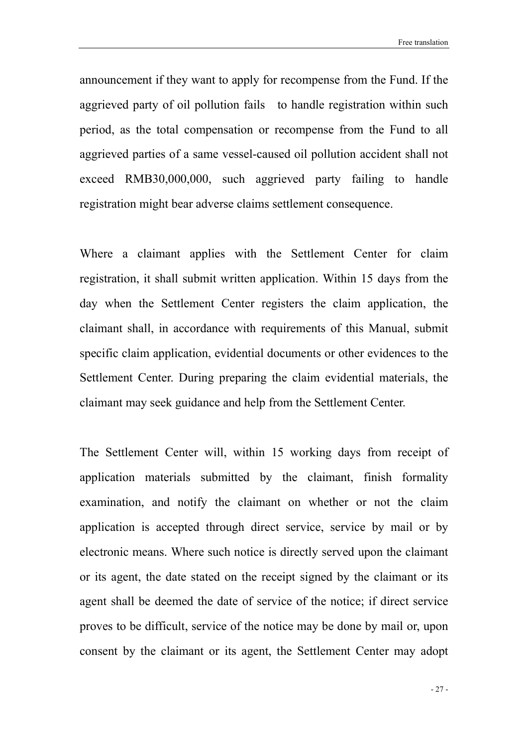announcement if they want to apply for recompense from the Fund. If the aggrieved party of oil pollution fails to handle registration within such period, as the total compensation or recompense from the Fund to all aggrieved parties of a same vessel-caused oil pollution accident shall not exceed RMB30,000,000, such aggrieved party failing to handle registration might bear adverse claims settlement consequence.

Where a claimant applies with the Settlement Center for claim registration, it shall submit written application. Within 15 days from the day when the Settlement Center registers the claim application, the claimant shall, in accordance with requirements of this Manual, submit specific claim application, evidential documents or other evidences to the Settlement Center. During preparing the claim evidential materials, the claimant may seek guidance and help from the Settlement Center.

The Settlement Center will, within 15 working days from receipt of application materials submitted by the claimant, finish formality examination, and notify the claimant on whether or not the claim application is accepted through direct service, service by mail or by electronic means. Where such notice is directly served upon the claimant or its agent, the date stated on the receipt signed by the claimant or its agent shall be deemed the date of service of the notice; if direct service proves to be difficult, service of the notice may be done by mail or, upon consent by the claimant or its agent, the Settlement Center may adopt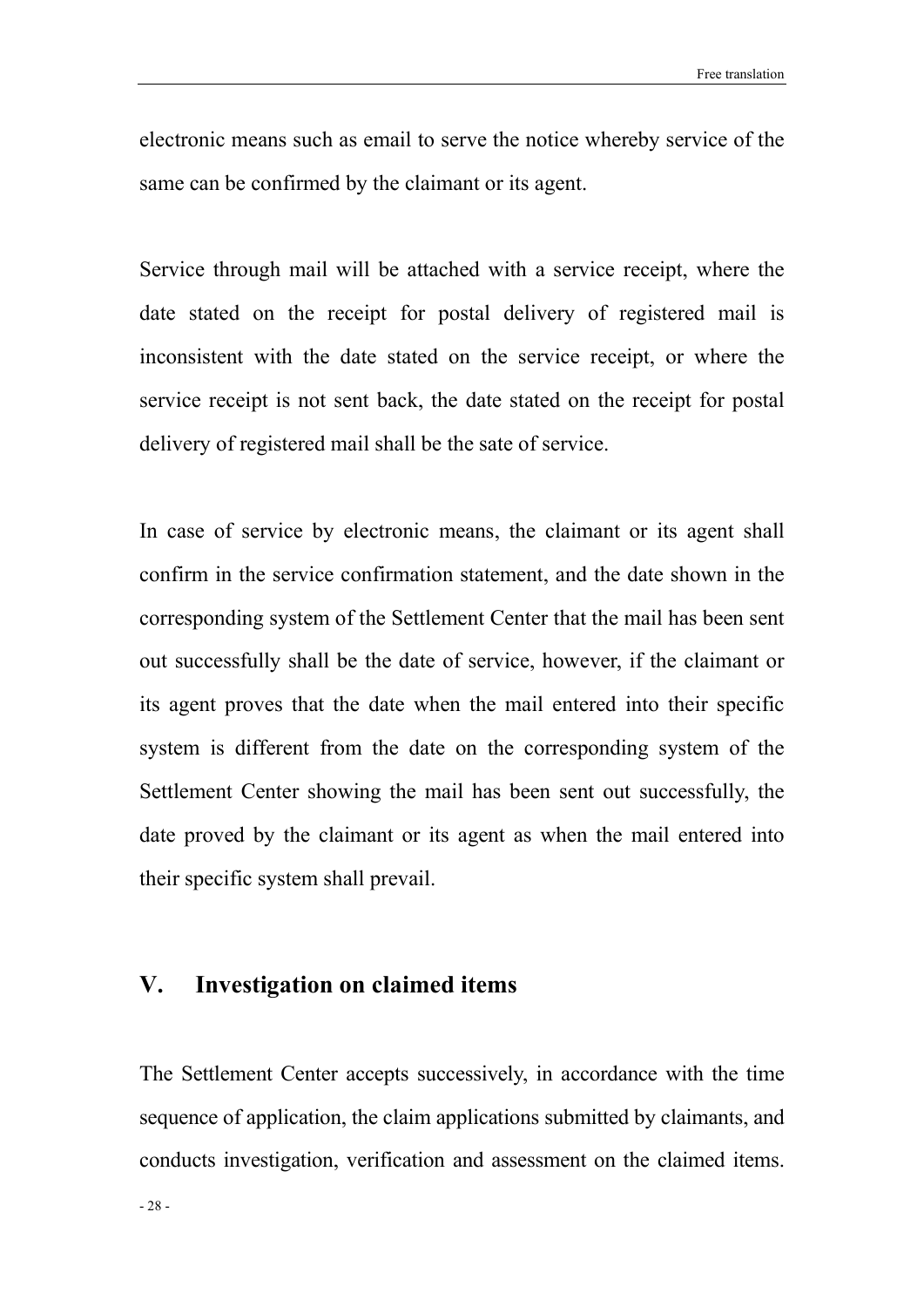electronic means such as email to serve the notice whereby service of the same can be confirmed by the claimant or its agent.

Service through mail will be attached with a service receipt, where the date stated on the receipt for postal delivery of registered mail is inconsistent with the date stated on the service receipt, or where the service receipt is not sent back, the date stated on the receipt for postal delivery of registered mail shall be the sate of service.

In case of service by electronic means, the claimant or its agent shall confirm in the service confirmation statement, and the date shown in the corresponding system of the Settlement Center that the mail has been sent out successfully shall be the date of service, however, if the claimant or its agent proves that the date when the mail entered into their specific system is different from the date on the corresponding system of the Settlement Center showing the mail has been sent out successfully, the date proved by the claimant or its agent as when the mail entered into their specific system shall prevail.

## V. Investigation on claimed items

The Settlement Center accepts successively, in accordance with the time sequence of application, the claim applications submitted by claimants, and conducts investigation, verification and assessment on the claimed items.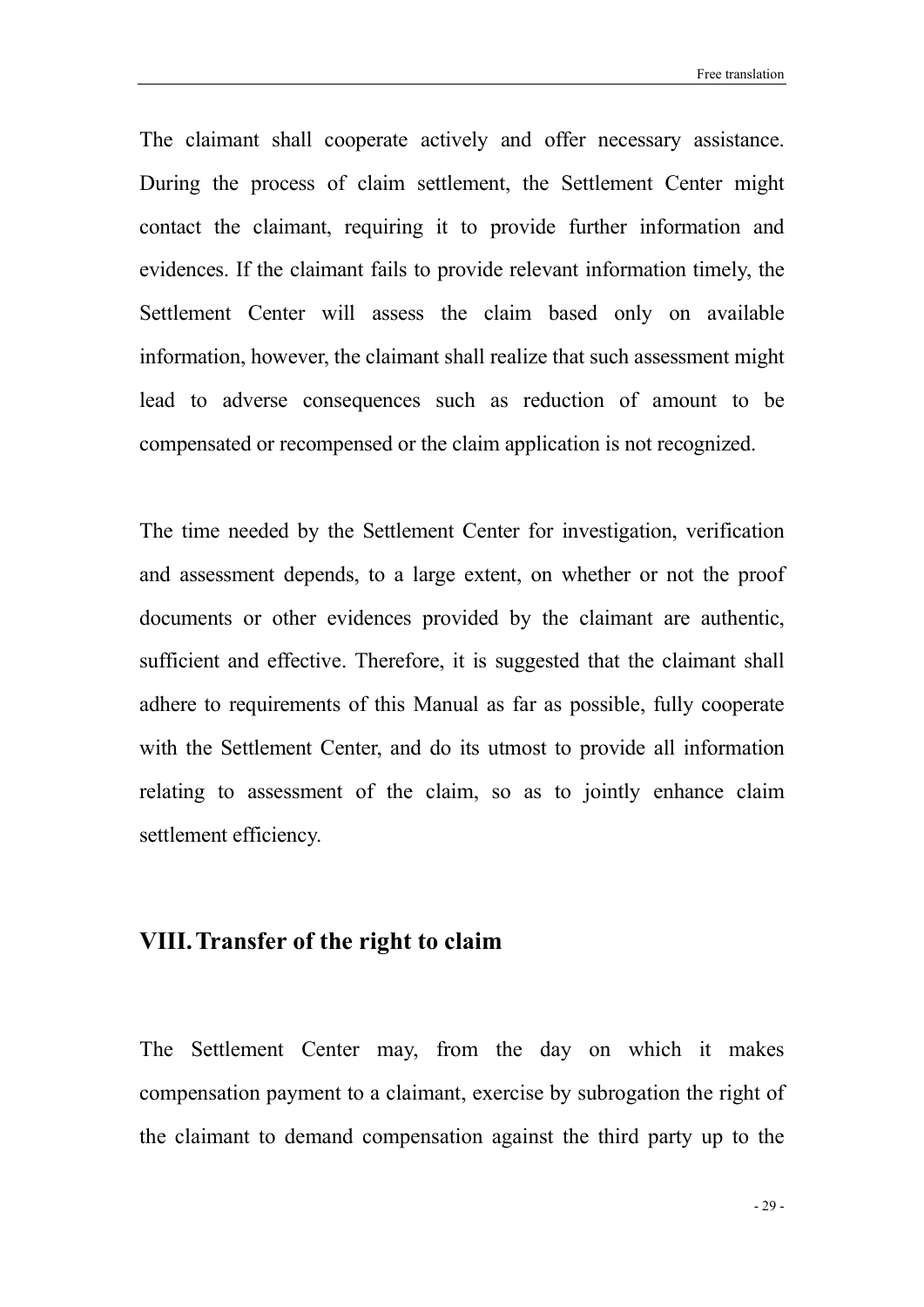The claimant shall cooperate actively and offer necessary assistance. During the process of claim settlement, the Settlement Center might contact the claimant, requiring it to provide further information and evidences. If the claimant fails to provide relevant information timely, the Settlement Center will assess the claim based only on available information, however, the claimant shall realize that such assessment might lead to adverse consequences such as reduction of amount to be compensated or recompensed or the claim application is not recognized.

The time needed by the Settlement Center for investigation, verification and assessment depends, to a large extent, on whether or not the proof documents or other evidences provided by the claimant are authentic, sufficient and effective. Therefore, it is suggested that the claimant shall adhere to requirements of this Manual as far as possible, fully cooperate with the Settlement Center, and do its utmost to provide all information relating to assessment of the claim, so as to jointly enhance claim settlement efficiency.

## VIII. Transfer of the right to claim

The Settlement Center may, from the day on which it makes compensation payment to a claimant, exercise by subrogation the right of the claimant to demand compensation against the third party up to the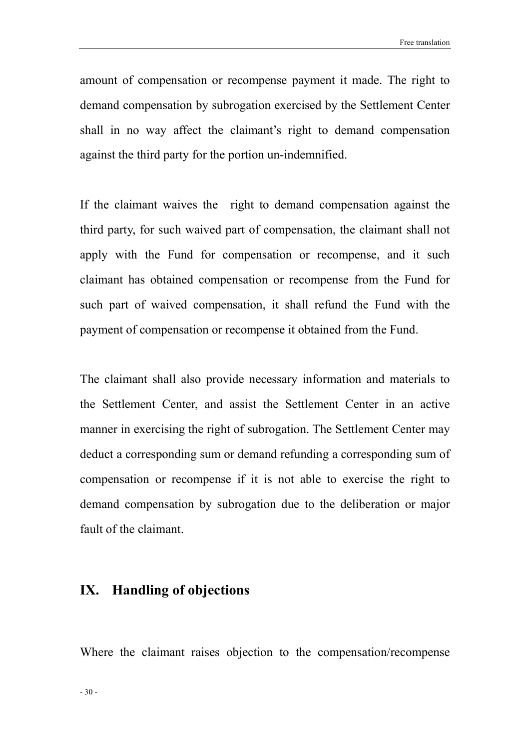amount of compensation or recompense payment it made. The right to demand compensation by subrogation exercised by the Settlement Center shall in no way affect the claimant's right to demand compensation against the third party for the portion un-indemnified.

If the claimant waives the right to demand compensation against the third party, for such waived part of compensation, the claimant shall not apply with the Fund for compensation or recompense, and it such claimant has obtained compensation or recompense from the Fund for such part of waived compensation, it shall refund the Fund with the payment of compensation or recompense it obtained from the Fund.

The claimant shall also provide necessary information and materials to the Settlement Center, and assist the Settlement Center in an active manner in exercising the right of subrogation. The Settlement Center may deduct a corresponding sum or demand refunding a corresponding sum of compensation or recompense if it is not able to exercise the right to demand compensation by subrogation due to the deliberation or major fault of the claimant.

## IX. Handling of objections

Where the claimant raises objection to the compensation/recompense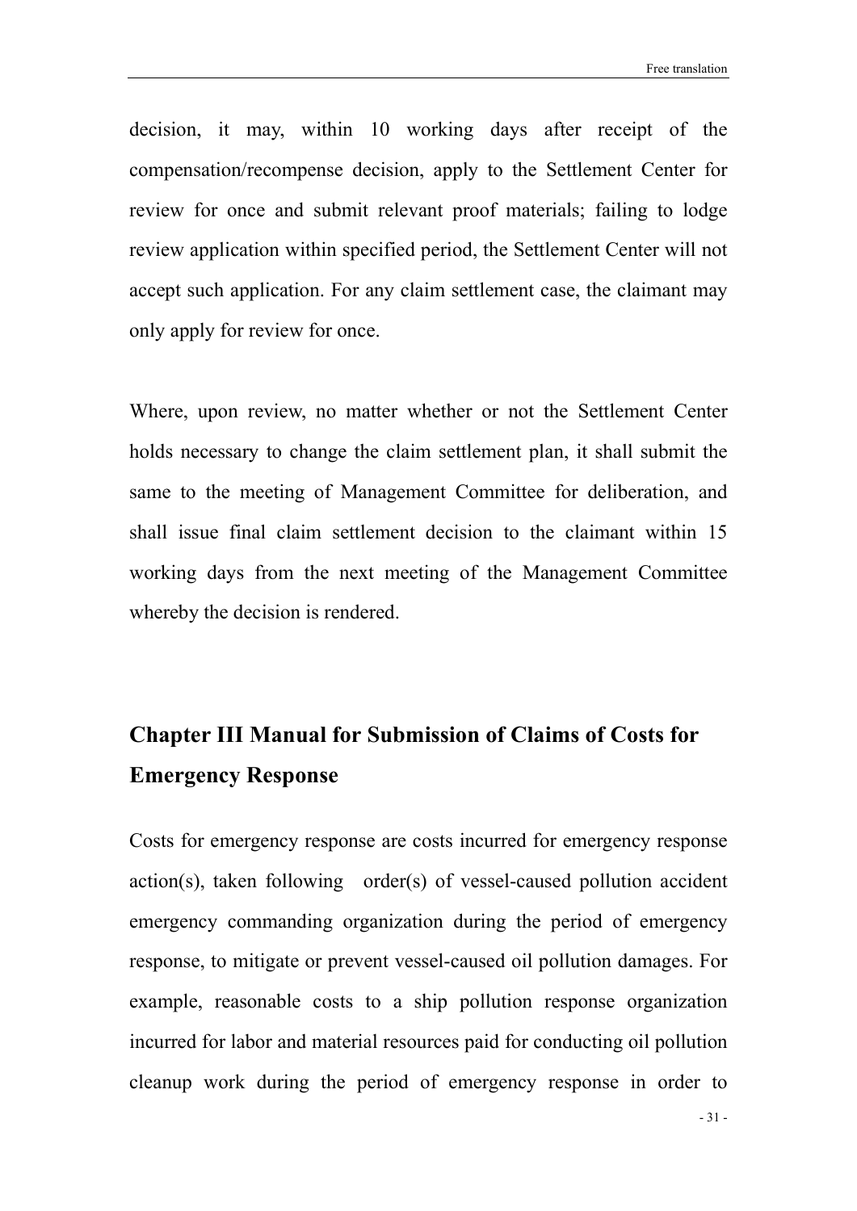decision, it may, within 10 working days after receipt of the compensation/recompense decision, apply to the Settlement Center for review for once and submit relevant proof materials; failing to lodge review application within specified period, the Settlement Center will not accept such application. For any claim settlement case, the claimant may only apply for review for once.

Where, upon review, no matter whether or not the Settlement Center holds necessary to change the claim settlement plan, it shall submit the same to the meeting of Management Committee for deliberation, and shall issue final claim settlement decision to the claimant within 15 working days from the next meeting of the Management Committee whereby the decision is rendered.

## Chapter III Manual for Submission of Claims of Costs for Emergency Response

Costs for emergency response are costs incurred for emergency response action(s), taken following order(s) of vessel-caused pollution accident emergency commanding organization during the period of emergency response, to mitigate or prevent vessel-caused oil pollution damages. For example, reasonable costs to a ship pollution response organization incurred for labor and material resources paid for conducting oil pollution cleanup work during the period of emergency response in order to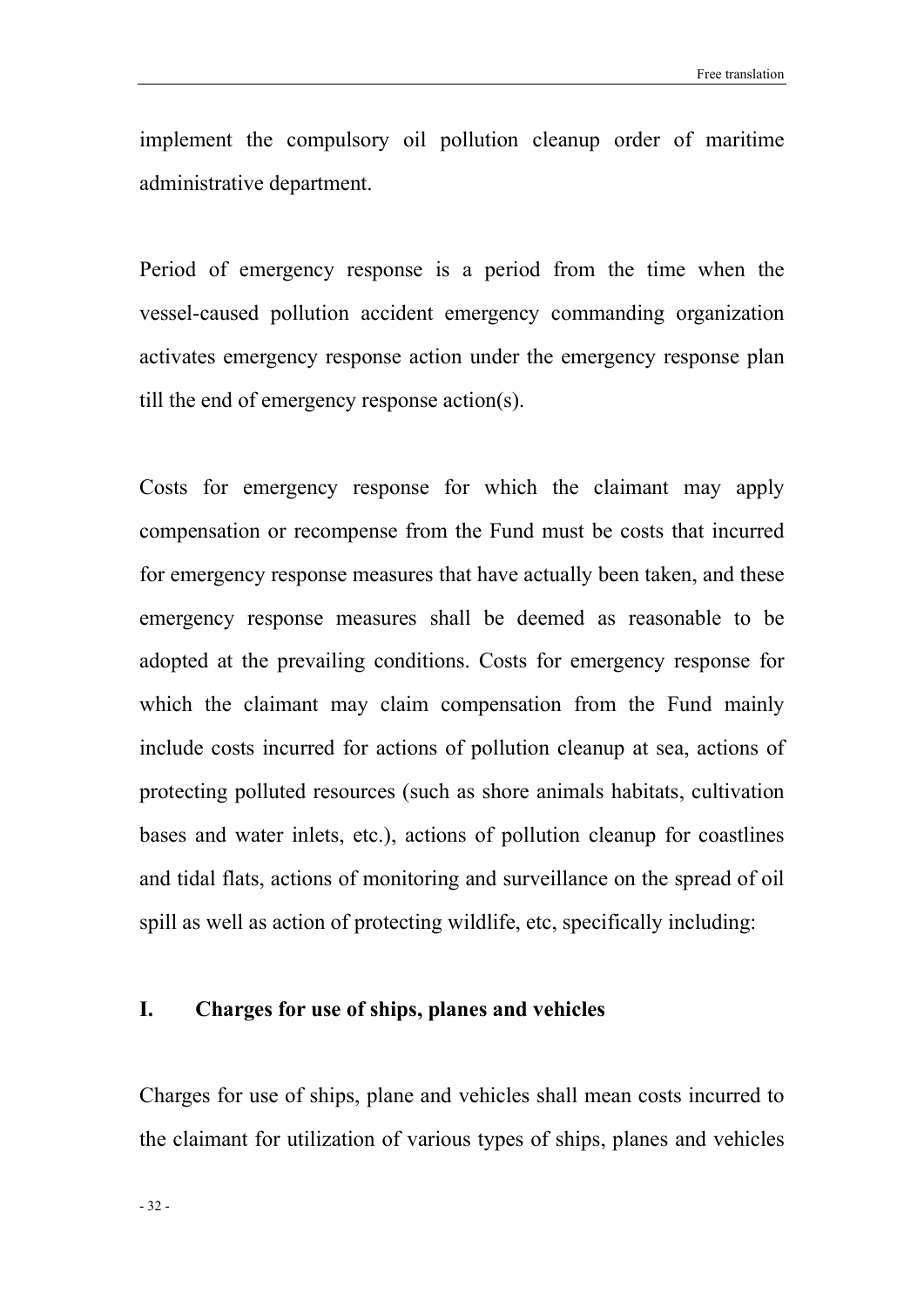implement the compulsory oil pollution cleanup order of maritime administrative department.

Period of emergency response is a period from the time when the vessel-caused pollution accident emergency commanding organization activates emergency response action under the emergency response plan till the end of emergency response action(s).

Costs for emergency response for which the claimant may apply compensation or recompense from the Fund must be costs that incurred for emergency response measures that have actually been taken, and these emergency response measures shall be deemed as reasonable to be adopted at the prevailing conditions. Costs for emergency response for which the claimant may claim compensation from the Fund mainly include costs incurred for actions of pollution cleanup at sea, actions of protecting polluted resources (such as shore animals habitats, cultivation bases and water inlets, etc.), actions of pollution cleanup for coastlines and tidal flats, actions of monitoring and surveillance on the spread of oil spill as well as action of protecting wildlife, etc, specifically including:

## I. Charges for use of ships, planes and vehicles

Charges for use of ships, plane and vehicles shall mean costs incurred to the claimant for utilization of various types of ships, planes and vehicles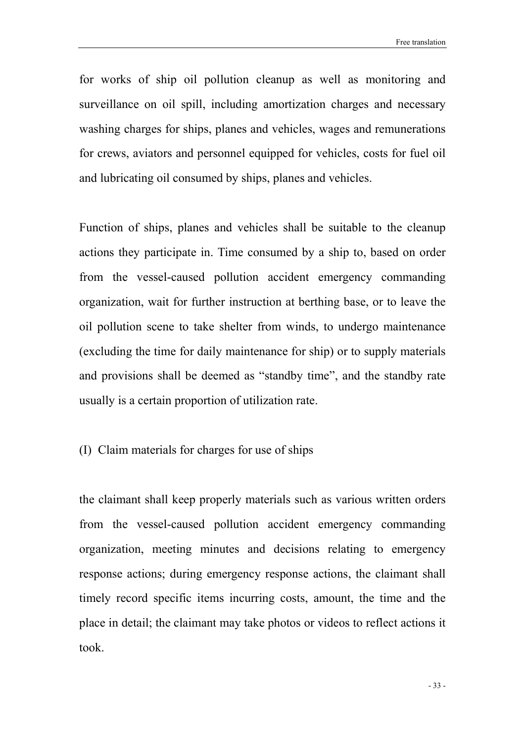for works of ship oil pollution cleanup as well as monitoring and surveillance on oil spill, including amortization charges and necessary washing charges for ships, planes and vehicles, wages and remunerations for crews, aviators and personnel equipped for vehicles, costs for fuel oil and lubricating oil consumed by ships, planes and vehicles.

Function of ships, planes and vehicles shall be suitable to the cleanup actions they participate in. Time consumed by a ship to, based on order from the vessel-caused pollution accident emergency commanding organization, wait for further instruction at berthing base, or to leave the oil pollution scene to take shelter from winds, to undergo maintenance (excluding the time for daily maintenance for ship) or to supply materials and provisions shall be deemed as "standby time", and the standby rate usually is a certain proportion of utilization rate.

(I) Claim materials for charges for use of ships

the claimant shall keep properly materials such as various written orders from the vessel-caused pollution accident emergency commanding organization, meeting minutes and decisions relating to emergency response actions; during emergency response actions, the claimant shall timely record specific items incurring costs, amount, the time and the place in detail; the claimant may take photos or videos to reflect actions it took.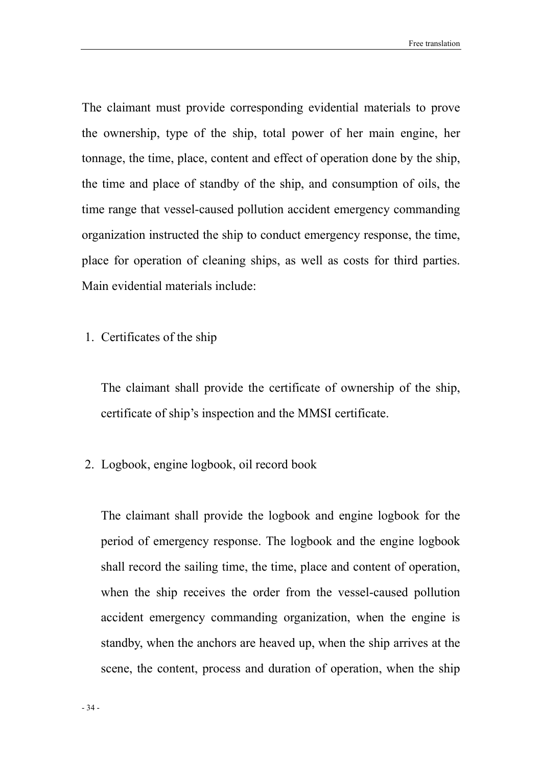The claimant must provide corresponding evidential materials to prove the ownership, type of the ship, total power of her main engine, her tonnage, the time, place, content and effect of operation done by the ship, the time and place of standby of the ship, and consumption of oils, the time range that vessel-caused pollution accident emergency commanding organization instructed the ship to conduct emergency response, the time, place for operation of cleaning ships, as well as costs for third parties. Main evidential materials include:

1. Certificates of the ship

   The claimant shall provide the certificate of ownership of the ship, certificate of ship's inspection and the MMSI certificate.

2. Logbook, engine logbook, oil record book

   The claimant shall provide the logbook and engine logbook for the period of emergency response. The logbook and the engine logbook shall record the sailing time, the time, place and content of operation, when the ship receives the order from the vessel-caused pollution accident emergency commanding organization, when the engine is standby, when the anchors are heaved up, when the ship arrives at the scene, the content, process and duration of operation, when the ship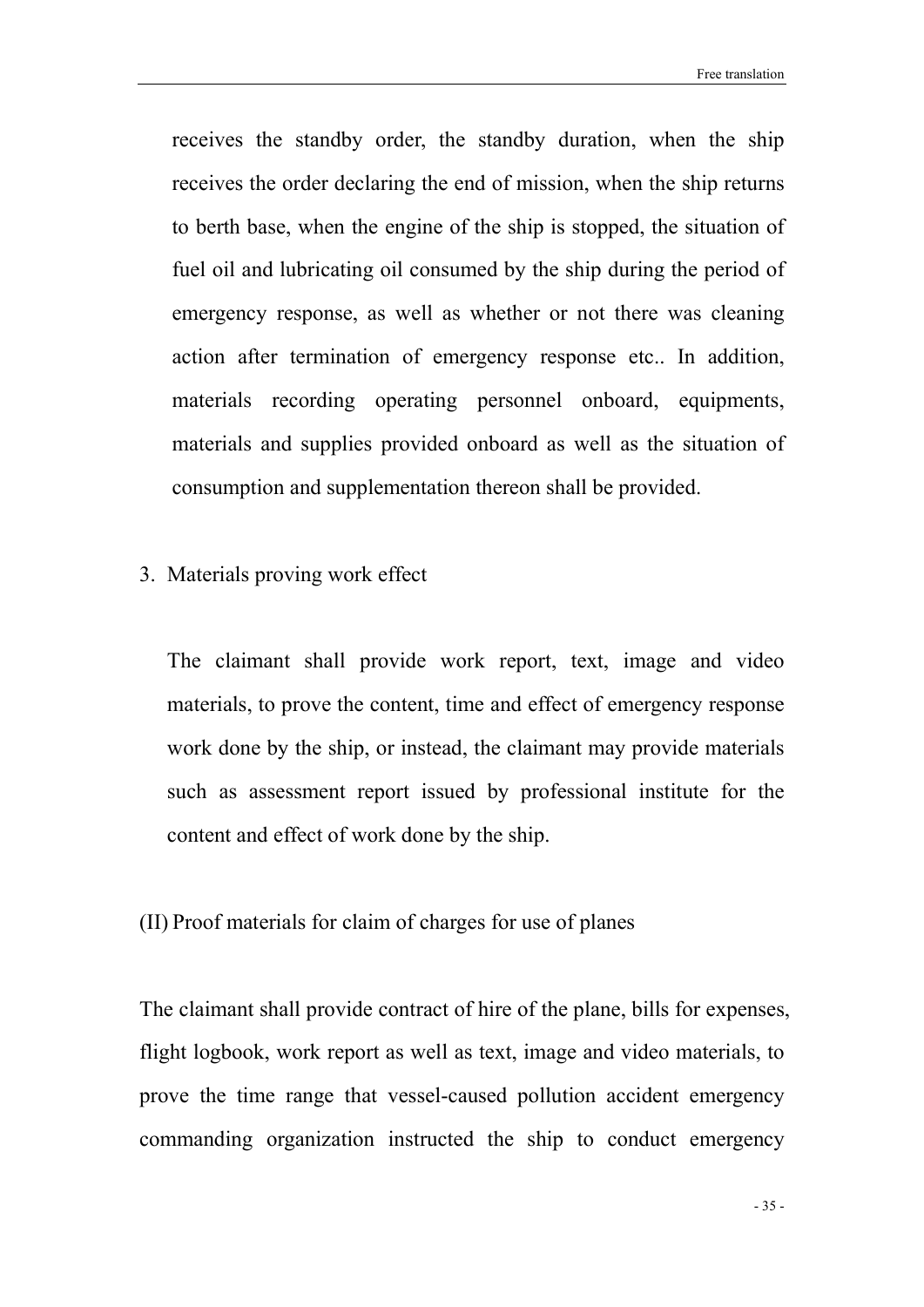receives the standby order, the standby duration, when the ship receives the order declaring the end of mission, when the ship returns to berth base, when the engine of the ship is stopped, the situation of fuel oil and lubricating oil consumed by the ship during the period of emergency response, as well as whether or not there was cleaning action after termination of emergency response etc.. In addition, materials recording operating personnel onboard, equipments, materials and supplies provided onboard as well as the situation of consumption and supplementation thereon shall be provided.

3. Materials proving work effect

   The claimant shall provide work report, text, image and video materials, to prove the content, time and effect of emergency response work done by the ship, or instead, the claimant may provide materials such as assessment report issued by professional institute for the content and effect of work done by the ship.

(II) Proof materials for claim of charges for use of planes

The claimant shall provide contract of hire of the plane, bills for expenses, flight logbook, work report as well as text, image and video materials, to prove the time range that vessel-caused pollution accident emergency commanding organization instructed the ship to conduct emergency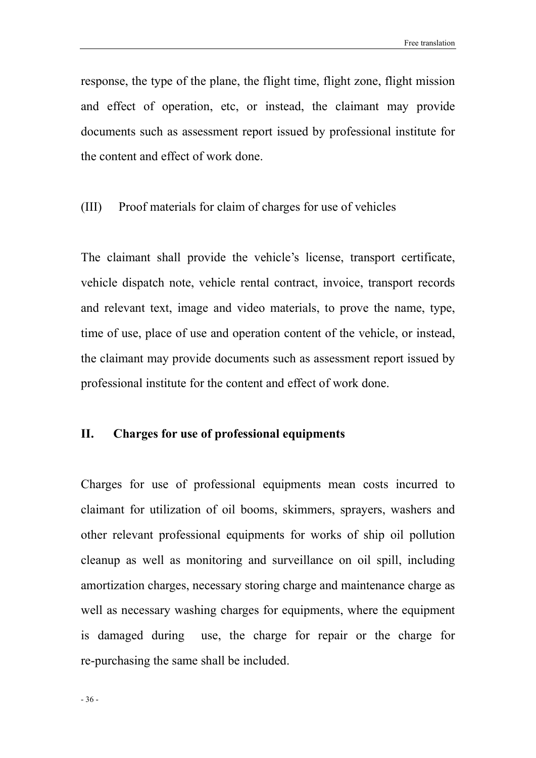response, the type of the plane, the flight time, flight zone, flight mission and effect of operation, etc, or instead, the claimant may provide documents such as assessment report issued by professional institute for the content and effect of work done.

(III) Proof materials for claim of charges for use of vehicles

The claimant shall provide the vehicle's license, transport certificate, vehicle dispatch note, vehicle rental contract, invoice, transport records and relevant text, image and video materials, to prove the name, type, time of use, place of use and operation content of the vehicle, or instead, the claimant may provide documents such as assessment report issued by professional institute for the content and effect of work done.

## II. Charges for use of professional equipments

Charges for use of professional equipments mean costs incurred to claimant for utilization of oil booms, skimmers, sprayers, washers and other relevant professional equipments for works of ship oil pollution cleanup as well as monitoring and surveillance on oil spill, including amortization charges, necessary storing charge and maintenance charge as well as necessary washing charges for equipments, where the equipment is damaged during use, the charge for repair or the charge for re-purchasing the same shall be included.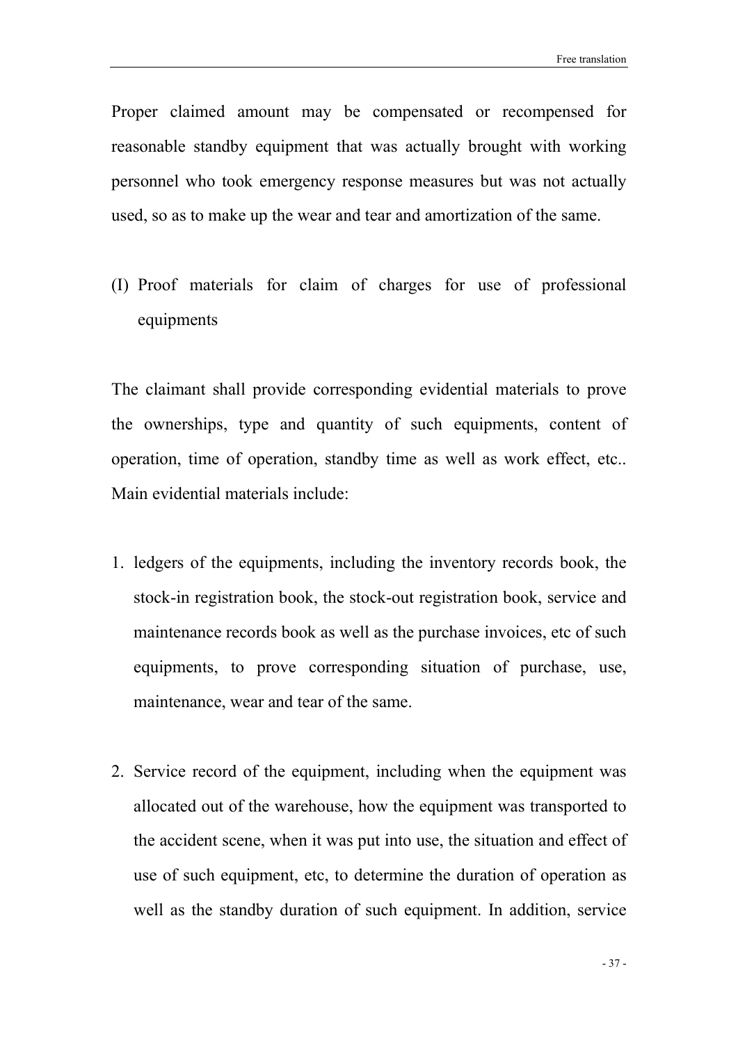Proper claimed amount may be compensated or recompensed for reasonable standby equipment that was actually brought with working personnel who took emergency response measures but was not actually used, so as to make up the wear and tear and amortization of the same.

(I) Proof materials for claim of charges for use of professional equipments

The claimant shall provide corresponding evidential materials to prove the ownerships, type and quantity of such equipments, content of operation, time of operation, standby time as well as work effect, etc.. Main evidential materials include:

1. ledgers of the equipments, including the inventory records book, the stock-in registration book, the stock-out registration book, service and maintenance records book as well as the purchase invoices, etc of such equipments, to prove corresponding situation of purchase, use, maintenance, wear and tear of the same.

2. Service record of the equipment, including when the equipment was allocated out of the warehouse, how the equipment was transported to the accident scene, when it was put into use, the situation and effect of use of such equipment, etc, to determine the duration of operation as well as the standby duration of such equipment. In addition, service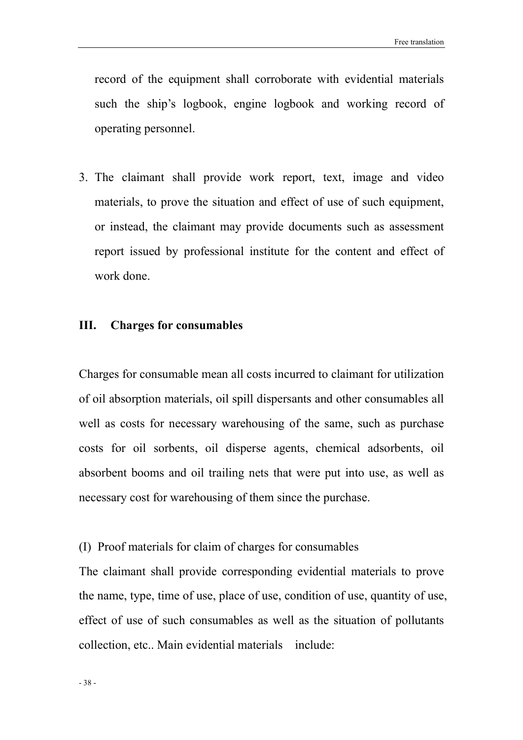record of the equipment shall corroborate with evidential materials such the ship's logbook, engine logbook and working record of operating personnel.

3. The claimant shall provide work report, text, image and video materials, to prove the situation and effect of use of such equipment, or instead, the claimant may provide documents such as assessment report issued by professional institute for the content and effect of work done.

## III. Charges for consumables

Charges for consumable mean all costs incurred to claimant for utilization of oil absorption materials, oil spill dispersants and other consumables all well as costs for necessary warehousing of the same, such as purchase costs for oil sorbents, oil disperse agents, chemical adsorbents, oil absorbent booms and oil trailing nets that were put into use, as well as necessary cost for warehousing of them since the purchase.

(I) Proof materials for claim of charges for consumables

The claimant shall provide corresponding evidential materials to prove the name, type, time of use, place of use, condition of use, quantity of use, effect of use of such consumables as well as the situation of pollutants collection, etc.. Main evidential materials include: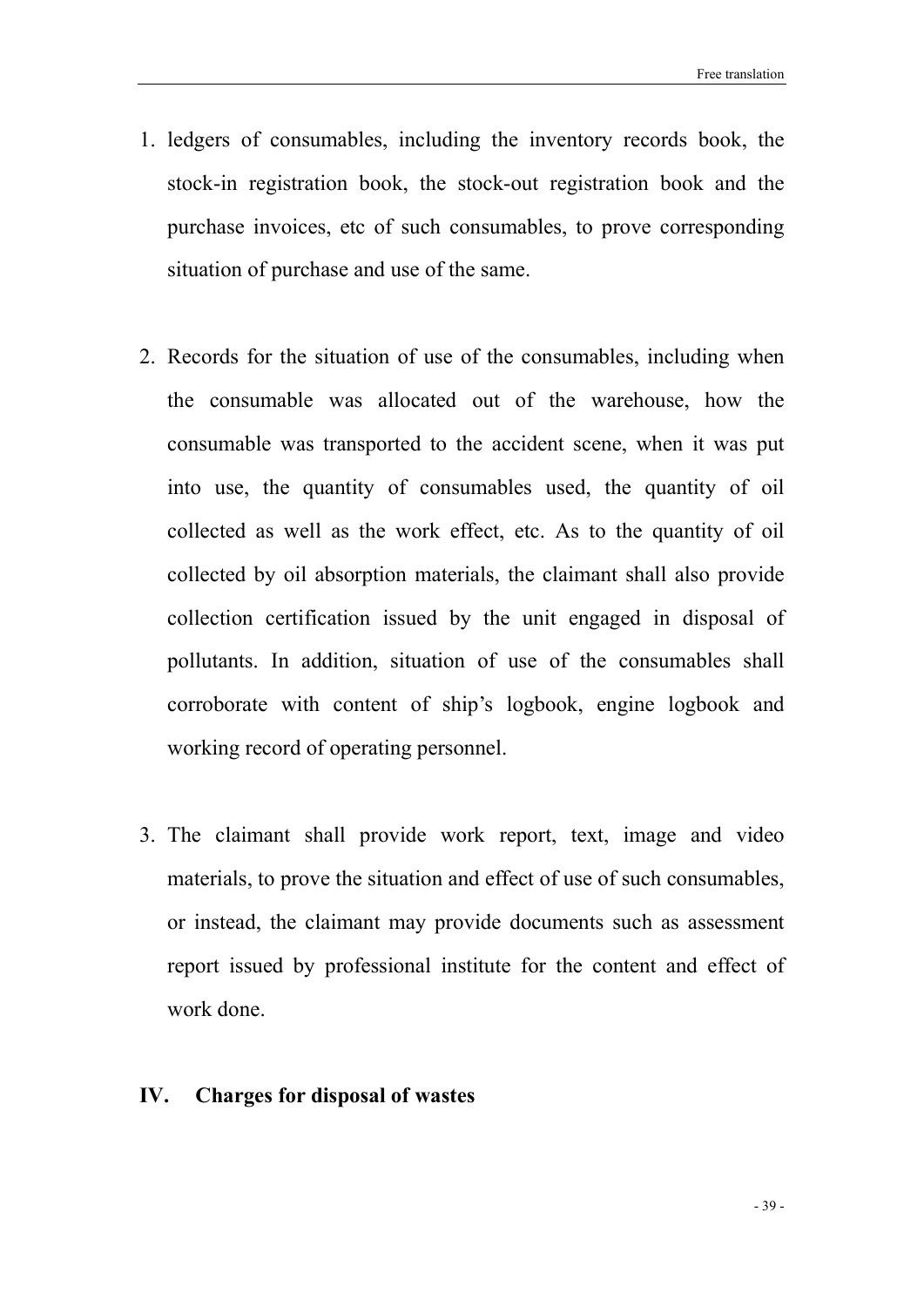1. ledgers of consumables, including the inventory records book, the stock-in registration book, the stock-out registration book and the purchase invoices, etc of such consumables, to prove corresponding situation of purchase and use of the same.

2. Records for the situation of use of the consumables, including when the consumable was allocated out of the warehouse, how the consumable was transported to the accident scene, when it was put into use, the quantity of consumables used, the quantity of oil collected as well as the work effect, etc. As to the quantity of oil collected by oil absorption materials, the claimant shall also provide collection certification issued by the unit engaged in disposal of pollutants. In addition, situation of use of the consumables shall corroborate with content of ship's logbook, engine logbook and working record of operating personnel.

3. The claimant shall provide work report, text, image and video materials, to prove the situation and effect of use of such consumables, or instead, the claimant may provide documents such as assessment report issued by professional institute for the content and effect of work done.

## IV. Charges for disposal of wastes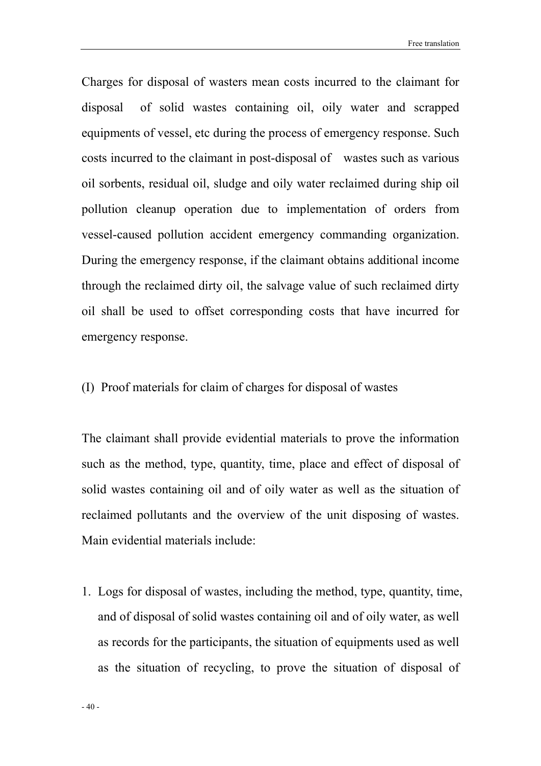Charges for disposal of wasters mean costs incurred to the claimant for disposal of solid wastes containing oil, oily water and scrapped equipments of vessel, etc during the process of emergency response. Such costs incurred to the claimant in post-disposal of wastes such as various oil sorbents, residual oil, sludge and oily water reclaimed during ship oil pollution cleanup operation due to implementation of orders from vessel-caused pollution accident emergency commanding organization. During the emergency response, if the claimant obtains additional income through the reclaimed dirty oil, the salvage value of such reclaimed dirty oil shall be used to offset corresponding costs that have incurred for emergency response.

(I) Proof materials for claim of charges for disposal of wastes

The claimant shall provide evidential materials to prove the information such as the method, type, quantity, time, place and effect of disposal of solid wastes containing oil and of oily water as well as the situation of reclaimed pollutants and the overview of the unit disposing of wastes. Main evidential materials include:

1. Logs for disposal of wastes, including the method, type, quantity, time, and of disposal of solid wastes containing oil and of oily water, as well as records for the participants, the situation of equipments used as well as the situation of recycling, to prove the situation of disposal of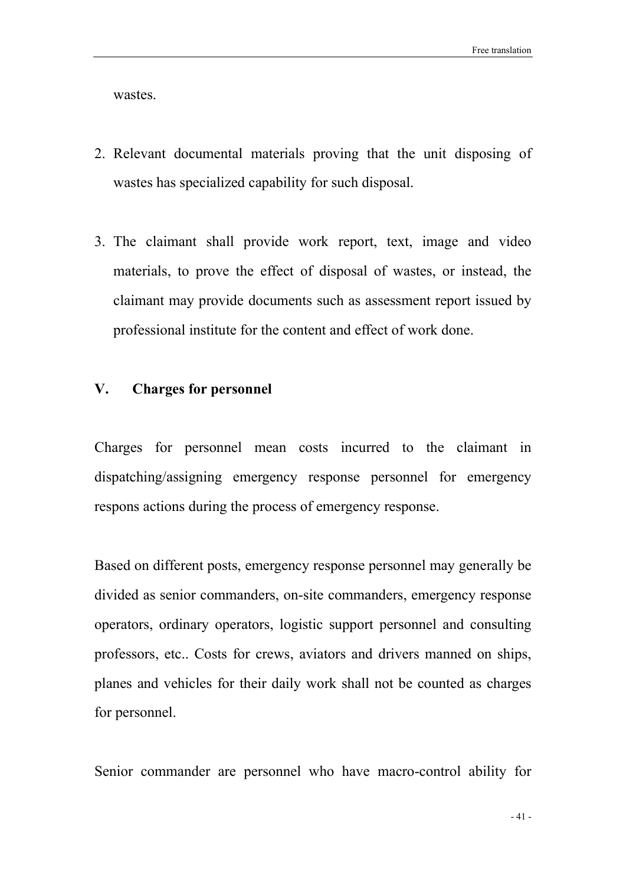wastes.

2. Relevant documental materials proving that the unit disposing of wastes has specialized capability for such disposal.

3. The claimant shall provide work report, text, image and video materials, to prove the effect of disposal of wastes, or instead, the claimant may provide documents such as assessment report issued by professional institute for the content and effect of work done.

## V. Charges for personnel

Charges for personnel mean costs incurred to the claimant in dispatching/assigning emergency response personnel for emergency respons actions during the process of emergency response.

Based on different posts, emergency response personnel may generally be divided as senior commanders, on-site commanders, emergency response operators, ordinary operators, logistic support personnel and consulting professors, etc.. Costs for crews, aviators and drivers manned on ships, planes and vehicles for their daily work shall not be counted as charges for personnel.

Senior commander are personnel who have macro-control ability for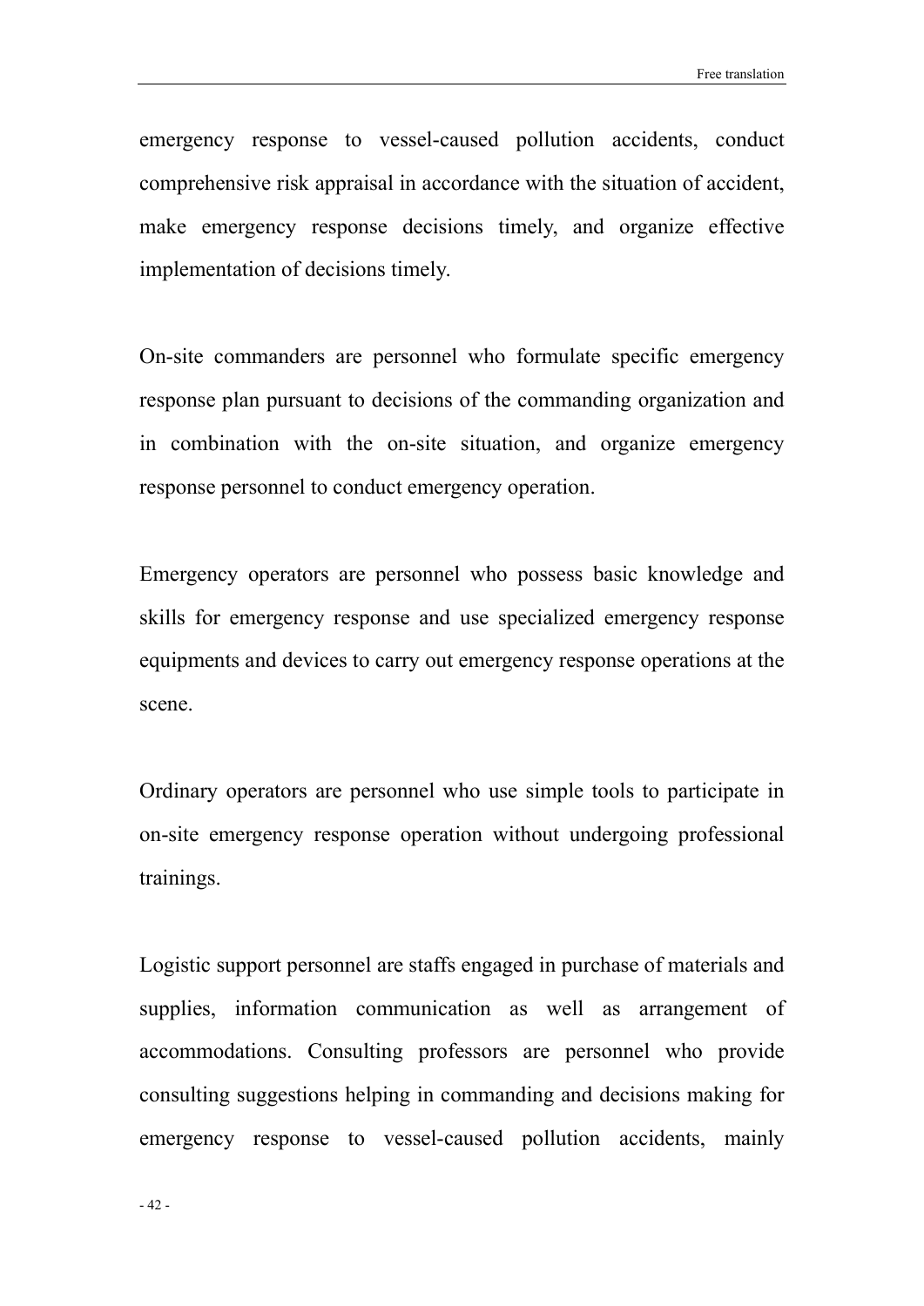emergency response to vessel-caused pollution accidents, conduct comprehensive risk appraisal in accordance with the situation of accident, make emergency response decisions timely, and organize effective implementation of decisions timely.

On-site commanders are personnel who formulate specific emergency response plan pursuant to decisions of the commanding organization and in combination with the on-site situation, and organize emergency response personnel to conduct emergency operation.

Emergency operators are personnel who possess basic knowledge and skills for emergency response and use specialized emergency response equipments and devices to carry out emergency response operations at the scene.

Ordinary operators are personnel who use simple tools to participate in on-site emergency response operation without undergoing professional trainings.

Logistic support personnel are staffs engaged in purchase of materials and supplies, information communication as well as arrangement of accommodations. Consulting professors are personnel who provide consulting suggestions helping in commanding and decisions making for emergency response to vessel-caused pollution accidents, mainly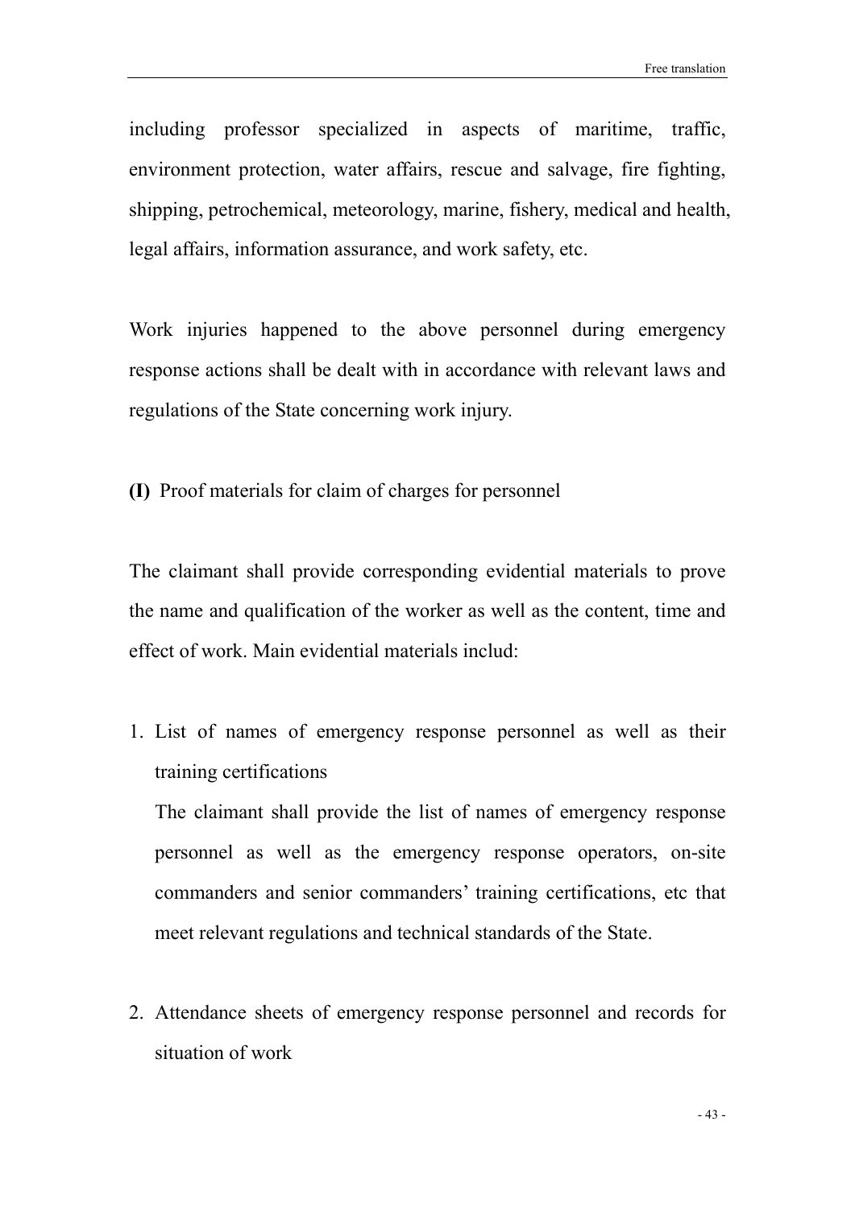including professor specialized in aspects of maritime, traffic, environment protection, water affairs, rescue and salvage, fire fighting, shipping, petrochemical, meteorology, marine, fishery, medical and health, legal affairs, information assurance, and work safety, etc.

Work injuries happened to the above personnel during emergency response actions shall be dealt with in accordance with relevant laws and regulations of the State concerning work injury.

**(I)** Proof materials for claim of charges for personnel

The claimant shall provide corresponding evidential materials to prove the name and qualification of the worker as well as the content, time and effect of work. Main evidential materials includ:

1. List of names of emergency response personnel as well as their training certifications

   The claimant shall provide the list of names of emergency response personnel as well as the emergency response operators, on-site commanders and senior commanders' training certifications, etc that meet relevant regulations and technical standards of the State.

2. Attendance sheets of emergency response personnel and records for situation of work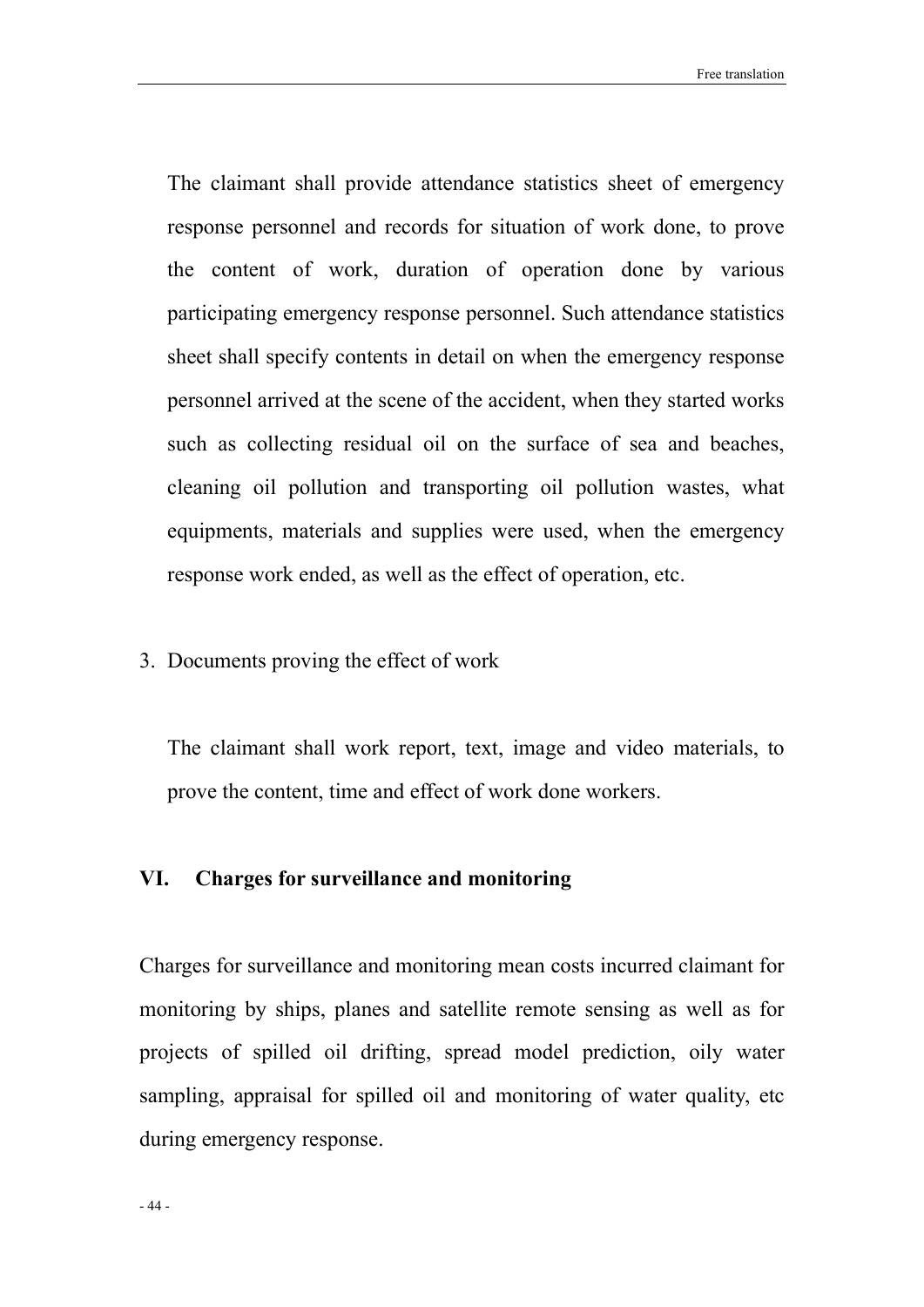The claimant shall provide attendance statistics sheet of emergency response personnel and records for situation of work done, to prove the content of work, duration of operation done by various participating emergency response personnel. Such attendance statistics sheet shall specify contents in detail on when the emergency response personnel arrived at the scene of the accident, when they started works such as collecting residual oil on the surface of sea and beaches, cleaning oil pollution and transporting oil pollution wastes, what equipments, materials and supplies were used, when the emergency response work ended, as well as the effect of operation, etc.

3. Documents proving the effect of work

The claimant shall work report, text, image and video materials, to prove the content, time and effect of work done workers.

## VI. Charges for surveillance and monitoring

Charges for surveillance and monitoring mean costs incurred claimant for monitoring by ships, planes and satellite remote sensing as well as for projects of spilled oil drifting, spread model prediction, oily water sampling, appraisal for spilled oil and monitoring of water quality, etc during emergency response.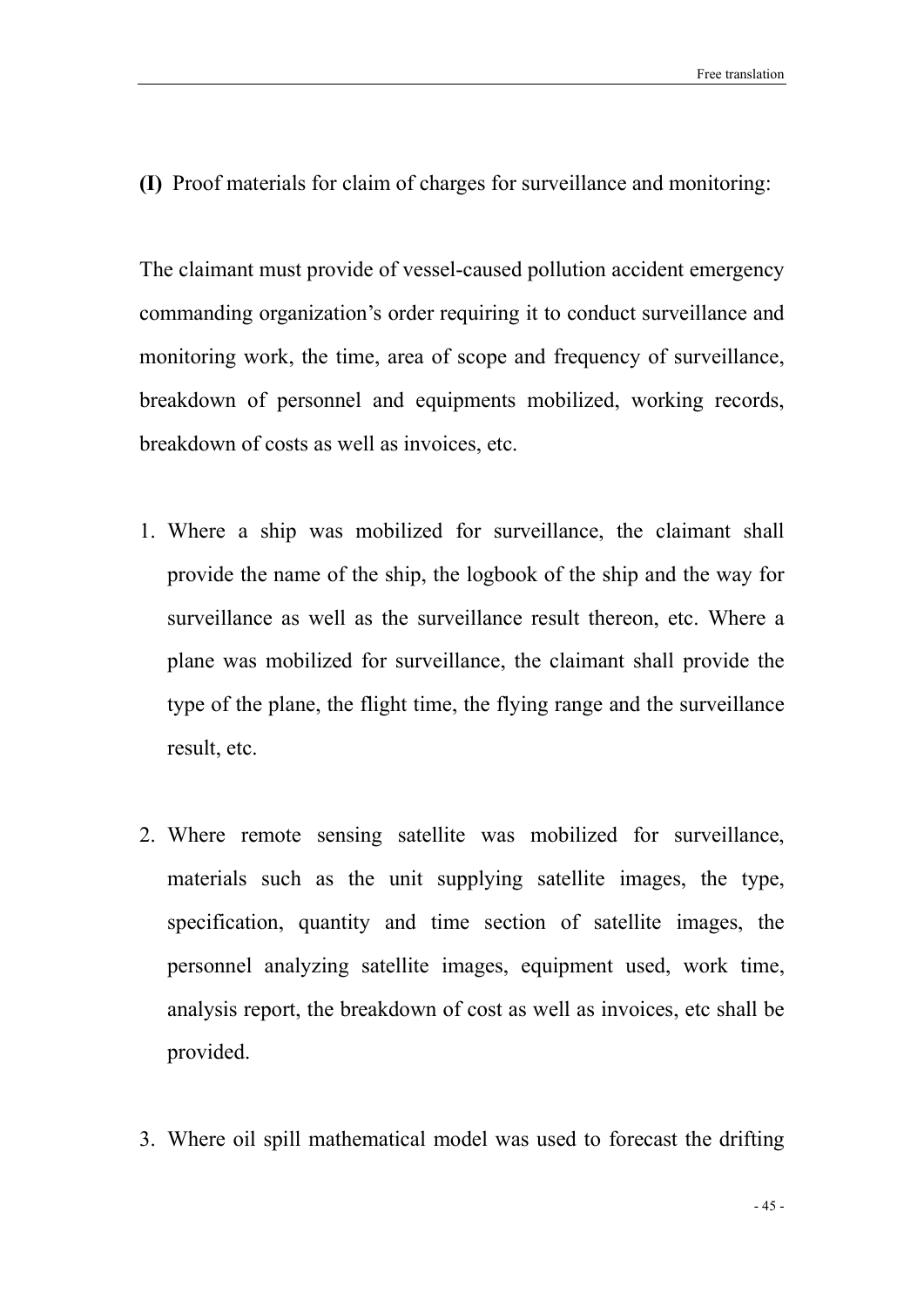**(I)** Proof materials for claim of charges for surveillance and monitoring:

The claimant must provide of vessel-caused pollution accident emergency commanding organization's order requiring it to conduct surveillance and monitoring work, the time, area of scope and frequency of surveillance, breakdown of personnel and equipments mobilized, working records, breakdown of costs as well as invoices, etc.

1. Where a ship was mobilized for surveillance, the claimant shall provide the name of the ship, the logbook of the ship and the way for surveillance as well as the surveillance result thereon, etc. Where a plane was mobilized for surveillance, the claimant shall provide the type of the plane, the flight time, the flying range and the surveillance result, etc.

2. Where remote sensing satellite was mobilized for surveillance, materials such as the unit supplying satellite images, the type, specification, quantity and time section of satellite images, the personnel analyzing satellite images, equipment used, work time, analysis report, the breakdown of cost as well as invoices, etc shall be provided.

3. Where oil spill mathematical model was used to forecast the drifting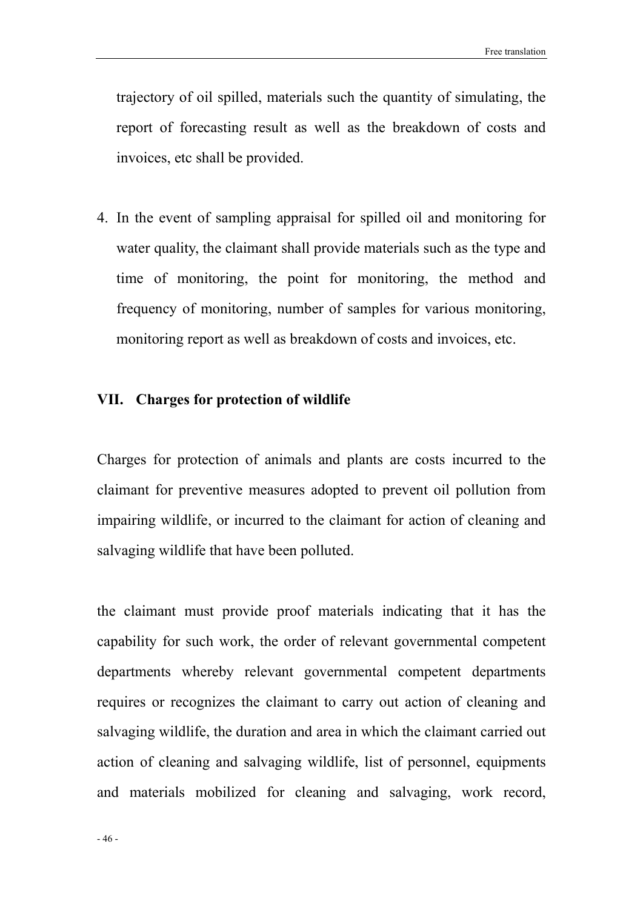trajectory of oil spilled, materials such the quantity of simulating, the report of forecasting result as well as the breakdown of costs and invoices, etc shall be provided.

4. In the event of sampling appraisal for spilled oil and monitoring for water quality, the claimant shall provide materials such as the type and time of monitoring, the point for monitoring, the method and frequency of monitoring, number of samples for various monitoring, monitoring report as well as breakdown of costs and invoices, etc.

## VII. Charges for protection of wildlife

Charges for protection of animals and plants are costs incurred to the claimant for preventive measures adopted to prevent oil pollution from impairing wildlife, or incurred to the claimant for action of cleaning and salvaging wildlife that have been polluted.

the claimant must provide proof materials indicating that it has the capability for such work, the order of relevant governmental competent departments whereby relevant governmental competent departments requires or recognizes the claimant to carry out action of cleaning and salvaging wildlife, the duration and area in which the claimant carried out action of cleaning and salvaging wildlife, list of personnel, equipments and materials mobilized for cleaning and salvaging, work record,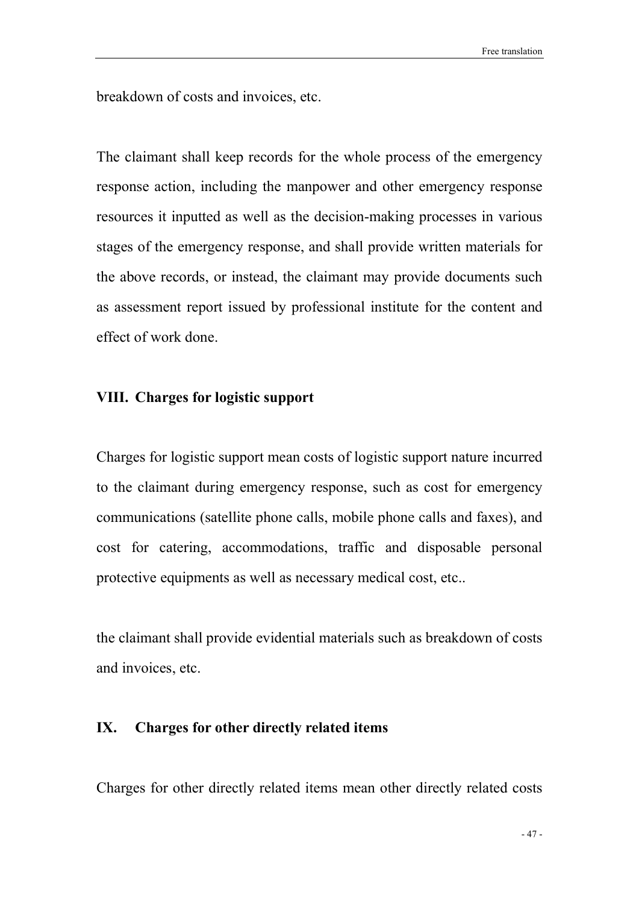breakdown of costs and invoices, etc.

The claimant shall keep records for the whole process of the emergency response action, including the manpower and other emergency response resources it inputted as well as the decision-making processes in various stages of the emergency response, and shall provide written materials for the above records, or instead, the claimant may provide documents such as assessment report issued by professional institute for the content and effect of work done.

## VIII. Charges for logistic support

Charges for logistic support mean costs of logistic support nature incurred to the claimant during emergency response, such as cost for emergency communications (satellite phone calls, mobile phone calls and faxes), and cost for catering, accommodations, traffic and disposable personal protective equipments as well as necessary medical cost, etc..

the claimant shall provide evidential materials such as breakdown of costs and invoices, etc.

## IX. Charges for other directly related items

Charges for other directly related items mean other directly related costs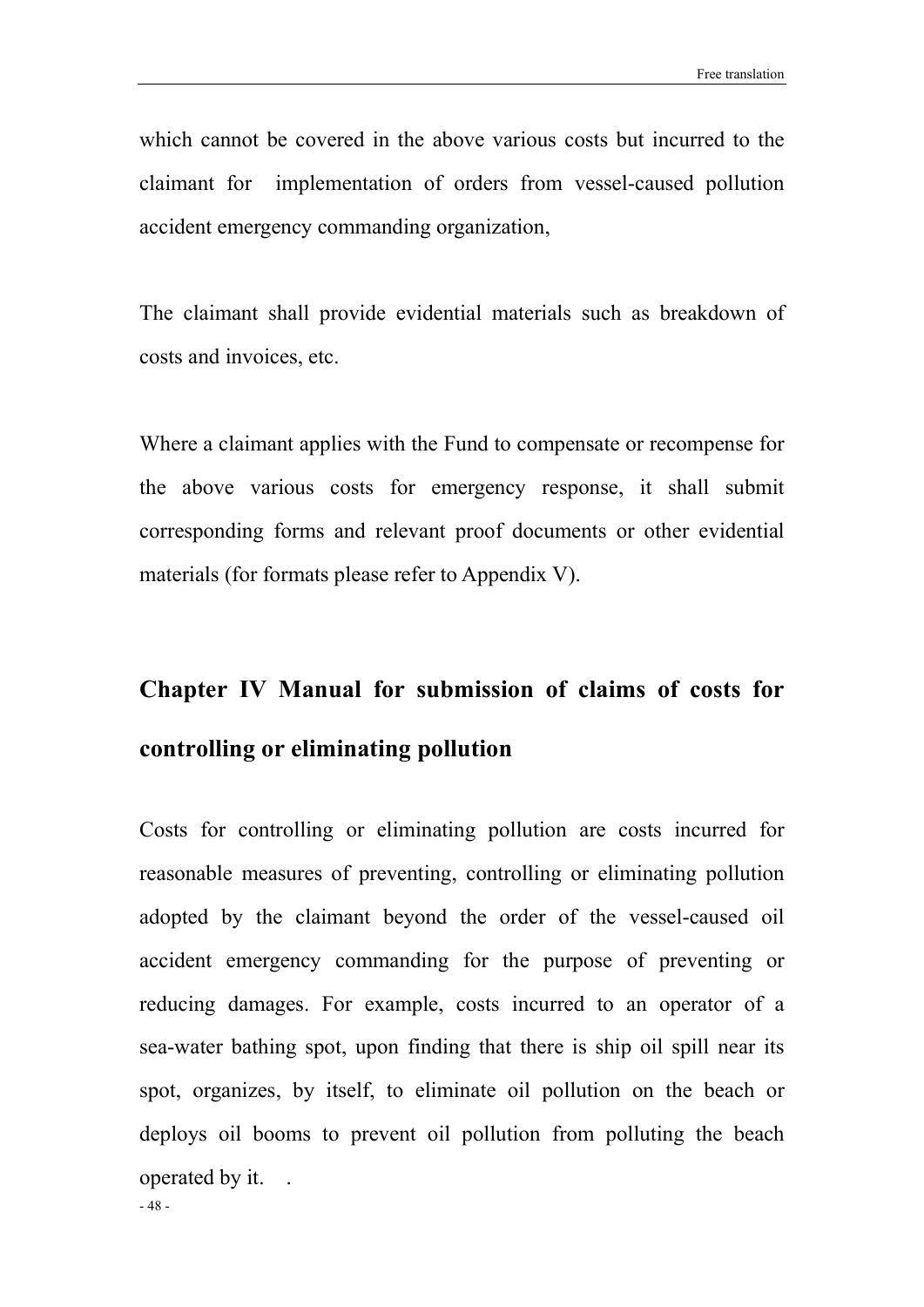which cannot be covered in the above various costs but incurred to the claimant for implementation of orders from vessel-caused pollution accident emergency commanding organization,

The claimant shall provide evidential materials such as breakdown of costs and invoices, etc.

Where a claimant applies with the Fund to compensate or recompense for the above various costs for emergency response, it shall submit corresponding forms and relevant proof documents or other evidential materials (for formats please refer to Appendix V).

## Chapter IV Manual for submission of claims of costs for controlling or eliminating pollution

Costs for controlling or eliminating pollution are costs incurred for reasonable measures of preventing, controlling or eliminating pollution adopted by the claimant beyond the order of the vessel-caused oil accident emergency commanding for the purpose of preventing or reducing damages. For example, costs incurred to an operator of a sea-water bathing spot, upon finding that there is ship oil spill near its spot, organizes, by itself, to eliminate oil pollution on the beach or deploys oil booms to prevent oil pollution from polluting the beach operated by it. .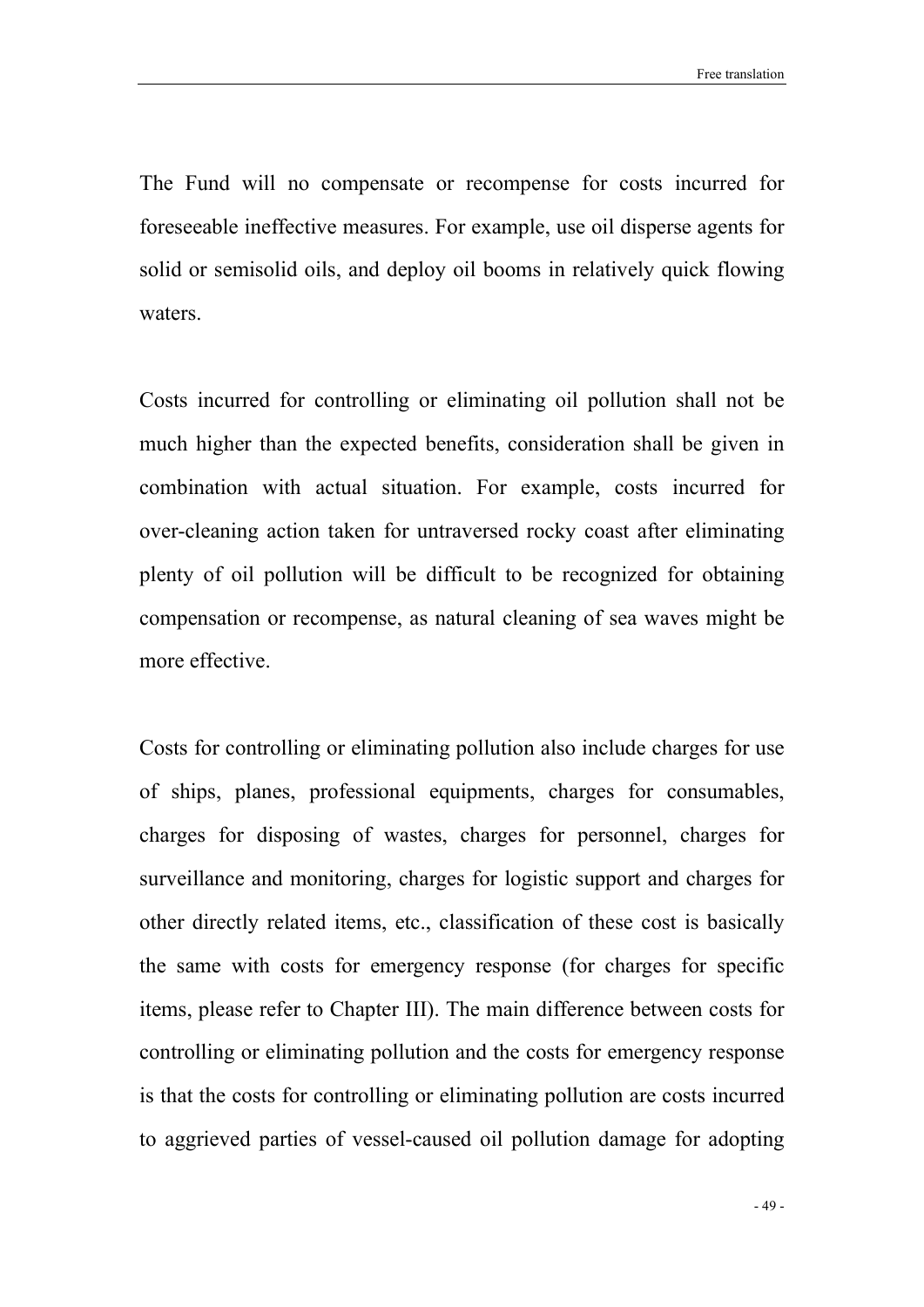The Fund will no compensate or recompense for costs incurred for foreseeable ineffective measures. For example, use oil disperse agents for solid or semisolid oils, and deploy oil booms in relatively quick flowing waters.

Costs incurred for controlling or eliminating oil pollution shall not be much higher than the expected benefits, consideration shall be given in combination with actual situation. For example, costs incurred for over-cleaning action taken for untraversed rocky coast after eliminating plenty of oil pollution will be difficult to be recognized for obtaining compensation or recompense, as natural cleaning of sea waves might be more effective.

Costs for controlling or eliminating pollution also include charges for use of ships, planes, professional equipments, charges for consumables, charges for disposing of wastes, charges for personnel, charges for surveillance and monitoring, charges for logistic support and charges for other directly related items, etc., classification of these cost is basically the same with costs for emergency response (for charges for specific items, please refer to Chapter III). The main difference between costs for controlling or eliminating pollution and the costs for emergency response is that the costs for controlling or eliminating pollution are costs incurred to aggrieved parties of vessel-caused oil pollution damage for adopting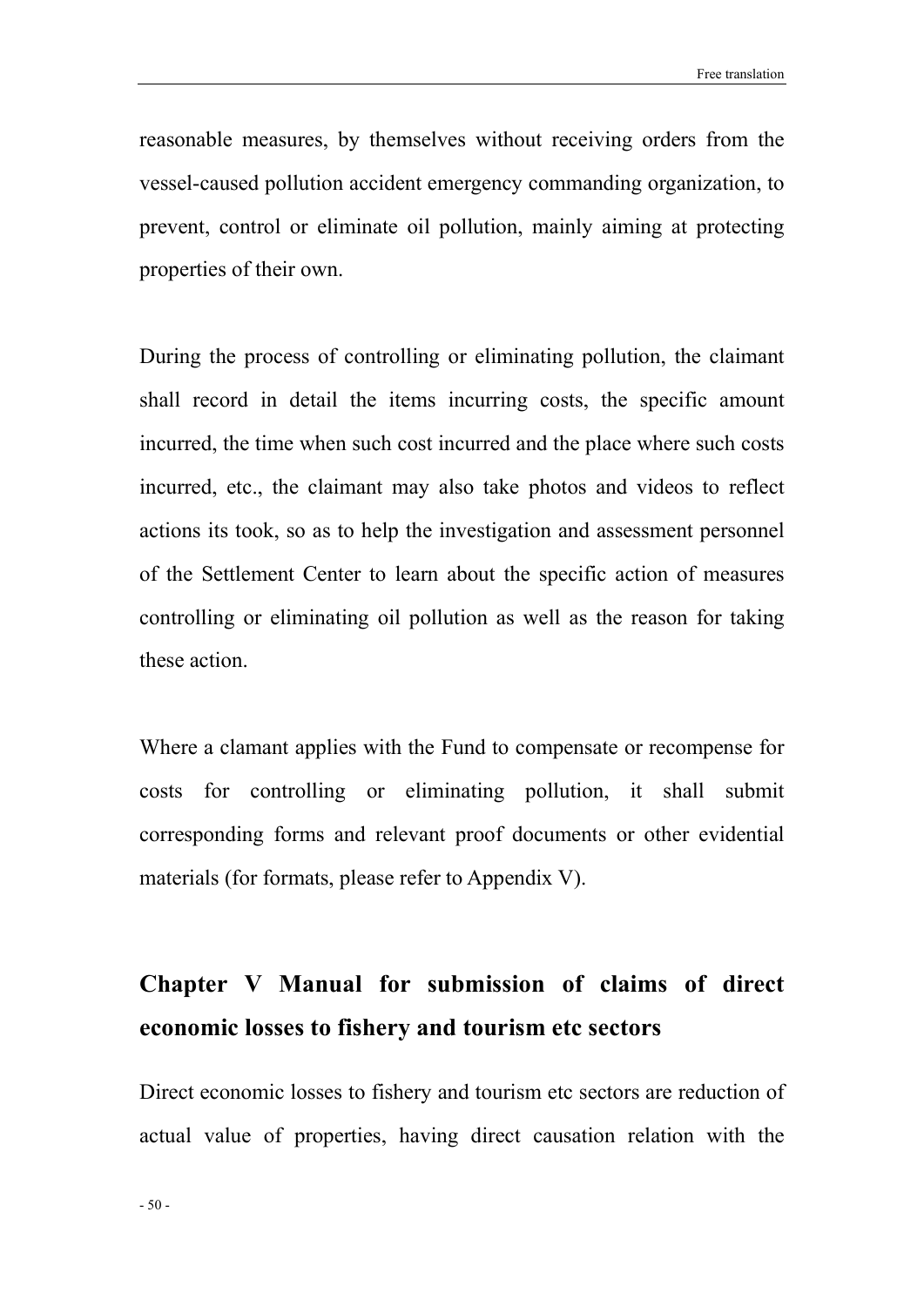reasonable measures, by themselves without receiving orders from the vessel-caused pollution accident emergency commanding organization, to prevent, control or eliminate oil pollution, mainly aiming at protecting properties of their own.

During the process of controlling or eliminating pollution, the claimant shall record in detail the items incurring costs, the specific amount incurred, the time when such cost incurred and the place where such costs incurred, etc., the claimant may also take photos and videos to reflect actions its took, so as to help the investigation and assessment personnel of the Settlement Center to learn about the specific action of measures controlling or eliminating oil pollution as well as the reason for taking these action.

Where a clamant applies with the Fund to compensate or recompense for costs for controlling or eliminating pollution, it shall submit corresponding forms and relevant proof documents or other evidential materials (for formats, please refer to Appendix V).

## Chapter V Manual for submission of claims of direct economic losses to fishery and tourism etc sectors

Direct economic losses to fishery and tourism etc sectors are reduction of actual value of properties, having direct causation relation with the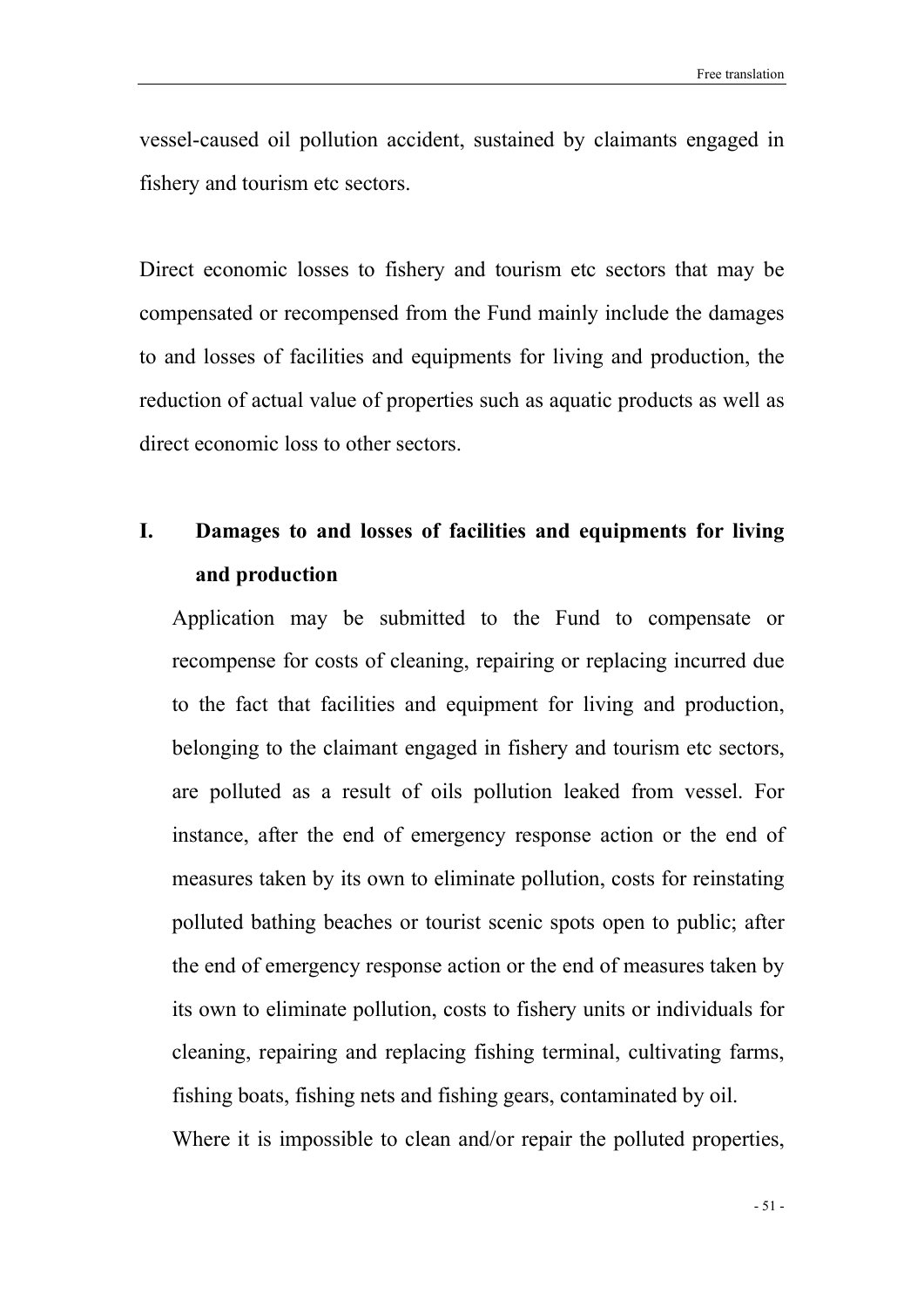vessel-caused oil pollution accident, sustained by claimants engaged in fishery and tourism etc sectors.

Direct economic losses to fishery and tourism etc sectors that may be compensated or recompensed from the Fund mainly include the damages to and losses of facilities and equipments for living and production, the reduction of actual value of properties such as aquatic products as well as direct economic loss to other sectors.

## I. Damages to and losses of facilities and equipments for living and production

Application may be submitted to the Fund to compensate or recompense for costs of cleaning, repairing or replacing incurred due to the fact that facilities and equipment for living and production, belonging to the claimant engaged in fishery and tourism etc sectors, are polluted as a result of oils pollution leaked from vessel. For instance, after the end of emergency response action or the end of measures taken by its own to eliminate pollution, costs for reinstating polluted bathing beaches or tourist scenic spots open to public; after the end of emergency response action or the end of measures taken by its own to eliminate pollution, costs to fishery units or individuals for cleaning, repairing and replacing fishing terminal, cultivating farms, fishing boats, fishing nets and fishing gears, contaminated by oil.

Where it is impossible to clean and/or repair the polluted properties,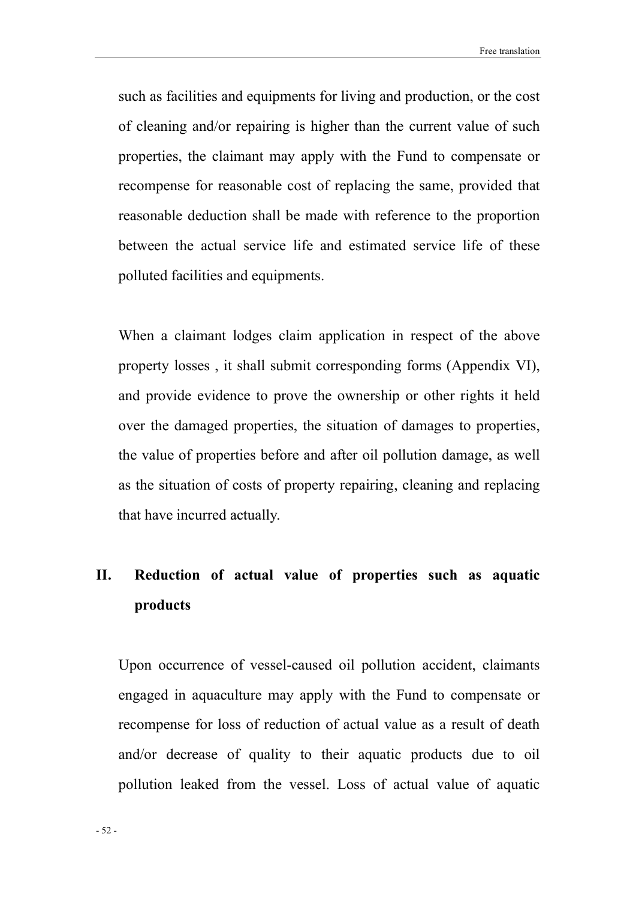such as facilities and equipments for living and production, or the cost of cleaning and/or repairing is higher than the current value of such properties, the claimant may apply with the Fund to compensate or recompense for reasonable cost of replacing the same, provided that reasonable deduction shall be made with reference to the proportion between the actual service life and estimated service life of these polluted facilities and equipments.

When a claimant lodges claim application in respect of the above property losses , it shall submit corresponding forms (Appendix VI), and provide evidence to prove the ownership or other rights it held over the damaged properties, the situation of damages to properties, the value of properties before and after oil pollution damage, as well as the situation of costs of property repairing, cleaning and replacing that have incurred actually.

## II. Reduction of actual value of properties such as aquatic products

Upon occurrence of vessel-caused oil pollution accident, claimants engaged in aquaculture may apply with the Fund to compensate or recompense for loss of reduction of actual value as a result of death and/or decrease of quality to their aquatic products due to oil pollution leaked from the vessel. Loss of actual value of aquatic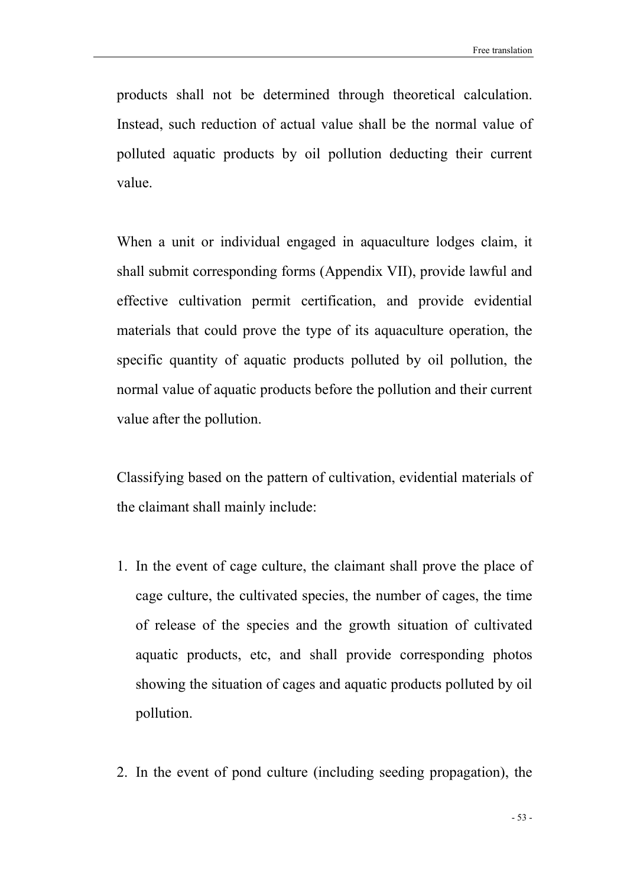products shall not be determined through theoretical calculation. Instead, such reduction of actual value shall be the normal value of polluted aquatic products by oil pollution deducting their current value.

When a unit or individual engaged in aquaculture lodges claim, it shall submit corresponding forms (Appendix VII), provide lawful and effective cultivation permit certification, and provide evidential materials that could prove the type of its aquaculture operation, the specific quantity of aquatic products polluted by oil pollution, the normal value of aquatic products before the pollution and their current value after the pollution.

Classifying based on the pattern of cultivation, evidential materials of the claimant shall mainly include:

1. In the event of cage culture, the claimant shall prove the place of cage culture, the cultivated species, the number of cages, the time of release of the species and the growth situation of cultivated aquatic products, etc, and shall provide corresponding photos showing the situation of cages and aquatic products polluted by oil pollution.

2. In the event of pond culture (including seeding propagation), the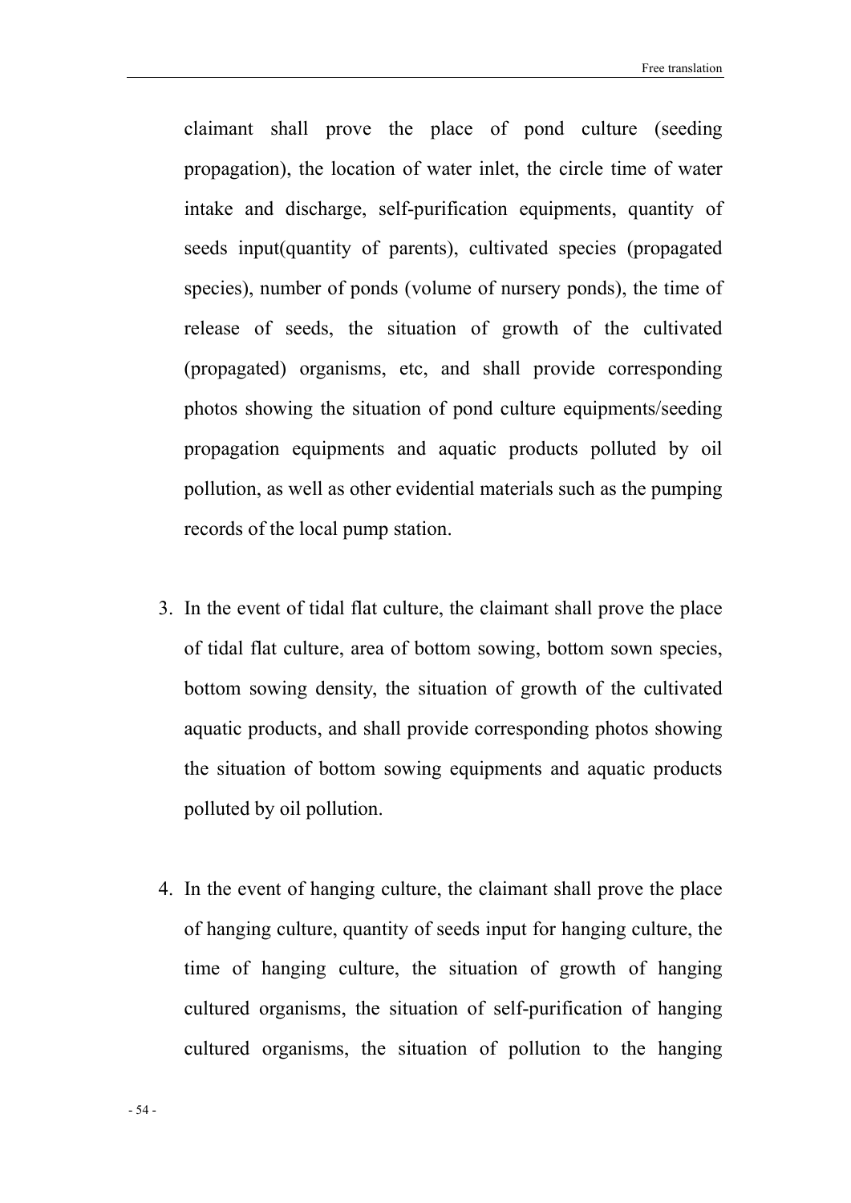claimant shall prove the place of pond culture (seeding propagation), the location of water inlet, the circle time of water intake and discharge, self-purification equipments, quantity of seeds input(quantity of parents), cultivated species (propagated species), number of ponds (volume of nursery ponds), the time of release of seeds, the situation of growth of the cultivated (propagated) organisms, etc, and shall provide corresponding photos showing the situation of pond culture equipments/seeding propagation equipments and aquatic products polluted by oil pollution, as well as other evidential materials such as the pumping records of the local pump station.

3. In the event of tidal flat culture, the claimant shall prove the place of tidal flat culture, area of bottom sowing, bottom sown species, bottom sowing density, the situation of growth of the cultivated aquatic products, and shall provide corresponding photos showing the situation of bottom sowing equipments and aquatic products polluted by oil pollution.

4. In the event of hanging culture, the claimant shall prove the place of hanging culture, quantity of seeds input for hanging culture, the time of hanging culture, the situation of growth of hanging cultured organisms, the situation of self-purification of hanging cultured organisms, the situation of pollution to the hanging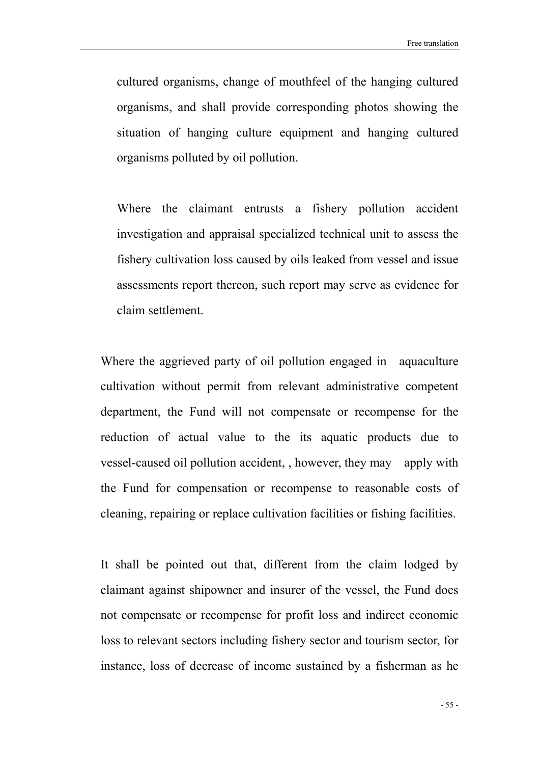cultured organisms, change of mouthfeel of the hanging cultured organisms, and shall provide corresponding photos showing the situation of hanging culture equipment and hanging cultured organisms polluted by oil pollution.

Where the claimant entrusts a fishery pollution accident investigation and appraisal specialized technical unit to assess the fishery cultivation loss caused by oils leaked from vessel and issue assessments report thereon, such report may serve as evidence for claim settlement.

Where the aggrieved party of oil pollution engaged in aquaculture cultivation without permit from relevant administrative competent department, the Fund will not compensate or recompense for the reduction of actual value to the its aquatic products due to vessel-caused oil pollution accident, , however, they may apply with the Fund for compensation or recompense to reasonable costs of cleaning, repairing or replace cultivation facilities or fishing facilities.

It shall be pointed out that, different from the claim lodged by claimant against shipowner and insurer of the vessel, the Fund does not compensate or recompense for profit loss and indirect economic loss to relevant sectors including fishery sector and tourism sector, for instance, loss of decrease of income sustained by a fisherman as he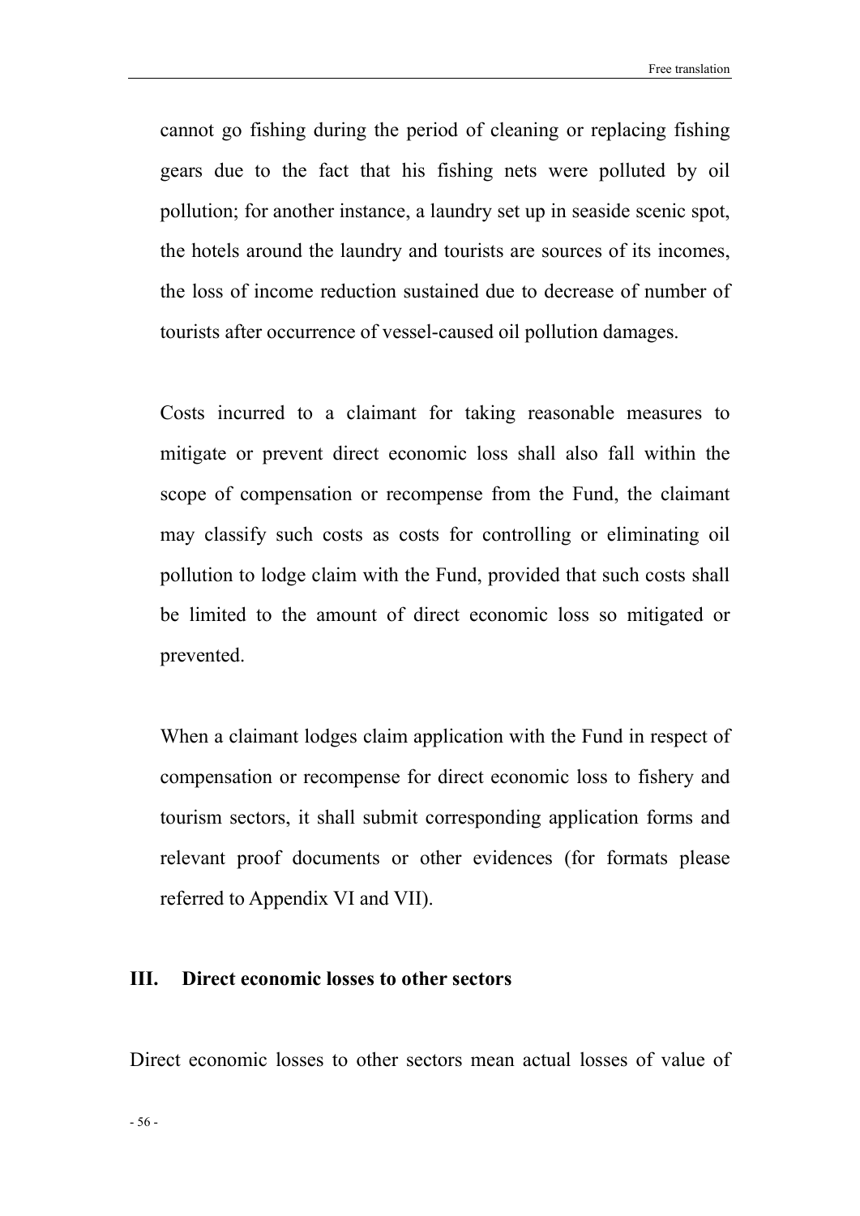cannot go fishing during the period of cleaning or replacing fishing gears due to the fact that his fishing nets were polluted by oil pollution; for another instance, a laundry set up in seaside scenic spot, the hotels around the laundry and tourists are sources of its incomes, the loss of income reduction sustained due to decrease of number of tourists after occurrence of vessel-caused oil pollution damages.

Costs incurred to a claimant for taking reasonable measures to mitigate or prevent direct economic loss shall also fall within the scope of compensation or recompense from the Fund, the claimant may classify such costs as costs for controlling or eliminating oil pollution to lodge claim with the Fund, provided that such costs shall be limited to the amount of direct economic loss so mitigated or prevented.

When a claimant lodges claim application with the Fund in respect of compensation or recompense for direct economic loss to fishery and tourism sectors, it shall submit corresponding application forms and relevant proof documents or other evidences (for formats please referred to Appendix VI and VII).

## III. Direct economic losses to other sectors

Direct economic losses to other sectors mean actual losses of value of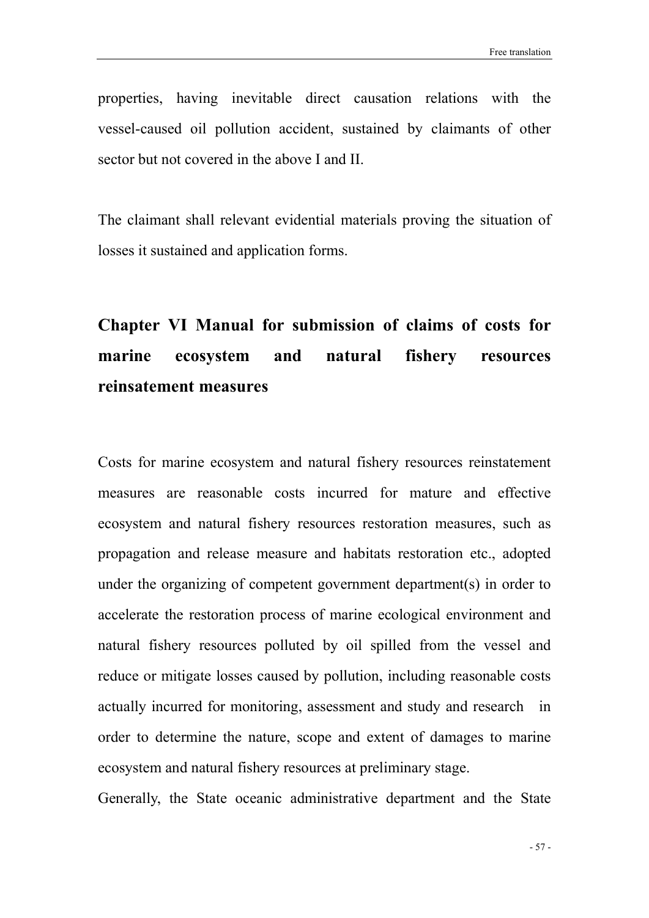properties, having inevitable direct causation relations with the vessel-caused oil pollution accident, sustained by claimants of other sector but not covered in the above I and II.

The claimant shall relevant evidential materials proving the situation of losses it sustained and application forms.

## Chapter VI Manual for submission of claims of costs for marine ecosystem and natural fishery resources reinsatement measures

Costs for marine ecosystem and natural fishery resources reinstatement measures are reasonable costs incurred for mature and effective ecosystem and natural fishery resources restoration measures, such as propagation and release measure and habitats restoration etc., adopted under the organizing of competent government department(s) in order to accelerate the restoration process of marine ecological environment and natural fishery resources polluted by oil spilled from the vessel and reduce or mitigate losses caused by pollution, including reasonable costs actually incurred for monitoring, assessment and study and research in order to determine the nature, scope and extent of damages to marine ecosystem and natural fishery resources at preliminary stage.

Generally, the State oceanic administrative department and the State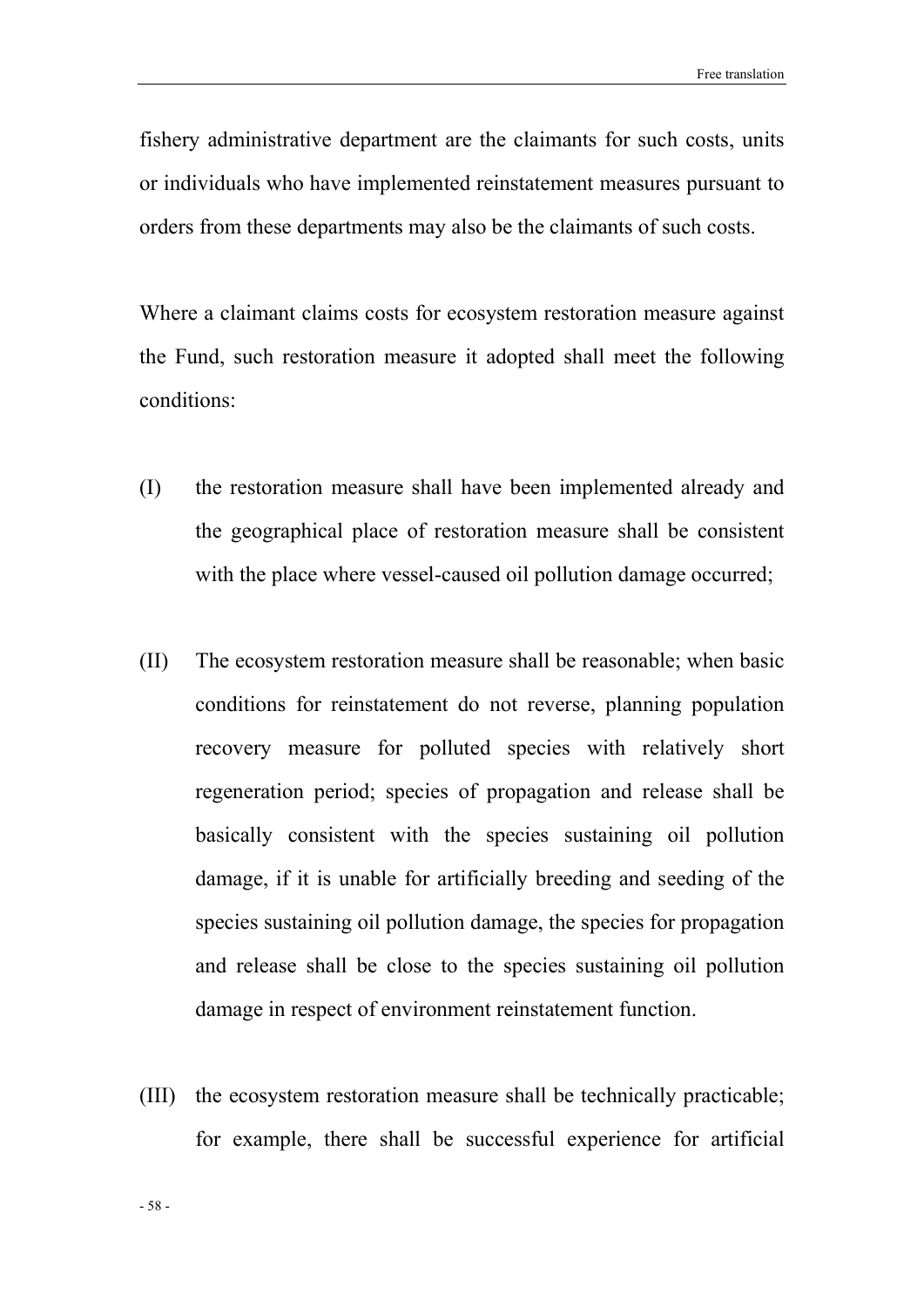fishery administrative department are the claimants for such costs, units or individuals who have implemented reinstatement measures pursuant to orders from these departments may also be the claimants of such costs.

Where a claimant claims costs for ecosystem restoration measure against the Fund, such restoration measure it adopted shall meet the following conditions:

(I) the restoration measure shall have been implemented already and the geographical place of restoration measure shall be consistent with the place where vessel-caused oil pollution damage occurred;

(II) The ecosystem restoration measure shall be reasonable; when basic conditions for reinstatement do not reverse, planning population recovery measure for polluted species with relatively short regeneration period; species of propagation and release shall be basically consistent with the species sustaining oil pollution damage, if it is unable for artificially breeding and seeding of the species sustaining oil pollution damage, the species for propagation and release shall be close to the species sustaining oil pollution damage in respect of environment reinstatement function.

(III) the ecosystem restoration measure shall be technically practicable; for example, there shall be successful experience for artificial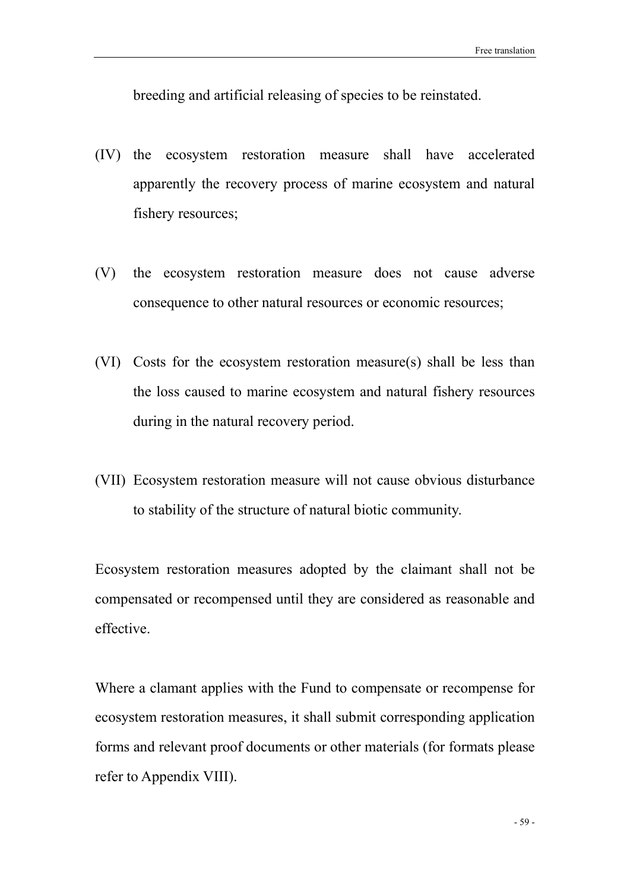breeding and artificial releasing of species to be reinstated.

(IV) the ecosystem restoration measure shall have accelerated apparently the recovery process of marine ecosystem and natural fishery resources;

(V) the ecosystem restoration measure does not cause adverse consequence to other natural resources or economic resources;

(VI) Costs for the ecosystem restoration measure(s) shall be less than the loss caused to marine ecosystem and natural fishery resources during in the natural recovery period.

(VII) Ecosystem restoration measure will not cause obvious disturbance to stability of the structure of natural biotic community.

Ecosystem restoration measures adopted by the claimant shall not be compensated or recompensed until they are considered as reasonable and effective.

Where a clamant applies with the Fund to compensate or recompense for ecosystem restoration measures, it shall submit corresponding application forms and relevant proof documents or other materials (for formats please refer to Appendix VIII).